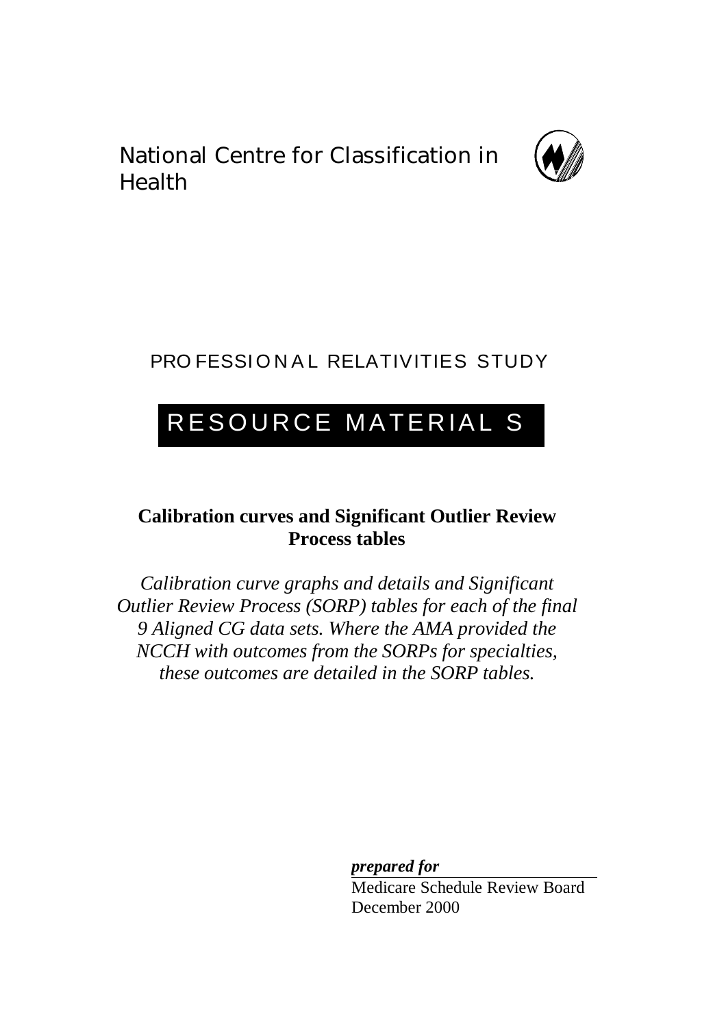National Centre for Classification in Health

PROFESSIONAL RELATIVITIES STUDY

# RESOURCE MATERIALS

## Calibration curves and Significant Outlier Review Process tables

*Calibration curve graphs and details and Significant Outlier Review Process (SORP) tables for each of the final 9 Aligned CG data sets. Where the AMA provided the NCCH with outcomes from the SORPs for specialties, these outcomes are detailed in the SORP tables.*

***prepared for***

Medicare Schedule Review Board
December 2000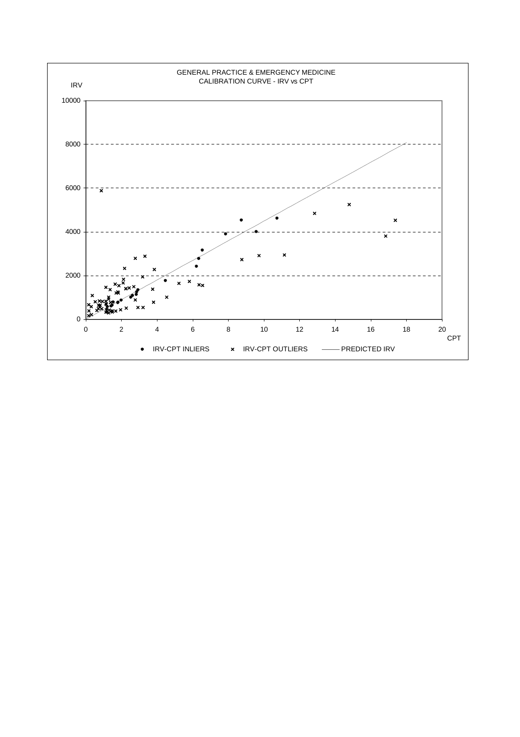GENERAL PRACTICE & EMERGENCY MEDICINE
CALIBRATION CURVE - IRV vs CPT

IRV

10000

8000

6000

4000

2000

0

0 2 4 6 8 10 12 14 16 18 20

CPT

● IRV-CPT INLIERS × IRV-CPT OUTLIERS —— PREDICTED IRV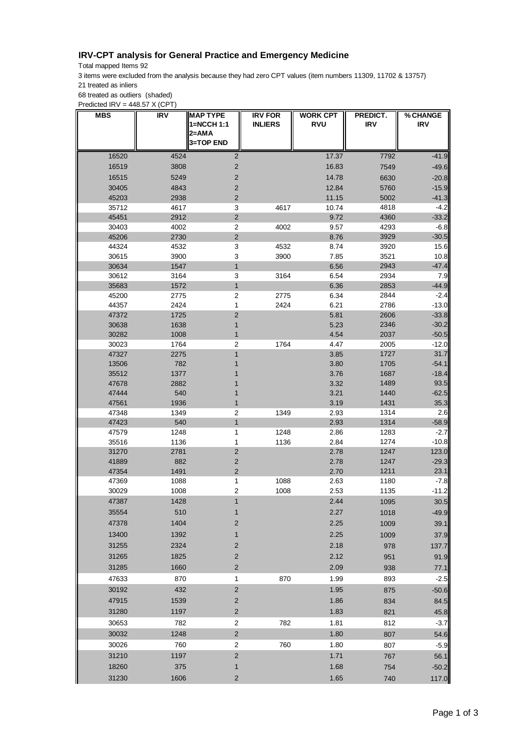# IRV-CPT analysis for General Practice and Emergency Medicine

Total mapped Items 92

3 items were excluded from the analysis because they had zero CPT values (item numbers 11309, 11702 & 13757)

21 treated as inliers

68 treated as outliers (shaded)

Predicted IRV = 448.57 X (CPT)

| MBS | IRV | MAP TYPE 1=NCCH 1:1 2=AMA 3=TOP END | IRV FOR INLIERS | WORK CPT RVU | PREDICT. IRV | % CHANGE IRV |
|---|---|---|---|---|---|---|
| 16520 | 4524 | 2 | | 17.37 | 7792 | -41.9 |
| 16519 | 3808 | 2 | | 16.83 | 7549 | -49.6 |
| 16515 | 5249 | 2 | | 14.78 | 6630 | -20.8 |
| 30405 | 4843 | 2 | | 12.84 | 5760 | -15.9 |
| 45203 | 2938 | 2 | | 11.15 | 5002 | -41.3 |
| 35712 | 4617 | 3 | 4617 | 10.74 | 4818 | -4.2 |
| 45451 | 2912 | 2 | | 9.72 | 4360 | -33.2 |
| 30403 | 4002 | 2 | 4002 | 9.57 | 4293 | -6.8 |
| 45206 | 2730 | 2 | | 8.76 | 3929 | -30.5 |
| 44324 | 4532 | 3 | 4532 | 8.74 | 3920 | 15.6 |
| 30615 | 3900 | 3 | 3900 | 7.85 | 3521 | 10.8 |
| 30634 | 1547 | 1 | | 6.56 | 2943 | -47.4 |
| 30612 | 3164 | 3 | 3164 | 6.54 | 2934 | 7.9 |
| 35683 | 1572 | 1 | | 6.36 | 2853 | -44.9 |
| 45200 | 2775 | 2 | 2775 | 6.34 | 2844 | -2.4 |
| 44357 | 2424 | 1 | 2424 | 6.21 | 2786 | -13.0 |
| 47372 | 1725 | 2 | | 5.81 | 2606 | -33.8 |
| 30638 | 1638 | 1 | | 5.23 | 2346 | -30.2 |
| 30282 | 1008 | 1 | | 4.54 | 2037 | -50.5 |
| 30023 | 1764 | 2 | 1764 | 4.47 | 2005 | -12.0 |
| 47327 | 2275 | 1 | | 3.85 | 1727 | 31.7 |
| 13506 | 782 | 1 | | 3.80 | 1705 | -54.1 |
| 35512 | 1377 | 1 | | 3.76 | 1687 | -18.4 |
| 47678 | 2882 | 1 | | 3.32 | 1489 | 93.5 |
| 47444 | 540 | 1 | | 3.21 | 1440 | -62.5 |
| 47561 | 1936 | 1 | | 3.19 | 1431 | 35.3 |
| 47348 | 1349 | 2 | 1349 | 2.93 | 1314 | 2.6 |
| 47423 | 540 | 1 | | 2.93 | 1314 | -58.9 |
| 47579 | 1248 | 1 | 1248 | 2.86 | 1283 | -2.7 |
| 35516 | 1136 | 1 | 1136 | 2.84 | 1274 | -10.8 |
| 31270 | 2781 | 2 | | 2.78 | 1247 | 123.0 |
| 41889 | 882 | 2 | | 2.78 | 1247 | -29.3 |
| 47354 | 1491 | 2 | | 2.70 | 1211 | 23.1 |
| 47369 | 1088 | 1 | 1088 | 2.63 | 1180 | -7.8 |
| 30029 | 1008 | 2 | 1008 | 2.53 | 1135 | -11.2 |
| 47387 | 1428 | 1 | | 2.44 | 1095 | 30.5 |
| 35554 | 510 | 1 | | 2.27 | 1018 | -49.9 |
| 47378 | 1404 | 2 | | 2.25 | 1009 | 39.1 |
| 13400 | 1392 | 1 | | 2.25 | 1009 | 37.9 |
| 31255 | 2324 | 2 | | 2.18 | 978 | 137.7 |
| 31265 | 1825 | 2 | | 2.12 | 951 | 91.9 |
| 31285 | 1660 | 2 | | 2.09 | 938 | 77.1 |
| 47633 | 870 | 1 | 870 | 1.99 | 893 | -2.5 |
| 30192 | 432 | 2 | | 1.95 | 875 | -50.6 |
| 47915 | 1539 | 2 | | 1.86 | 834 | 84.5 |
| 31280 | 1197 | 2 | | 1.83 | 821 | 45.8 |
| 30653 | 782 | 2 | 782 | 1.81 | 812 | -3.7 |
| 30032 | 1248 | 2 | | 1.80 | 807 | 54.6 |
| 30026 | 760 | 2 | 760 | 1.80 | 807 | -5.9 |
| 31210 | 1197 | 2 | | 1.71 | 767 | 56.1 |
| 18260 | 375 | 1 | | 1.68 | 754 | -50.2 |
| 31230 | 1606 | 2 | | 1.65 | 740 | 117.0 |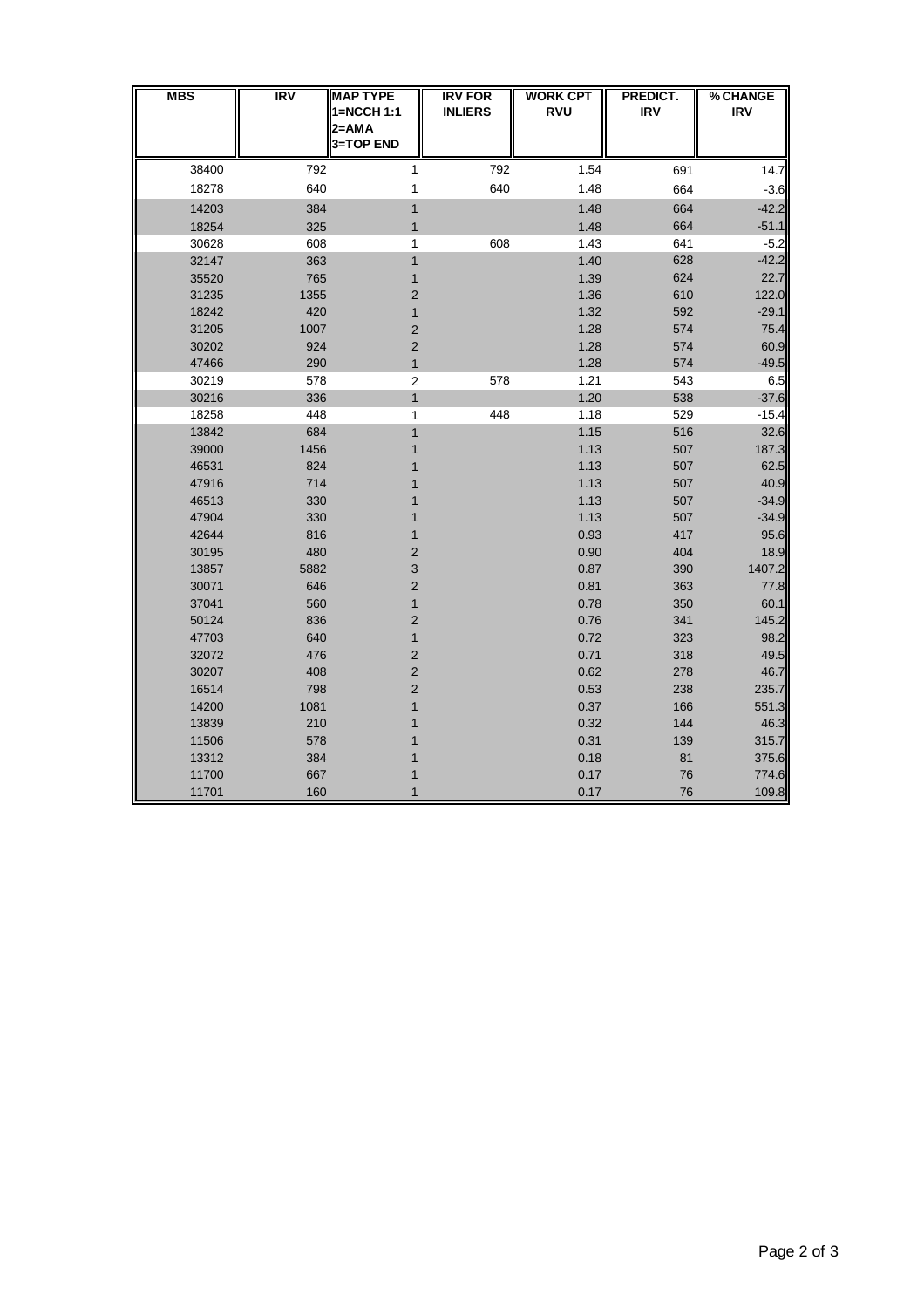| MBS | IRV | MAP TYPE 1=NCCH 1:1 2=AMA 3=TOP END | IRV FOR INLIERS | WORK CPT RVU | PREDICT. IRV | % CHANGE IRV |
|---|---|---|---|---|---|---|
| 38400 | 792 | 1 | 792 | 1.54 | 691 | 14.7 |
| 18278 | 640 | 1 | 640 | 1.48 | 664 | -3.6 |
| 14203 | 384 | 1 | | 1.48 | 664 | -42.2 |
| 18254 | 325 | 1 | | 1.48 | 664 | -51.1 |
| 30628 | 608 | 1 | 608 | 1.43 | 641 | -5.2 |
| 32147 | 363 | 1 | | 1.40 | 628 | -42.2 |
| 35520 | 765 | 1 | | 1.39 | 624 | 22.7 |
| 31235 | 1355 | 2 | | 1.36 | 610 | 122.0 |
| 18242 | 420 | 1 | | 1.32 | 592 | -29.1 |
| 31205 | 1007 | 2 | | 1.28 | 574 | 75.4 |
| 30202 | 924 | 2 | | 1.28 | 574 | 60.9 |
| 47466 | 290 | 1 | | 1.28 | 574 | -49.5 |
| 30219 | 578 | 2 | 578 | 1.21 | 543 | 6.5 |
| 30216 | 336 | 1 | | 1.20 | 538 | -37.6 |
| 18258 | 448 | 1 | 448 | 1.18 | 529 | -15.4 |
| 13842 | 684 | 1 | | 1.15 | 516 | 32.6 |
| 39000 | 1456 | 1 | | 1.13 | 507 | 187.3 |
| 46531 | 824 | 1 | | 1.13 | 507 | 62.5 |
| 47916 | 714 | 1 | | 1.13 | 507 | 40.9 |
| 46513 | 330 | 1 | | 1.13 | 507 | -34.9 |
| 47904 | 330 | 1 | | 1.13 | 507 | -34.9 |
| 42644 | 816 | 1 | | 0.93 | 417 | 95.6 |
| 30195 | 480 | 2 | | 0.90 | 404 | 18.9 |
| 13857 | 5882 | 3 | | 0.87 | 390 | 1407.2 |
| 30071 | 646 | 2 | | 0.81 | 363 | 77.8 |
| 37041 | 560 | 1 | | 0.78 | 350 | 60.1 |
| 50124 | 836 | 2 | | 0.76 | 341 | 145.2 |
| 47703 | 640 | 1 | | 0.72 | 323 | 98.2 |
| 32072 | 476 | 2 | | 0.71 | 318 | 49.5 |
| 30207 | 408 | 2 | | 0.62 | 278 | 46.7 |
| 16514 | 798 | 2 | | 0.53 | 238 | 235.7 |
| 14200 | 1081 | 1 | | 0.37 | 166 | 551.3 |
| 13839 | 210 | 1 | | 0.32 | 144 | 46.3 |
| 11506 | 578 | 1 | | 0.31 | 139 | 315.7 |
| 13312 | 384 | 1 | | 0.18 | 81 | 375.6 |
| 11700 | 667 | 1 | | 0.17 | 76 | 774.6 |
| 11701 | 160 | 1 | | 0.17 | 76 | 109.8 |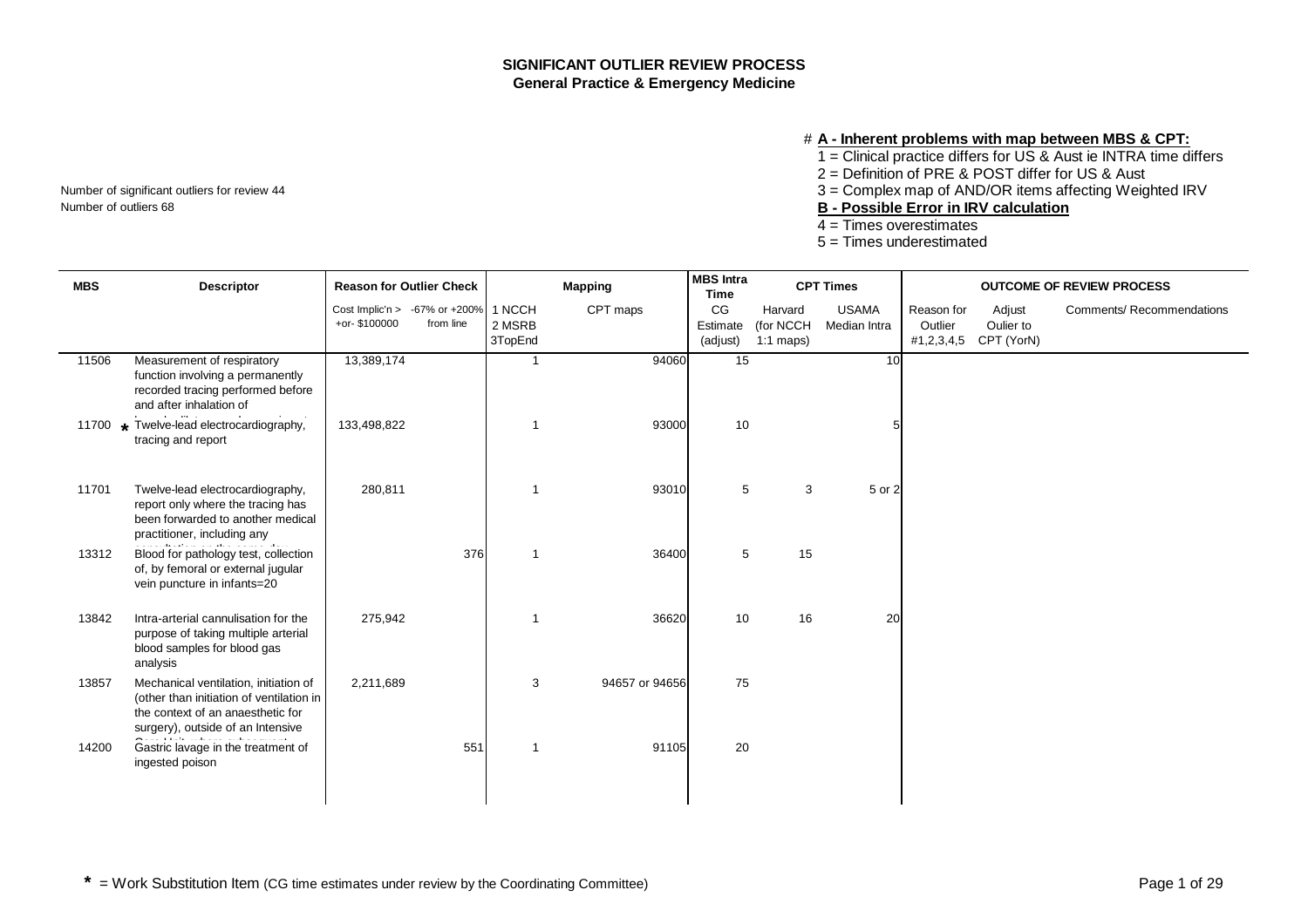# SIGNIFICANT OUTLIER REVIEW PROCESS
## General Practice & Emergency Medicine

# **A - Inherent problems with map between MBS & CPT:**

1 = Clinical practice differs for US & Aust ie INTRA time differs
2 = Definition of PRE & POST differ for US & Aust
3 = Complex map of AND/OR items affecting Weighted IRV

**B - Possible Error in IRV calculation**

4 = Times overestimates
5 = Times underestimated

Number of significant outliers for review 44
Number of outliers 68

| MBS | Descriptor | Reason for Outlier Check | | Mapping | | MBS Intra Time | CPT Times | | OUTCOME OF REVIEW PROCESS | | |
|---|---|---|---|---|---|---|---|---|---|---|---|
| | | Cost Implic'n > +or- $100000 | -67% or +200% from line | 1 NCCH 2 MSRB 3TopEnd | CPT maps | CG Estimate (adjust) | Harvard (for NCCH 1:1 maps) | USAMA Median Intra | Reason for Outlier #1,2,3,4,5 | Adjust Oulier to CPT (YorN) | Comments/ Recommendations |
| 11506 | Measurement of respiratory function involving a permanently recorded tracing performed before and after inhalation of | 13,389,174 | | 1 | 94060 | 15 | | 10 | | | |
| 11700 * | Twelve-lead electrocardiography, tracing and report | 133,498,822 | | 1 | 93000 | 10 | | 5 | | | |
| 11701 | Twelve-lead electrocardiography, report only where the tracing has been forwarded to another medical practitioner, including any | 280,811 | | 1 | 93010 | 5 | 3 | 5 or 2 | | | |
| 13312 | Blood for pathology test, collection of, by femoral or external jugular vein puncture in infants=20 | | 376 | 1 | 36400 | 5 | 15 | | | | |
| 13842 | Intra-arterial cannulisation for the purpose of taking multiple arterial blood samples for blood gas analysis | 275,942 | | 1 | 36620 | 10 | 16 | 20 | | | |
| 13857 | Mechanical ventilation, initiation of (other than initiation of ventilation in the context of an anaesthetic for surgery), outside of an Intensive | 2,211,689 | | 3 | 94657 or 94656 | 75 | | | | | |
| 14200 | Gastric lavage in the treatment of ingested poison | | 551 | 1 | 91105 | 20 | | | | | |

\* = Work Substitution Item (CG time estimates under review by the Coordinating Committee)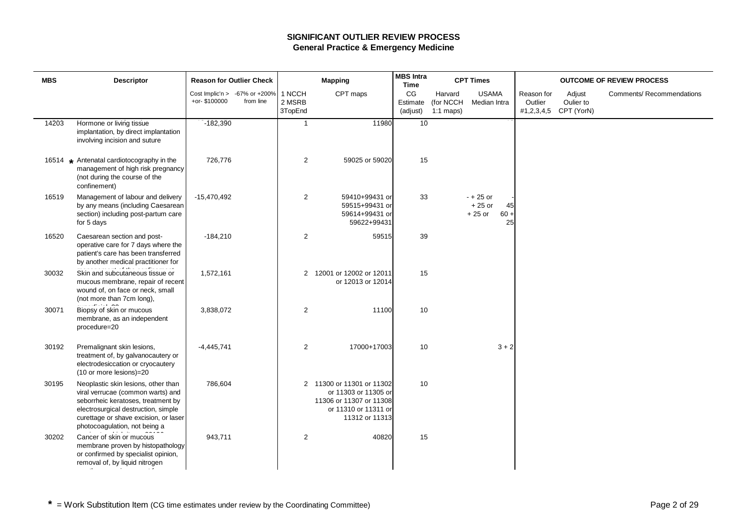# SIGNIFICANT OUTLIER REVIEW PROCESS

## General Practice & Emergency Medicine

| MBS | Descriptor | Reason for Outlier Check | | Mapping | | MBS Intra Time | CPT Times | | OUTCOME OF REVIEW PROCESS | | |
|---|---|---|---|---|---|---|---|---|---|---|---|
| | | Cost Implic'n > +or- $100000 | -67% or +200% from line | 1 NCCH 2 MSRB 3TopEnd | CPT maps | CG Estimate (adjust) | Harvard (for NCCH 1:1 maps) | USAMA Median Intra | Reason for Outlier #1,2,3,4,5 | Adjust Oulier to CPT (YorN) | Comments/ Recommendations |
| 14203 | Hormone or living tissue implantation, by direct implantation involving incision and suture | -182,390 | | 1 | 11980 | 10 | | | | | |
| 16514 * | Antenatal cardiotocography in the management of high risk pregnancy (not during the course of the confinement) | 726,776 | | 2 | 59025 or 59020 | 15 | | | | | |
| 16519 | Management of labour and delivery by any means (including Caesarean section) including post-partum care for 5 days | -15,470,492 | | 2 | 59410+99431 or 59515+99431 or 59614+99431 or 59622+99431 | 33 | - + 25 or + 25 or + 25 or | - 45 60 + 25 | | | |
| 16520 | Caesarean section and post-operative care for 7 days where the patient's care has been transferred by another medical practitioner for | -184,210 | | 2 | 59515 | 39 | | | | | |
| 30032 | Skin and subcutaneous tissue or mucous membrane, repair of recent wound of, on face or neck, small (not more than 7cm long), | 1,572,161 | | 2 | 12001 or 12002 or 12011 or 12013 or 12014 | 15 | | | | | |
| 30071 | Biopsy of skin or mucous membrane, as an independent procedure=20 | 3,838,072 | | 2 | 11100 | 10 | | | | | |
| 30192 | Premalignant skin lesions, treatment of, by galvanocautery or electrodesiccation or cryocautery (10 or more lesions)=20 | -4,445,741 | | 2 | 17000+17003 | 10 | | 3 + 2 | | | |
| 30195 | Neoplastic skin lesions, other than viral verrucae (common warts) and seborrheic keratoses, treatment by electrosurgical destruction, simple curettage or shave excision, or laser photocoagulation, not being a | 786,604 | | 2 | 11300 or 11301 or 11302 or 11303 or 11305 or 11306 or 11307 or 11308 or 11310 or 11311 or 11312 or 11313 | 10 | | | | | |
| 30202 | Cancer of skin or mucous membrane proven by histopathology or confirmed by specialist opinion, removal of, by liquid nitrogen | 943,711 | | 2 | 40820 | 15 | | | | | |

**\*** = Work Substitution Item (CG time estimates under review by the Coordinating Committee)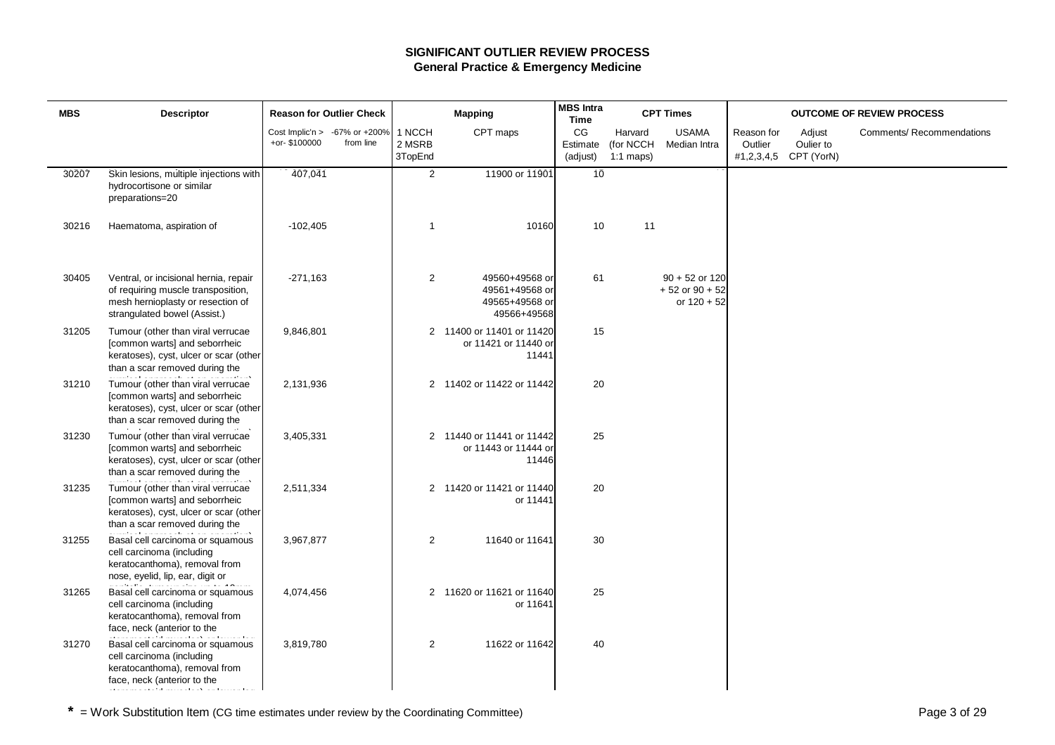# SIGNIFICANT OUTLIER REVIEW PROCESS

## General Practice & Emergency Medicine

| MBS | Descriptor | Reason for Outlier Check | | Mapping | | MBS Intra Time | CPT Times | | OUTCOME OF REVIEW PROCESS | | |
|---|---|---|---|---|---|---|---|---|---|---|---|
| | | Cost Implic'n > +or- $100000 | -67% or +200% from line | 1 NCCH 2 MSRB 3TopEnd | CPT maps | CG Estimate (adjust) | Harvard (for NCCH 1:1 maps) | USAMA Median Intra | Reason for Outlier #1,2,3,4,5 | Adjust Oulier to CPT (YorN) | Comments/ Recommendations |
| 30207 | Skin lesions, multiple injections with hydrocortisone or similar preparations=20 | 407,041 | | 2 | 11900 or 11901 | 10 | | | | | |
| 30216 | Haematoma, aspiration of | -102,405 | | 1 | 10160 | 10 | 11 | | | | |
| 30405 | Ventral, or incisional hernia, repair of requiring muscle transposition, mesh hernioplasty or resection of strangulated bowel (Assist.) | -271,163 | | 2 | 49560+49568 or 49561+49568 or 49565+49568 or 49566+49568 | 61 | | 90 + 52 or 120 + 52 or 90 + 52 or 120 + 52 | | | |
| 31205 | Tumour (other than viral verrucae [common warts] and seborrheic keratoses), cyst, ulcer or scar (other than a scar removed during the | 9,846,801 | | 2 | 11400 or 11401 or 11420 or 11421 or 11440 or 11441 | 15 | | | | | |
| 31210 | Tumour (other than viral verrucae [common warts] and seborrheic keratoses), cyst, ulcer or scar (other than a scar removed during the | 2,131,936 | | 2 | 11402 or 11422 or 11442 | 20 | | | | | |
| 31230 | Tumour (other than viral verrucae [common warts] and seborrheic keratoses), cyst, ulcer or scar (other than a scar removed during the | 3,405,331 | | 2 | 11440 or 11441 or 11442 or 11443 or 11444 or 11446 | 25 | | | | | |
| 31235 | Tumour (other than viral verrucae [common warts] and seborrheic keratoses), cyst, ulcer or scar (other than a scar removed during the | 2,511,334 | | 2 | 11420 or 11421 or 11440 or 11441 | 20 | | | | | |
| 31255 | Basal cell carcinoma or squamous cell carcinoma (including keratocanthoma), removal from nose, eyelid, lip, ear, digit or | 3,967,877 | | 2 | 11640 or 11641 | 30 | | | | | |
| 31265 | Basal cell carcinoma or squamous cell carcinoma (including keratocanthoma), removal from face, neck (anterior to the | 4,074,456 | | 2 | 11620 or 11621 or 11640 or 11641 | 25 | | | | | |
| 31270 | Basal cell carcinoma or squamous cell carcinoma (including keratocanthoma), removal from face, neck (anterior to the | 3,819,780 | | 2 | 11622 or 11642 | 40 | | | | | |

**\*** = Work Substitution Item (CG time estimates under review by the Coordinating Committee)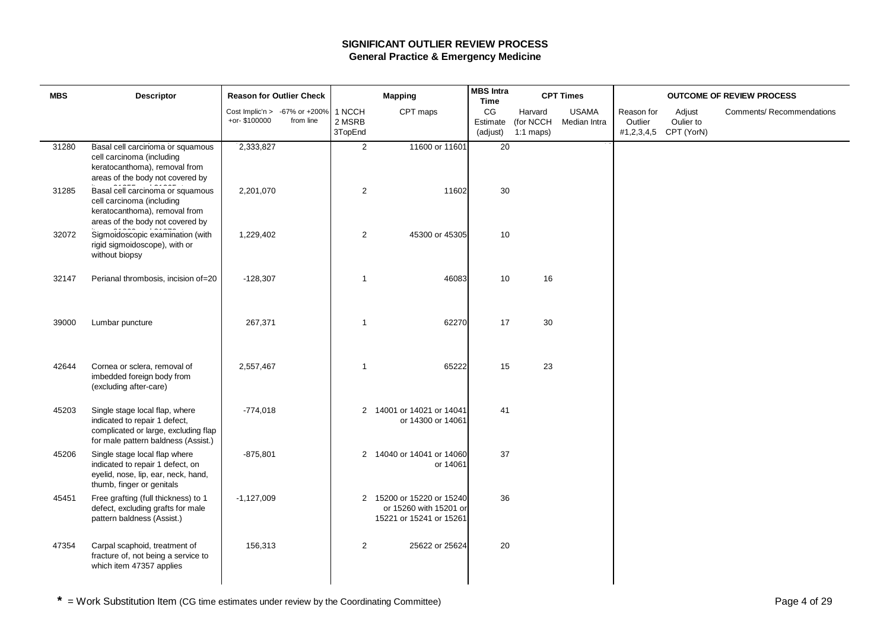# SIGNIFICANT OUTLIER REVIEW PROCESS
## General Practice & Emergency Medicine

| MBS | Descriptor | Reason for Outlier Check | | Mapping | | MBS Intra Time | CPT Times | | OUTCOME OF REVIEW PROCESS | | |
|---|---|---|---|---|---|---|---|---|---|---|---|
| | | Cost Implic'n > +or- $100000 | -67% or +200% from line | 1 NCCH 2 MSRB 3TopEnd | CPT maps | CG Estimate (adjust) | Harvard (for NCCH 1:1 maps) | USAMA Median Intra | Reason for Outlier #1,2,3,4,5 | Adjust Oulier to CPT (YorN) | Comments/ Recommendations |
| 31280 | Basal cell carcinoma or squamous cell carcinoma (including keratocanthoma), removal from areas of the body not covered by | 2,333,827 | | 2 | 11600 or 11601 | 20 | | | | | |
| 31285 | Basal cell carcinoma or squamous cell carcinoma (including keratocanthoma), removal from areas of the body not covered by | 2,201,070 | | 2 | 11602 | 30 | | | | | |
| 32072 | Sigmoidoscopic examination (with rigid sigmoidoscope), with or without biopsy | 1,229,402 | | 2 | 45300 or 45305 | 10 | | | | | |
| 32147 | Perianal thrombosis, incision of=20 | -128,307 | | 1 | 46083 | 10 | 16 | | | | |
| 39000 | Lumbar puncture | 267,371 | | 1 | 62270 | 17 | 30 | | | | |
| 42644 | Cornea or sclera, removal of imbedded foreign body from (excluding after-care) | 2,557,467 | | 1 | 65222 | 15 | 23 | | | | |
| 45203 | Single stage local flap, where indicated to repair 1 defect, complicated or large, excluding flap for male pattern baldness (Assist.) | -774,018 | | 2 | 14001 or 14021 or 14041 or 14300 or 14061 | 41 | | | | | |
| 45206 | Single stage local flap where indicated to repair 1 defect, on eyelid, nose, lip, ear, neck, hand, thumb, finger or genitals | -875,801 | | 2 | 14040 or 14041 or 14060 or 14061 | 37 | | | | | |
| 45451 | Free grafting (full thickness) to 1 defect, excluding grafts for male pattern baldness (Assist.) | -1,127,009 | | 2 | 15200 or 15220 or 15240 or 15260 with 15201 or 15221 or 15241 or 15261 | 36 | | | | | |
| 47354 | Carpal scaphoid, treatment of fracture of, not being a service to which item 47357 applies | 156,313 | | 2 | 25622 or 25624 | 20 | | | | | |

* = Work Substitution Item (CG time estimates under review by the Coordinating Committee)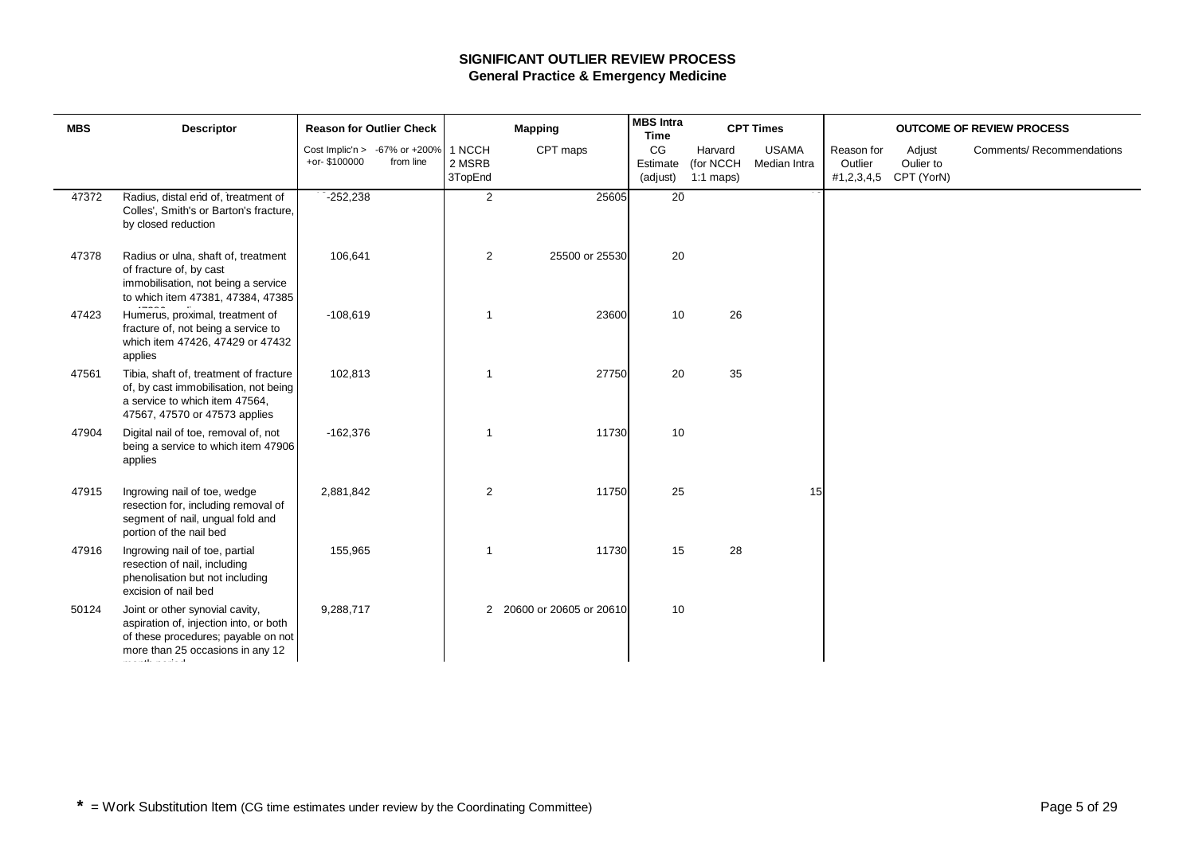# SIGNIFICANT OUTLIER REVIEW PROCESS
## General Practice & Emergency Medicine

| MBS | Descriptor | Reason for Outlier Check | | Mapping | | MBS Intra Time | CPT Times | | OUTCOME OF REVIEW PROCESS | | |
|---|---|---|---|---|---|---|---|---|---|---|---|
| | | Cost Implic'n > +or- $100000 | -67% or +200% from line | 1 NCCH 2 MSRB 3TopEnd | CPT maps | CG Estimate (adjust) | Harvard (for NCCH 1:1 maps) | USAMA Median Intra | Reason for Outlier #1,2,3,4,5 | Adjust Oulier to CPT (YorN) | Comments/ Recommendations |
| 47372 | Radius, distal end of, treatment of Colles', Smith's or Barton's fracture, by closed reduction | -252,238 | | 2 | 25605 | 20 | | | | | |
| 47378 | Radius or ulna, shaft of, treatment of fracture of, by cast immobilisation, not being a service to which item 47381, 47384, 47385 | 106,641 | | 2 | 25500 or 25530 | 20 | | | | | |
| 47423 | Humerus, proximal, treatment of fracture of, not being a service to which item 47426, 47429 or 47432 applies | -108,619 | | 1 | 23600 | 10 | 26 | | | | |
| 47561 | Tibia, shaft of, treatment of fracture of, by cast immobilisation, not being a service to which item 47564, 47567, 47570 or 47573 applies | 102,813 | | 1 | 27750 | 20 | 35 | | | | |
| 47904 | Digital nail of toe, removal of, not being a service to which item 47906 applies | -162,376 | | 1 | 11730 | 10 | | | | | |
| 47915 | Ingrowing nail of toe, wedge resection for, including removal of segment of nail, ungual fold and portion of the nail bed | 2,881,842 | | 2 | 11750 | 25 | | 15 | | | |
| 47916 | Ingrowing nail of toe, partial resection of nail, including phenolisation but not including excision of nail bed | 155,965 | | 1 | 11730 | 15 | 28 | | | | |
| 50124 | Joint or other synovial cavity, aspiration of, injection into, or both of these procedures; payable on not more than 25 occasions in any 12 | 9,288,717 | | 2 | 20600 or 20605 or 20610 | 10 | | | | | |

**\*** = Work Substitution Item (CG time estimates under review by the Coordinating Committee)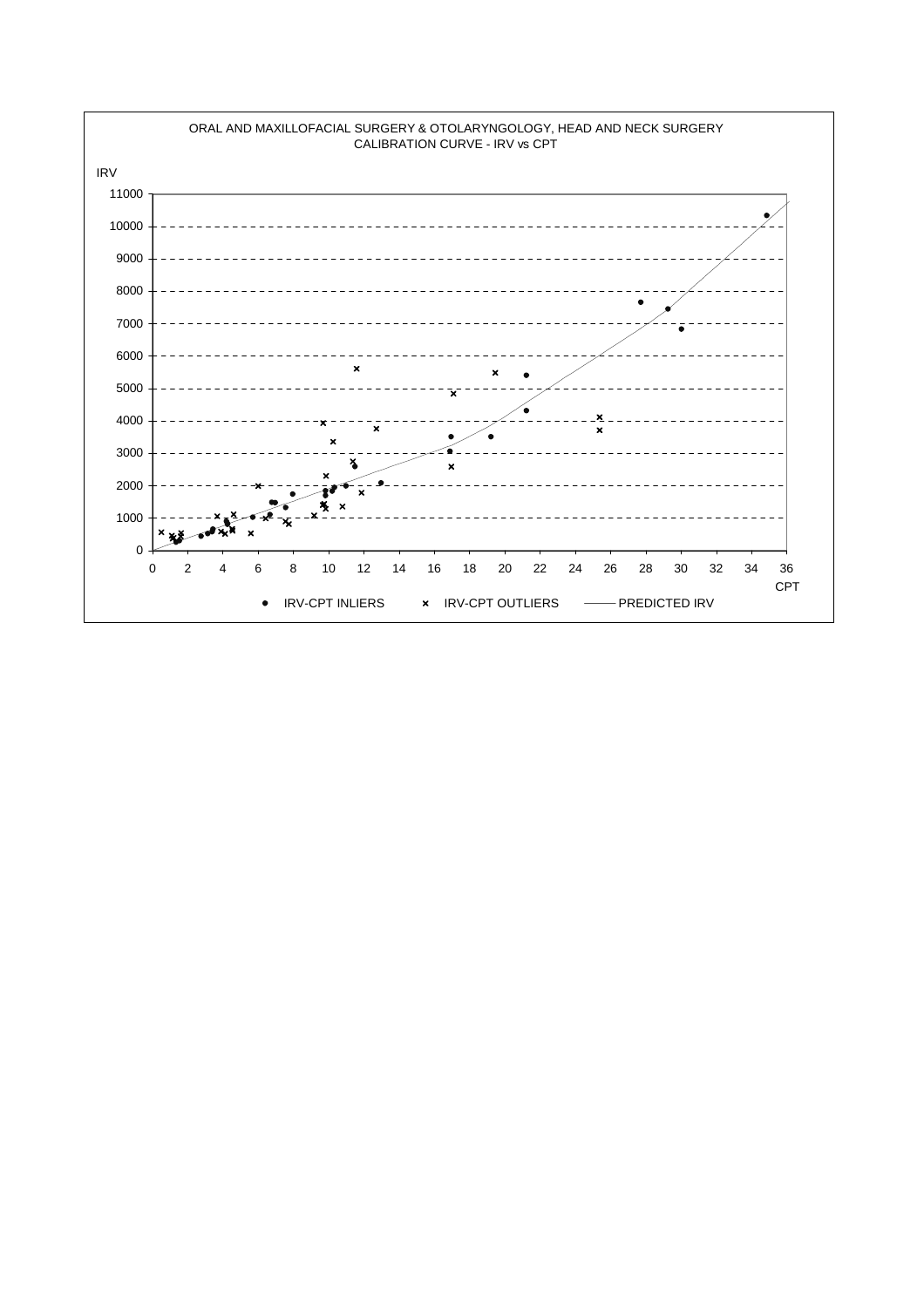ORAL AND MAXILLOFACIAL SURGERY & OTOLARYNGOLOGY, HEAD AND NECK SURGERY
CALIBRATION CURVE - IRV vs CPT

IRV

11000
10000
9000
8000
7000
6000
5000
4000
3000
2000
1000
0

0 2 4 6 8 10 12 14 16 18 20 22 24 26 28 30 32 34 36

CPT

● IRV-CPT INLIERS × IRV-CPT OUTLIERS —— PREDICTED IRV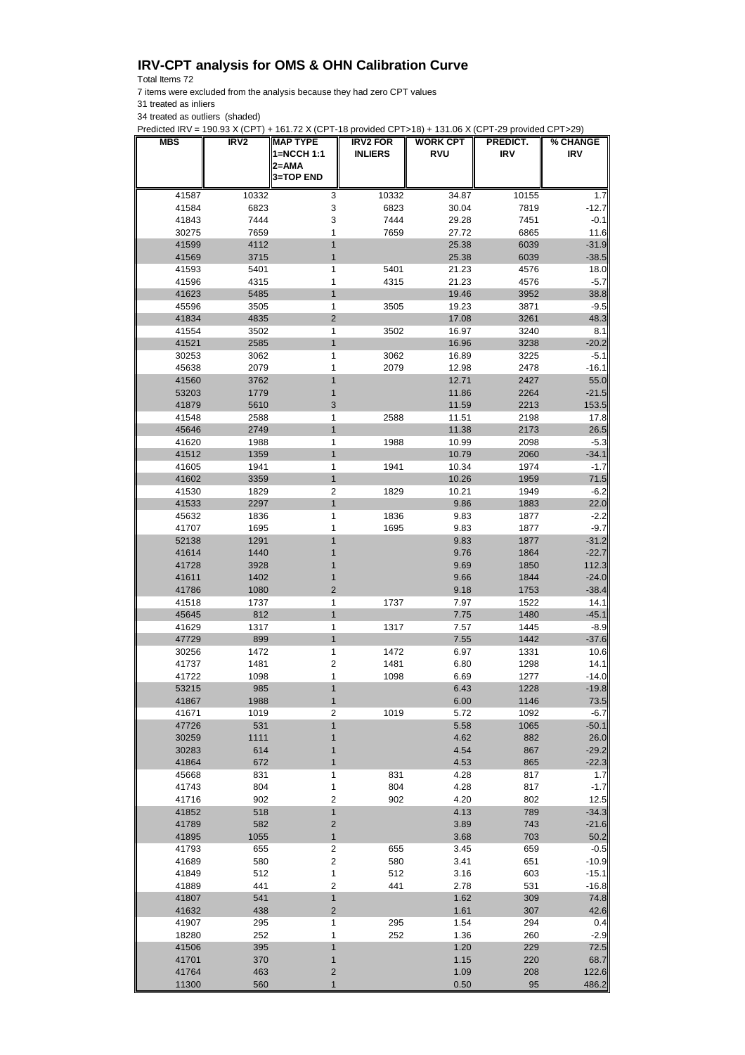# IRV-CPT analysis for OMS & OHN Calibration Curve

Total Items 72

7 items were excluded from the analysis because they had zero CPT values

31 treated as inliers

34 treated as outliers (shaded)

Predicted IRV = 190.93 X (CPT) + 161.72 X (CPT-18 provided CPT>18) + 131.06 X (CPT-29 provided CPT>29)

| MBS | IRV2 | MAP TYPE 1=NCCH 1:1 2=AMA 3=TOP END | IRV2 FOR INLIERS | WORK CPT RVU | PREDICT. IRV | % CHANGE IRV |
|---|---|---|---|---|---|---|
| 41587 | 10332 | 3 | 10332 | 34.87 | 10155 | 1.7 |
| 41584 | 6823 | 3 | 6823 | 30.04 | 7819 | -12.7 |
| 41843 | 7444 | 3 | 7444 | 29.28 | 7451 | -0.1 |
| 30275 | 7659 | 1 | 7659 | 27.72 | 6865 | 11.6 |
| 41599 | 4112 | 1 | | 25.38 | 6039 | -31.9 |
| 41569 | 3715 | 1 | | 25.38 | 6039 | -38.5 |
| 41593 | 5401 | 1 | 5401 | 21.23 | 4576 | 18.0 |
| 41596 | 4315 | 1 | 4315 | 21.23 | 4576 | -5.7 |
| 41623 | 5485 | 1 | | 19.46 | 3952 | 38.8 |
| 45596 | 3505 | 1 | 3505 | 19.23 | 3871 | -9.5 |
| 41834 | 4835 | 2 | | 17.08 | 3261 | 48.3 |
| 41554 | 3502 | 1 | 3502 | 16.97 | 3240 | 8.1 |
| 41521 | 2585 | 1 | | 16.96 | 3238 | -20.2 |
| 30253 | 3062 | 1 | 3062 | 16.89 | 3225 | -5.1 |
| 45638 | 2079 | 1 | 2079 | 12.98 | 2478 | -16.1 |
| 41560 | 3762 | 1 | | 12.71 | 2427 | 55.0 |
| 53203 | 1779 | 1 | | 11.86 | 2264 | -21.5 |
| 41879 | 5610 | 3 | | 11.59 | 2213 | 153.5 |
| 41548 | 2588 | 1 | 2588 | 11.51 | 2198 | 17.8 |
| 45646 | 2749 | 1 | | 11.38 | 2173 | 26.5 |
| 41620 | 1988 | 1 | 1988 | 10.99 | 2098 | -5.3 |
| 41512 | 1359 | 1 | | 10.79 | 2060 | -34.1 |
| 41605 | 1941 | 1 | 1941 | 10.34 | 1974 | -1.7 |
| 41602 | 3359 | 1 | | 10.26 | 1959 | 71.5 |
| 41530 | 1829 | 2 | 1829 | 10.21 | 1949 | -6.2 |
| 41533 | 2297 | 1 | | 9.86 | 1883 | 22.0 |
| 45632 | 1836 | 1 | 1836 | 9.83 | 1877 | -2.2 |
| 41707 | 1695 | 1 | 1695 | 9.83 | 1877 | -9.7 |
| 52138 | 1291 | 1 | | 9.83 | 1877 | -31.2 |
| 41614 | 1440 | 1 | | 9.76 | 1864 | -22.7 |
| 41728 | 3928 | 1 | | 9.69 | 1850 | 112.3 |
| 41611 | 1402 | 1 | | 9.66 | 1844 | -24.0 |
| 41786 | 1080 | 2 | | 9.18 | 1753 | -38.4 |
| 41518 | 1737 | 1 | 1737 | 7.97 | 1522 | 14.1 |
| 45645 | 812 | 1 | | 7.75 | 1480 | -45.1 |
| 41629 | 1317 | 1 | 1317 | 7.57 | 1445 | -8.9 |
| 47729 | 899 | 1 | | 7.55 | 1442 | -37.6 |
| 30256 | 1472 | 1 | 1472 | 6.97 | 1331 | 10.6 |
| 41737 | 1481 | 2 | 1481 | 6.80 | 1298 | 14.1 |
| 41722 | 1098 | 1 | 1098 | 6.69 | 1277 | -14.0 |
| 53215 | 985 | 1 | | 6.43 | 1228 | -19.8 |
| 41867 | 1988 | 1 | | 6.00 | 1146 | 73.5 |
| 41671 | 1019 | 2 | 1019 | 5.72 | 1092 | -6.7 |
| 47726 | 531 | 1 | | 5.58 | 1065 | -50.1 |
| 30259 | 1111 | 1 | | 4.62 | 882 | 26.0 |
| 30283 | 614 | 1 | | 4.54 | 867 | -29.2 |
| 41864 | 672 | 1 | | 4.53 | 865 | -22.3 |
| 45668 | 831 | 1 | 831 | 4.28 | 817 | 1.7 |
| 41743 | 804 | 1 | 804 | 4.28 | 817 | -1.7 |
| 41716 | 902 | 2 | 902 | 4.20 | 802 | 12.5 |
| 41852 | 518 | 1 | | 4.13 | 789 | -34.3 |
| 41789 | 582 | 2 | | 3.89 | 743 | -21.6 |
| 41895 | 1055 | 1 | | 3.68 | 703 | 50.2 |
| 41793 | 655 | 2 | 655 | 3.45 | 659 | -0.5 |
| 41689 | 580 | 2 | 580 | 3.41 | 651 | -10.9 |
| 41849 | 512 | 1 | 512 | 3.16 | 603 | -15.1 |
| 41889 | 441 | 2 | 441 | 2.78 | 531 | -16.8 |
| 41807 | 541 | 1 | | 1.62 | 309 | 74.8 |
| 41632 | 438 | 2 | | 1.61 | 307 | 42.6 |
| 41907 | 295 | 1 | 295 | 1.54 | 294 | 0.4 |
| 18280 | 252 | 1 | 252 | 1.36 | 260 | -2.9 |
| 41506 | 395 | 1 | | 1.20 | 229 | 72.5 |
| 41701 | 370 | 1 | | 1.15 | 220 | 68.7 |
| 41764 | 463 | 2 | | 1.09 | 208 | 122.6 |
| 11300 | 560 | 1 | | 0.50 | 95 | 486.2 |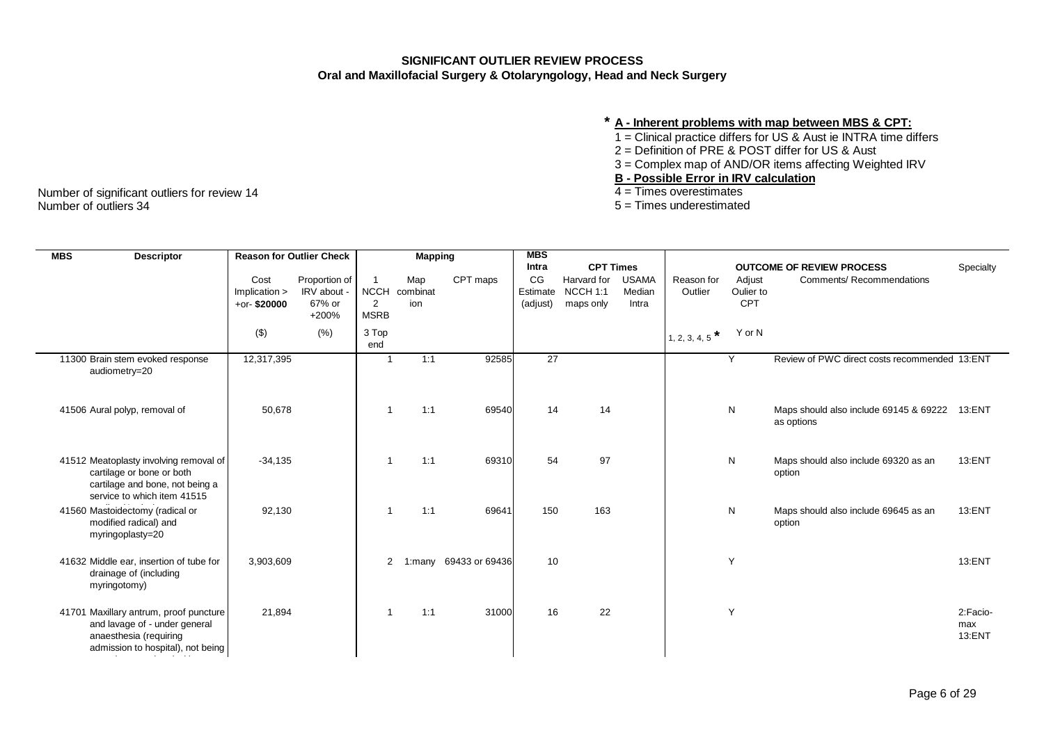**SIGNIFICANT OUTLIER REVIEW PROCESS**
**Oral and Maxillofacial Surgery & Otolaryngology, Head and Neck Surgery**

**\* A - Inherent problems with map between MBS & CPT:**
1 = Clinical practice differs for US & Aust ie INTRA time differs
2 = Definition of PRE & POST differ for US & Aust
3 = Complex map of AND/OR items affecting Weighted IRV
**B - Possible Error in IRV calculation**
4 = Times overestimates
5 = Times underestimated

Number of significant outliers for review 14
Number of outliers 34

| MBS | Descriptor | Reason for Outlier Check | | Mapping | | | MBS Intra | CPT Times | | OUTCOME OF REVIEW PROCESS | | | Specialty |
|---|---|---|---|---|---|---|---|---|---|---|---|---|---|
| | | Cost Implication > +or- **$20000** | Proportion of IRV about - 67% or +200% | 1 NCCH 2 MSRB 3 Top end | Map combination | CPT maps | CG Estimate (adjust) | Harvard for NCCH 1:1 maps only | USAMA Median Intra | Reason for Outlier | Adjust Oulier to CPT | Comments/ Recommendations | |
| | | ($) | (%) | | | | | | | 1, 2, 3, 4, 5 * | Y or N | | |
| 11300 | Brain stem evoked response audiometry=20 | 12,317,395 | | 1 | 1:1 | 92585 | 27 | | | | Y | Review of PWC direct costs recommended | 13:ENT |
| 41506 | Aural polyp, removal of | 50,678 | | 1 | 1:1 | 69540 | 14 | 14 | | | N | Maps should also include 69145 & 69222 as options | 13:ENT |
| 41512 | Meatoplasty involving removal of cartilage or bone or both cartilage and bone, not being a service to which item 41515 | -34,135 | | 1 | 1:1 | 69310 | 54 | 97 | | | N | Maps should also include 69320 as an option | 13:ENT |
| 41560 | Mastoidectomy (radical or modified radical) and myringoplasty=20 | 92,130 | | 1 | 1:1 | 69641 | 150 | 163 | | | N | Maps should also include 69645 as an option | 13:ENT |
| 41632 | Middle ear, insertion of tube for drainage of (including myringotomy) | 3,903,609 | | 2 | 1:many | 69433 or 69436 | 10 | | | | Y | | 13:ENT |
| 41701 | Maxillary antrum, proof puncture and lavage of - under general anaesthesia (requiring admission to hospital), not being | 21,894 | | 1 | 1:1 | 31000 | 16 | 22 | | | Y | | 2:Facio-max 13:ENT |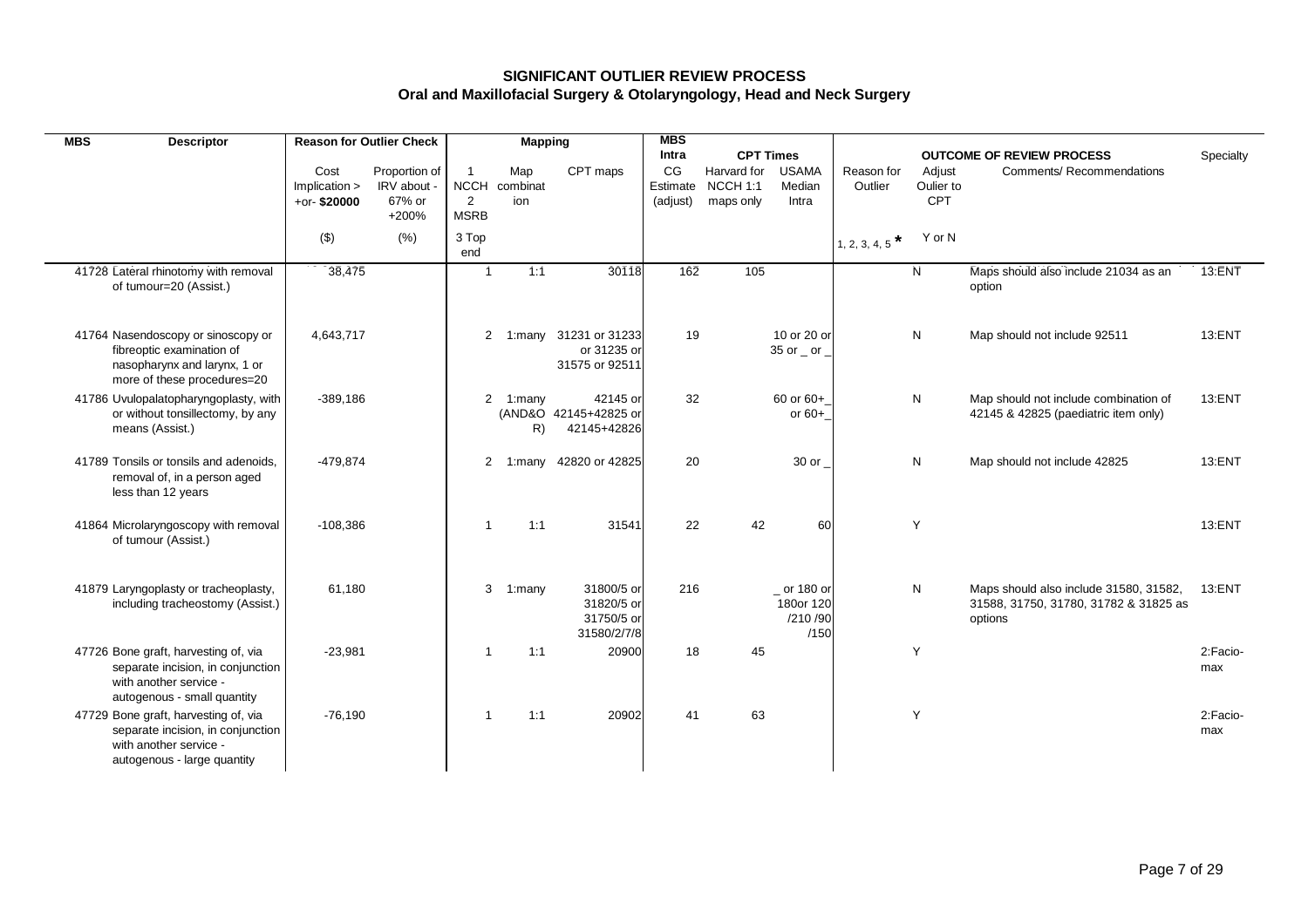## SIGNIFICANT OUTLIER REVIEW PROCESS
### Oral and Maxillofacial Surgery & Otolaryngology, Head and Neck Surgery

| MBS | Descriptor | Reason for Outlier Check | | Mapping | | | MBS Intra | CPT Times | | OUTCOME OF REVIEW PROCESS | | | Specialty |
|---|---|---|---|---|---|---|---|---|---|---|---|---|---|
| | | Cost Implication > +or- $20000 | Proportion of IRV about - 67% or +200% | 1 NCCH 2 MSRB 3 Top end | Map combination | CPT maps | CG Estimate (adjust) | Harvard for NCCH 1:1 maps only | USAMA Median Intra | Reason for Outlier | Adjust Oulier to CPT | Comments/ Recommendations | |
| | | ($) | (%) | | | | | | | 1, 2, 3, 4, 5 * | Y or N | | |
| 41728 | Lateral rhinotomy with removal of tumour=20 (Assist.) | 38,475 | | 1 | 1:1 | 30118 | 162 | 105 | | | N | Maps should also include 21034 as an option | 13:ENT |
| 41764 | Nasendoscopy or sinoscopy or fibreoptic examination of nasopharynx and larynx, 1 or more of these procedures=20 | 4,643,717 | | 2 | 1:many | 31231 or 31233 or 31235 or 31575 or 92511 | 19 | | 10 or 20 or 35 or _ or _ | | N | Map should not include 92511 | 13:ENT |
| 41786 | Uvulopalatopharyngoplasty, with or without tonsillectomy, by any means (Assist.) | -389,186 | | 2 | 1:many (AND&OR) | 42145 or 42145+42825 or 42145+42826 | 32 | | 60 or 60+_ or 60+_ | | N | Map should not include combination of 42145 & 42825 (paediatric item only) | 13:ENT |
| 41789 | Tonsils or tonsils and adenoids, removal of, in a person aged less than 12 years | -479,874 | | 2 | 1:many | 42820 or 42825 | 20 | | 30 or _ | | N | Map should not include 42825 | 13:ENT |
| 41864 | Microlaryngoscopy with removal of tumour (Assist.) | -108,386 | | 1 | 1:1 | 31541 | 22 | 42 | 60 | | Y | | 13:ENT |
| 41879 | Laryngoplasty or tracheoplasty, including tracheostomy (Assist.) | 61,180 | | 3 | 1:many | 31800/5 or 31820/5 or 31750/5 or 31580/2/7/8 | 216 | | _ or 180 or 180or 120 /210 /90 /150 | | N | Maps should also include 31580, 31582, 31588, 31750, 31780, 31782 & 31825 as options | 13:ENT |
| 47726 | Bone graft, harvesting of, via separate incision, in conjunction with another service - autogenous - small quantity | -23,981 | | 1 | 1:1 | 20900 | 18 | 45 | | | Y | | 2:Facio-max |
| 47729 | Bone graft, harvesting of, via separate incision, in conjunction with another service - autogenous - large quantity | -76,190 | | 1 | 1:1 | 20902 | 41 | 63 | | | Y | | 2:Facio-max |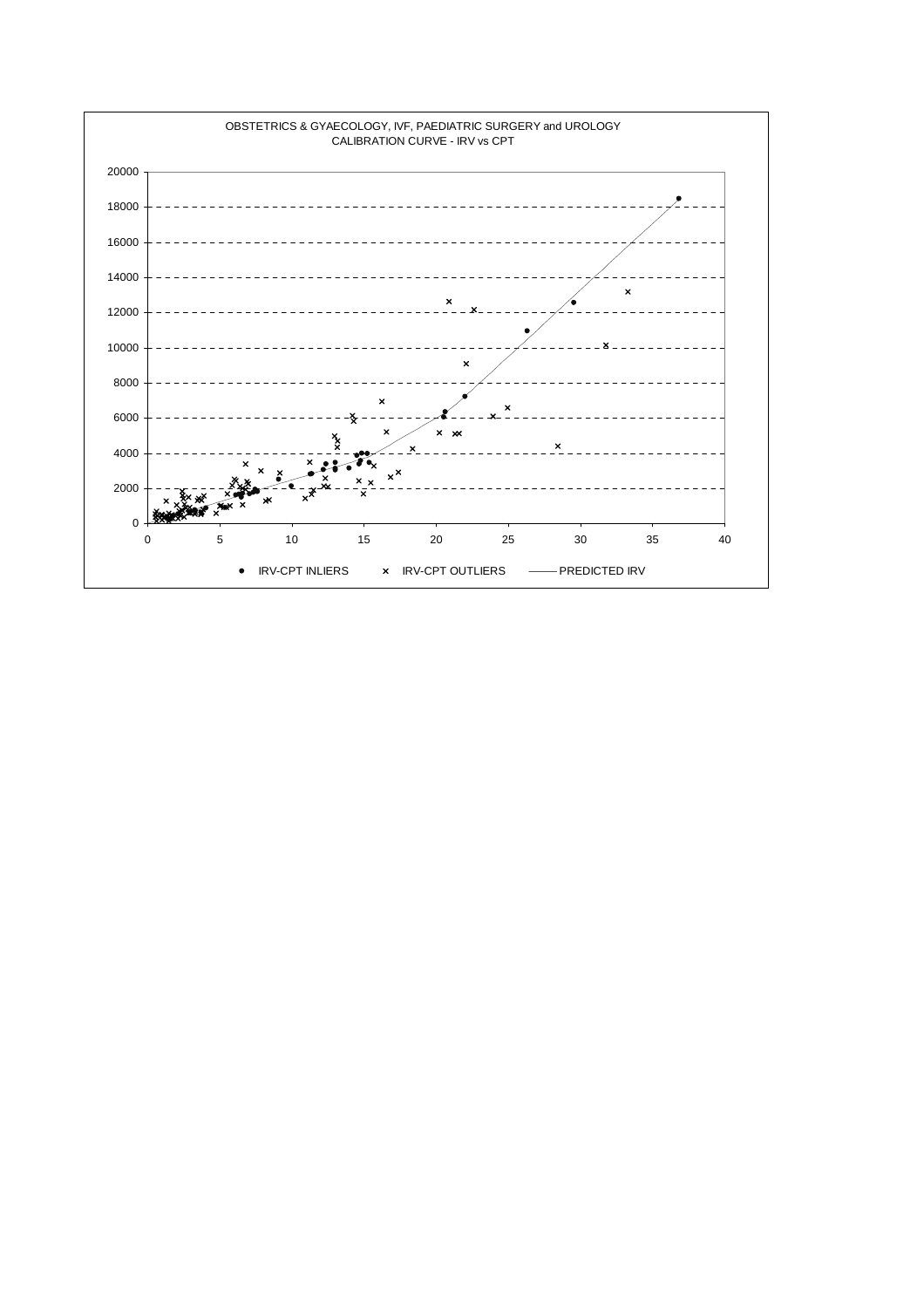OBSTETRICS & GYAECOLOGY, IVF, PAEDIATRIC SURGERY and UROLOGY
CALIBRATION CURVE - IRV vs CPT

• IRV-CPT INLIERS × IRV-CPT OUTLIERS —— PREDICTED IRV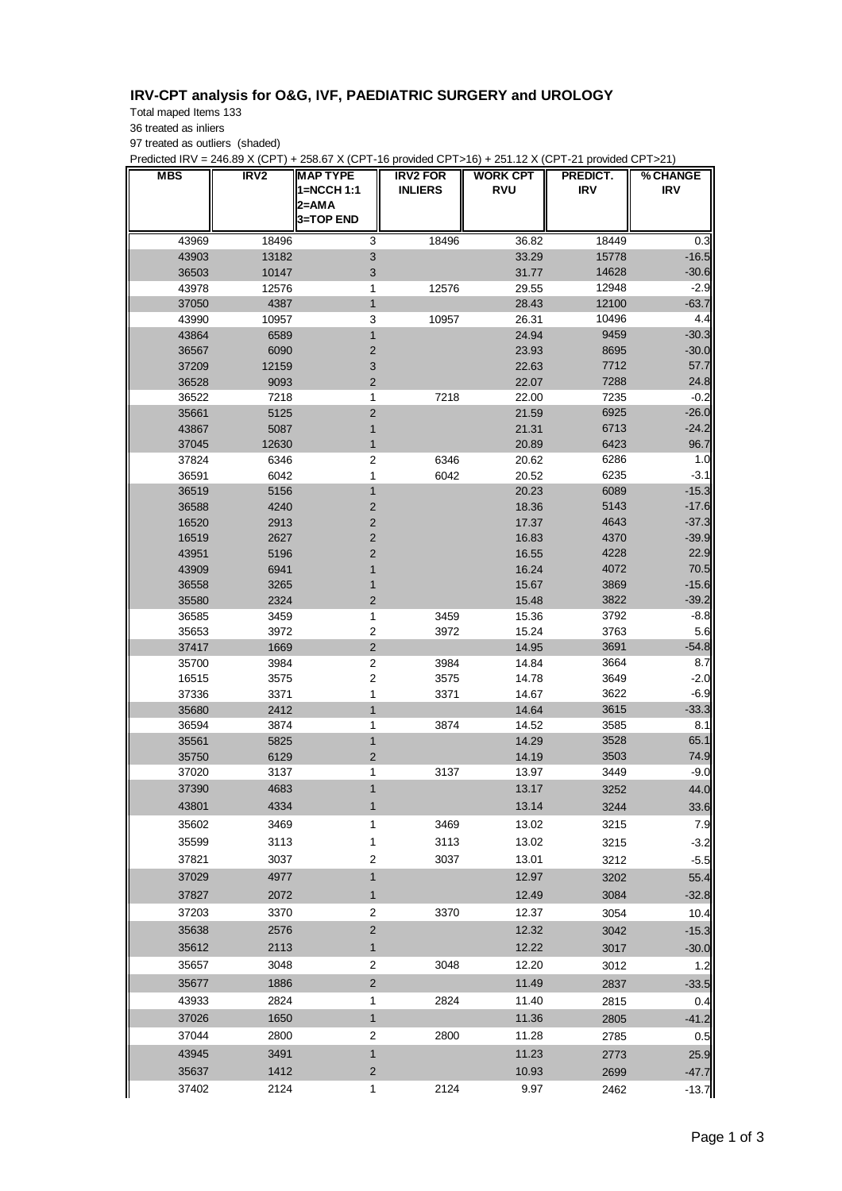## IRV-CPT analysis for O&G, IVF, PAEDIATRIC SURGERY and UROLOGY

Total maped Items 133

36 treated as inliers

97 treated as outliers (shaded)

Predicted IRV = 246.89 X (CPT) + 258.67 X (CPT-16 provided CPT>16) + 251.12 X (CPT-21 provided CPT>21)

| MBS | IRV2 | MAP TYPE 1=NCCH 1:1 2=AMA 3=TOP END | IRV2 FOR INLIERS | WORK CPT RVU | PREDICT. IRV | % CHANGE IRV |
|---|---|---|---|---|---|---|
| 43969 | 18496 | 3 | 18496 | 36.82 | 18449 | 0.3 |
| 43903 | 13182 | 3 | | 33.29 | 15778 | -16.5 |
| 36503 | 10147 | 3 | | 31.77 | 14628 | -30.6 |
| 43978 | 12576 | 1 | 12576 | 29.55 | 12948 | -2.9 |
| 37050 | 4387 | 1 | | 28.43 | 12100 | -63.7 |
| 43990 | 10957 | 3 | 10957 | 26.31 | 10496 | 4.4 |
| 43864 | 6589 | 1 | | 24.94 | 9459 | -30.3 |
| 36567 | 6090 | 2 | | 23.93 | 8695 | -30.0 |
| 37209 | 12159 | 3 | | 22.63 | 7712 | 57.7 |
| 36528 | 9093 | 2 | | 22.07 | 7288 | 24.8 |
| 36522 | 7218 | 1 | 7218 | 22.00 | 7235 | -0.2 |
| 35661 | 5125 | 2 | | 21.59 | 6925 | -26.0 |
| 43867 | 5087 | 1 | | 21.31 | 6713 | -24.2 |
| 37045 | 12630 | 1 | | 20.89 | 6423 | 96.7 |
| 37824 | 6346 | 2 | 6346 | 20.62 | 6286 | 1.0 |
| 36591 | 6042 | 1 | 6042 | 20.52 | 6235 | -3.1 |
| 36519 | 5156 | 1 | | 20.23 | 6089 | -15.3 |
| 36588 | 4240 | 2 | | 18.36 | 5143 | -17.6 |
| 16520 | 2913 | 2 | | 17.37 | 4643 | -37.3 |
| 16519 | 2627 | 2 | | 16.83 | 4370 | -39.9 |
| 43951 | 5196 | 2 | | 16.55 | 4228 | 22.9 |
| 43909 | 6941 | 1 | | 16.24 | 4072 | 70.5 |
| 36558 | 3265 | 1 | | 15.67 | 3869 | -15.6 |
| 35580 | 2324 | 2 | | 15.48 | 3822 | -39.2 |
| 36585 | 3459 | 1 | 3459 | 15.36 | 3792 | -8.8 |
| 35653 | 3972 | 2 | 3972 | 15.24 | 3763 | 5.6 |
| 37417 | 1669 | 2 | | 14.95 | 3691 | -54.8 |
| 35700 | 3984 | 2 | 3984 | 14.84 | 3664 | 8.7 |
| 16515 | 3575 | 2 | 3575 | 14.78 | 3649 | -2.0 |
| 37336 | 3371 | 1 | 3371 | 14.67 | 3622 | -6.9 |
| 35680 | 2412 | 1 | | 14.64 | 3615 | -33.3 |
| 36594 | 3874 | 1 | 3874 | 14.52 | 3585 | 8.1 |
| 35561 | 5825 | 1 | | 14.29 | 3528 | 65.1 |
| 35750 | 6129 | 2 | | 14.19 | 3503 | 74.9 |
| 37020 | 3137 | 1 | 3137 | 13.97 | 3449 | -9.0 |
| 37390 | 4683 | 1 | | 13.17 | 3252 | 44.0 |
| 43801 | 4334 | 1 | | 13.14 | 3244 | 33.6 |
| 35602 | 3469 | 1 | 3469 | 13.02 | 3215 | 7.9 |
| 35599 | 3113 | 1 | 3113 | 13.02 | 3215 | -3.2 |
| 37821 | 3037 | 2 | 3037 | 13.01 | 3212 | -5.5 |
| 37029 | 4977 | 1 | | 12.97 | 3202 | 55.4 |
| 37827 | 2072 | 1 | | 12.49 | 3084 | -32.8 |
| 37203 | 3370 | 2 | 3370 | 12.37 | 3054 | 10.4 |
| 35638 | 2576 | 2 | | 12.32 | 3042 | -15.3 |
| 35612 | 2113 | 1 | | 12.22 | 3017 | -30.0 |
| 35657 | 3048 | 2 | 3048 | 12.20 | 3012 | 1.2 |
| 35677 | 1886 | 2 | | 11.49 | 2837 | -33.5 |
| 43933 | 2824 | 1 | 2824 | 11.40 | 2815 | 0.4 |
| 37026 | 1650 | 1 | | 11.36 | 2805 | -41.2 |
| 37044 | 2800 | 2 | 2800 | 11.28 | 2785 | 0.5 |
| 43945 | 3491 | 1 | | 11.23 | 2773 | 25.9 |
| 35637 | 1412 | 2 | | 10.93 | 2699 | -47.7 |
| 37402 | 2124 | 1 | 2124 | 9.97 | 2462 | -13.7 |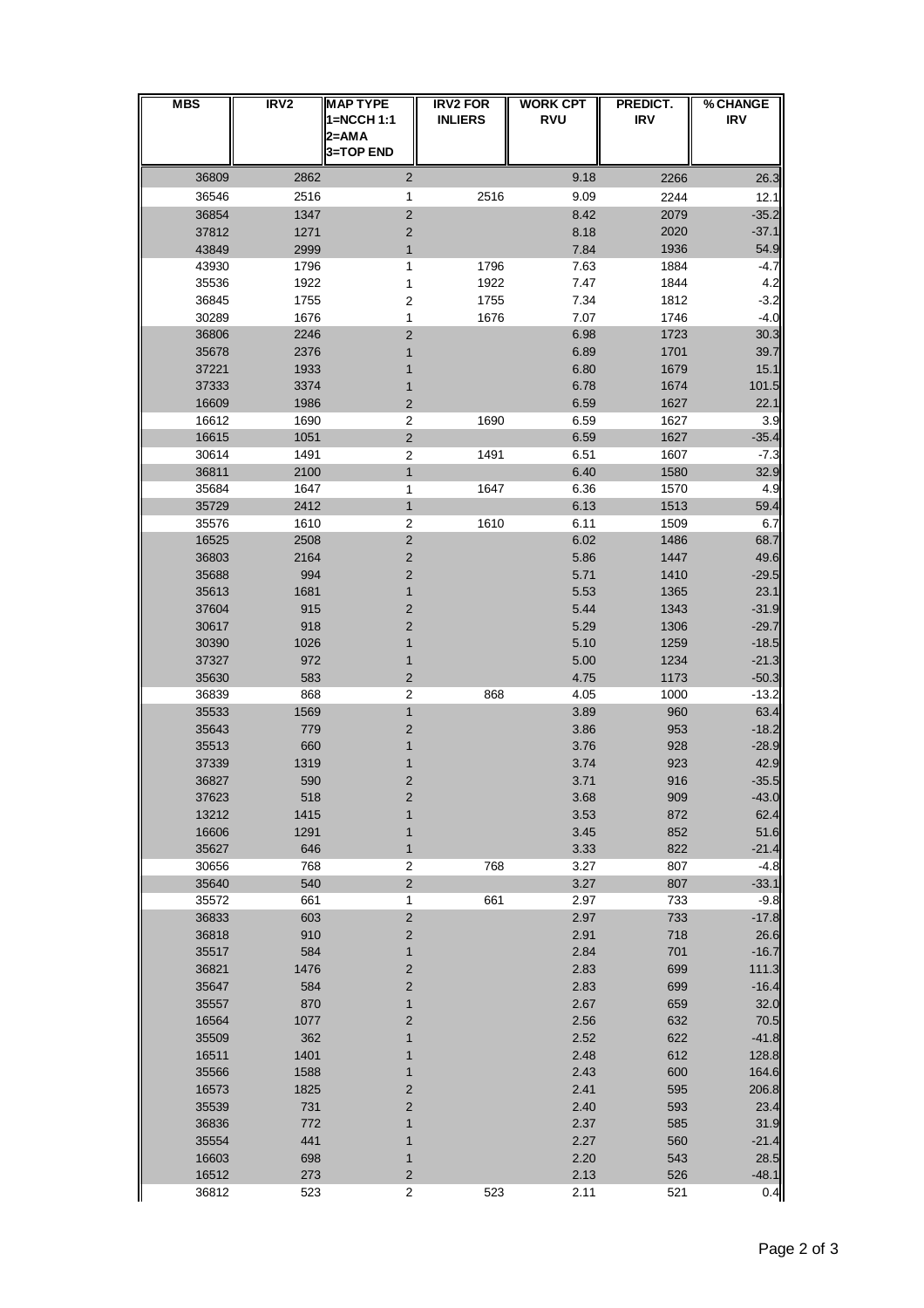| MBS | IRV2 | MAP TYPE 1=NCCH 1:1 2=AMA 3=TOP END | IRV2 FOR INLIERS | WORK CPT RVU | PREDICT. IRV | % CHANGE IRV |
|---|---|---|---|---|---|---|
| 36809 | 2862 | 2 | | 9.18 | 2266 | 26.3 |
| 36546 | 2516 | 1 | 2516 | 9.09 | 2244 | 12.1 |
| 36854 | 1347 | 2 | | 8.42 | 2079 | -35.2 |
| 37812 | 1271 | 2 | | 8.18 | 2020 | -37.1 |
| 43849 | 2999 | 1 | | 7.84 | 1936 | 54.9 |
| 43930 | 1796 | 1 | 1796 | 7.63 | 1884 | -4.7 |
| 35536 | 1922 | 1 | 1922 | 7.47 | 1844 | 4.2 |
| 36845 | 1755 | 2 | 1755 | 7.34 | 1812 | -3.2 |
| 30289 | 1676 | 1 | 1676 | 7.07 | 1746 | -4.0 |
| 36806 | 2246 | 2 | | 6.98 | 1723 | 30.3 |
| 35678 | 2376 | 1 | | 6.89 | 1701 | 39.7 |
| 37221 | 1933 | 1 | | 6.80 | 1679 | 15.1 |
| 37333 | 3374 | 1 | | 6.78 | 1674 | 101.5 |
| 16609 | 1986 | 2 | | 6.59 | 1627 | 22.1 |
| 16612 | 1690 | 2 | 1690 | 6.59 | 1627 | 3.9 |
| 16615 | 1051 | 2 | | 6.59 | 1627 | -35.4 |
| 30614 | 1491 | 2 | 1491 | 6.51 | 1607 | -7.3 |
| 36811 | 2100 | 1 | | 6.40 | 1580 | 32.9 |
| 35684 | 1647 | 1 | 1647 | 6.36 | 1570 | 4.9 |
| 35729 | 2412 | 1 | | 6.13 | 1513 | 59.4 |
| 35576 | 1610 | 2 | 1610 | 6.11 | 1509 | 6.7 |
| 16525 | 2508 | 2 | | 6.02 | 1486 | 68.7 |
| 36803 | 2164 | 2 | | 5.86 | 1447 | 49.6 |
| 35688 | 994 | 2 | | 5.71 | 1410 | -29.5 |
| 35613 | 1681 | 1 | | 5.53 | 1365 | 23.1 |
| 37604 | 915 | 2 | | 5.44 | 1343 | -31.9 |
| 30617 | 918 | 2 | | 5.29 | 1306 | -29.7 |
| 30390 | 1026 | 1 | | 5.10 | 1259 | -18.5 |
| 37327 | 972 | 1 | | 5.00 | 1234 | -21.3 |
| 35630 | 583 | 2 | | 4.75 | 1173 | -50.3 |
| 36839 | 868 | 2 | 868 | 4.05 | 1000 | -13.2 |
| 35533 | 1569 | 1 | | 3.89 | 960 | 63.4 |
| 35643 | 779 | 2 | | 3.86 | 953 | -18.2 |
| 35513 | 660 | 1 | | 3.76 | 928 | -28.9 |
| 37339 | 1319 | 1 | | 3.74 | 923 | 42.9 |
| 36827 | 590 | 2 | | 3.71 | 916 | -35.5 |
| 37623 | 518 | 2 | | 3.68 | 909 | -43.0 |
| 13212 | 1415 | 1 | | 3.53 | 872 | 62.4 |
| 16606 | 1291 | 1 | | 3.45 | 852 | 51.6 |
| 35627 | 646 | 1 | | 3.33 | 822 | -21.4 |
| 30656 | 768 | 2 | 768 | 3.27 | 807 | -4.8 |
| 35640 | 540 | 2 | | 3.27 | 807 | -33.1 |
| 35572 | 661 | 1 | 661 | 2.97 | 733 | -9.8 |
| 36833 | 603 | 2 | | 2.97 | 733 | -17.8 |
| 36818 | 910 | 2 | | 2.91 | 718 | 26.6 |
| 35517 | 584 | 1 | | 2.84 | 701 | -16.7 |
| 36821 | 1476 | 2 | | 2.83 | 699 | 111.3 |
| 35647 | 584 | 2 | | 2.83 | 699 | -16.4 |
| 35557 | 870 | 1 | | 2.67 | 659 | 32.0 |
| 16564 | 1077 | 2 | | 2.56 | 632 | 70.5 |
| 35509 | 362 | 1 | | 2.52 | 622 | -41.8 |
| 16511 | 1401 | 1 | | 2.48 | 612 | 128.8 |
| 35566 | 1588 | 1 | | 2.43 | 600 | 164.6 |
| 16573 | 1825 | 2 | | 2.41 | 595 | 206.8 |
| 35539 | 731 | 2 | | 2.40 | 593 | 23.4 |
| 36836 | 772 | 1 | | 2.37 | 585 | 31.9 |
| 35554 | 441 | 1 | | 2.27 | 560 | -21.4 |
| 16603 | 698 | 1 | | 2.20 | 543 | 28.5 |
| 16512 | 273 | 2 | | 2.13 | 526 | -48.1 |
| 36812 | 523 | 2 | 523 | 2.11 | 521 | 0.4 |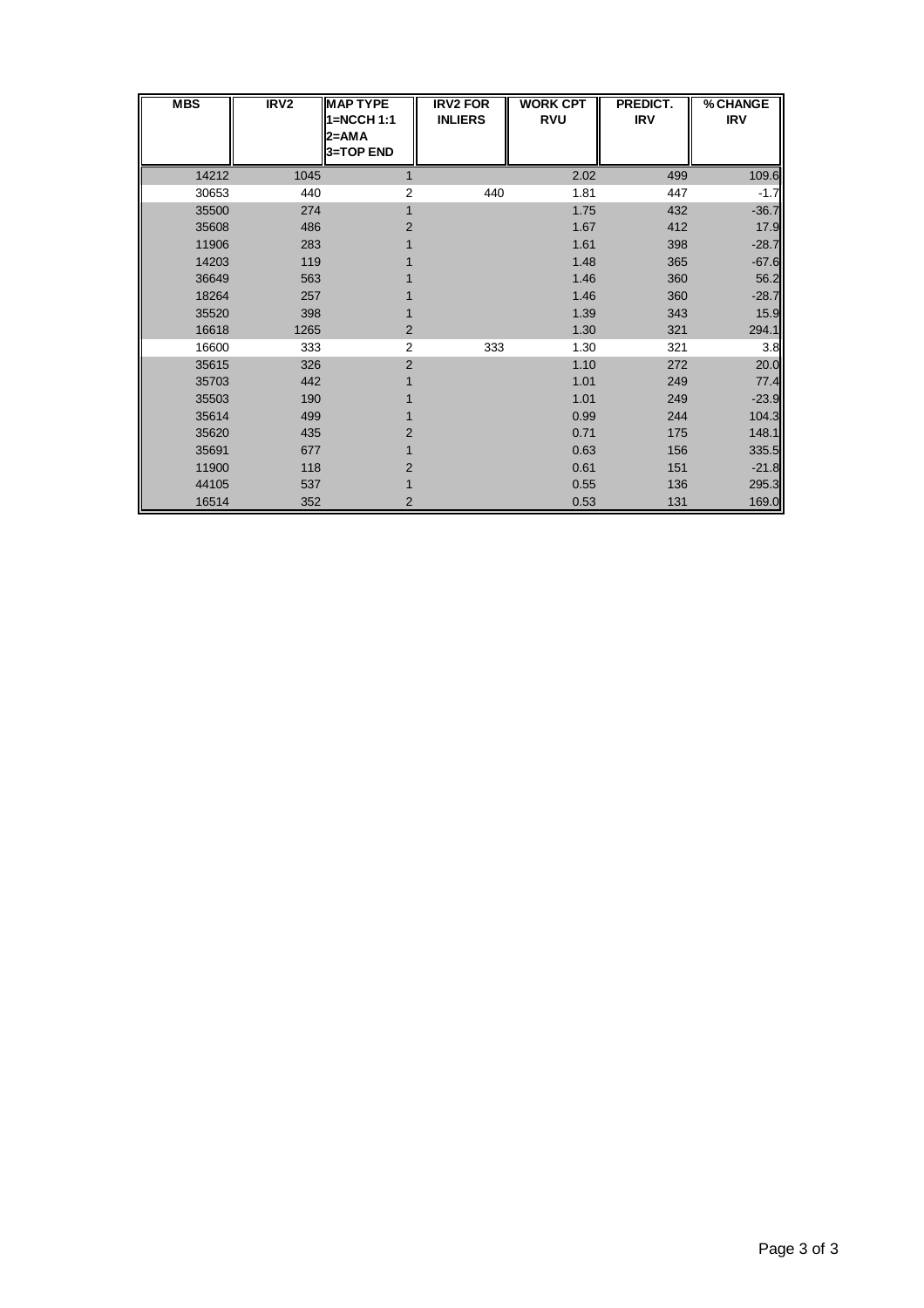| MBS | IRV2 | MAP TYPE 1=NCCH 1:1 2=AMA 3=TOP END | IRV2 FOR INLIERS | WORK CPT RVU | PREDICT. IRV | % CHANGE IRV |
|---|---|---|---|---|---|---|
| 14212 | 1045 | 1 | | 2.02 | 499 | 109.6 |
| 30653 | 440 | 2 | 440 | 1.81 | 447 | -1.7 |
| 35500 | 274 | 1 | | 1.75 | 432 | -36.7 |
| 35608 | 486 | 2 | | 1.67 | 412 | 17.9 |
| 11906 | 283 | 1 | | 1.61 | 398 | -28.7 |
| 14203 | 119 | 1 | | 1.48 | 365 | -67.6 |
| 36649 | 563 | 1 | | 1.46 | 360 | 56.2 |
| 18264 | 257 | 1 | | 1.46 | 360 | -28.7 |
| 35520 | 398 | 1 | | 1.39 | 343 | 15.9 |
| 16618 | 1265 | 2 | | 1.30 | 321 | 294.1 |
| 16600 | 333 | 2 | 333 | 1.30 | 321 | 3.8 |
| 35615 | 326 | 2 | | 1.10 | 272 | 20.0 |
| 35703 | 442 | 1 | | 1.01 | 249 | 77.4 |
| 35503 | 190 | 1 | | 1.01 | 249 | -23.9 |
| 35614 | 499 | 1 | | 0.99 | 244 | 104.3 |
| 35620 | 435 | 2 | | 0.71 | 175 | 148.1 |
| 35691 | 677 | 1 | | 0.63 | 156 | 335.5 |
| 11900 | 118 | 2 | | 0.61 | 151 | -21.8 |
| 44105 | 537 | 1 | | 0.55 | 136 | 295.3 |
| 16514 | 352 | 2 | | 0.53 | 131 | 169.0 |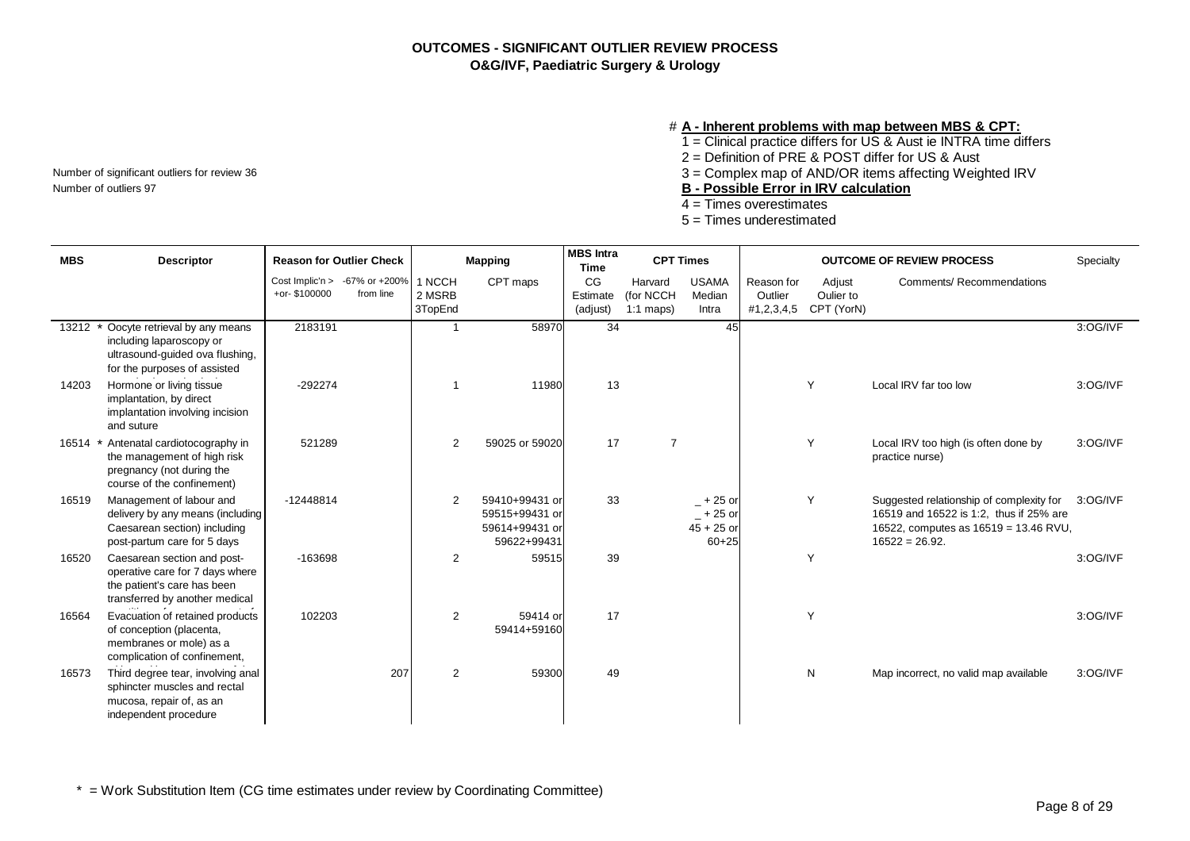# OUTCOMES - SIGNIFICANT OUTLIER REVIEW PROCESS

## O&G/IVF, Paediatric Surgery & Urology

Number of significant outliers for review 36

Number of outliers 97

\# **A - Inherent problems with map between MBS & CPT:**

1 = Clinical practice differs for US & Aust ie INTRA time differs

2 = Definition of PRE & POST differ for US & Aust

3 = Complex map of AND/OR items affecting Weighted IRV

**B - Possible Error in IRV calculation**

4 = Times overestimates

5 = Times underestimated

| MBS | | Descriptor | Reason for Outlier Check | | Mapping | | MBS Intra Time | CPT Times | | OUTCOME OF REVIEW PROCESS | | | Specialty |
|---|---|---|---|---|---|---|---|---|---|---|---|---|---|
| | | | Cost Implic'n > +or- $100000 | -67% or +200% from line | 1 NCCH 2 MSRB 3TopEnd | CPT maps | CG Estimate (adjust) | Harvard (for NCCH 1:1 maps) | USAMA Median Intra | Reason for Outlier #1,2,3,4,5 | Adjust Oulier to CPT (YorN) | Comments/ Recommendations | |
| 13212 | * | Oocyte retrieval by any means including laparoscopy or ultrasound-guided ova flushing, for the purposes of assisted | 2183191 | | 1 | 58970 | 34 | | 45 | | | | 3:OG/IVF |
| 14203 | | Hormone or living tissue implantation, by direct implantation involving incision and suture | -292274 | | 1 | 11980 | 13 | | | | Y | Local IRV far too low | 3:OG/IVF |
| 16514 | * | Antenatal cardiotocography in the management of high risk pregnancy (not during the course of the confinement) | 521289 | | 2 | 59025 or 59020 | 17 | 7 | | | Y | Local IRV too high (is often done by practice nurse) | 3:OG/IVF |
| 16519 | | Management of labour and delivery by any means (including Caesarean section) including post-partum care for 5 days | -12448814 | | 2 | 59410+99431 or 59515+99431 or 59614+99431 or 59622+99431 | 33 | | _ + 25 or _ + 25 or 45 + 25 or 60+25 | | Y | Suggested relationship of complexity for 16519 and 16522 is 1:2, thus if 25% are 16522, computes as 16519 = 13.46 RVU, 16522 = 26.92. | 3:OG/IVF |
| 16520 | | Caesarean section and post-operative care for 7 days where the patient's care has been transferred by another medical | -163698 | | 2 | 59515 | 39 | | | | Y | | 3:OG/IVF |
| 16564 | | Evacuation of retained products of conception (placenta, membranes or mole) as a complication of confinement, | 102203 | | 2 | 59414 or 59414+59160 | 17 | | | | Y | | 3:OG/IVF |
| 16573 | | Third degree tear, involving anal sphincter muscles and rectal mucosa, repair of, as an independent procedure | | 207 | 2 | 59300 | 49 | | | | N | Map incorrect, no valid map available | 3:OG/IVF |

\* = Work Substitution Item (CG time estimates under review by Coordinating Committee)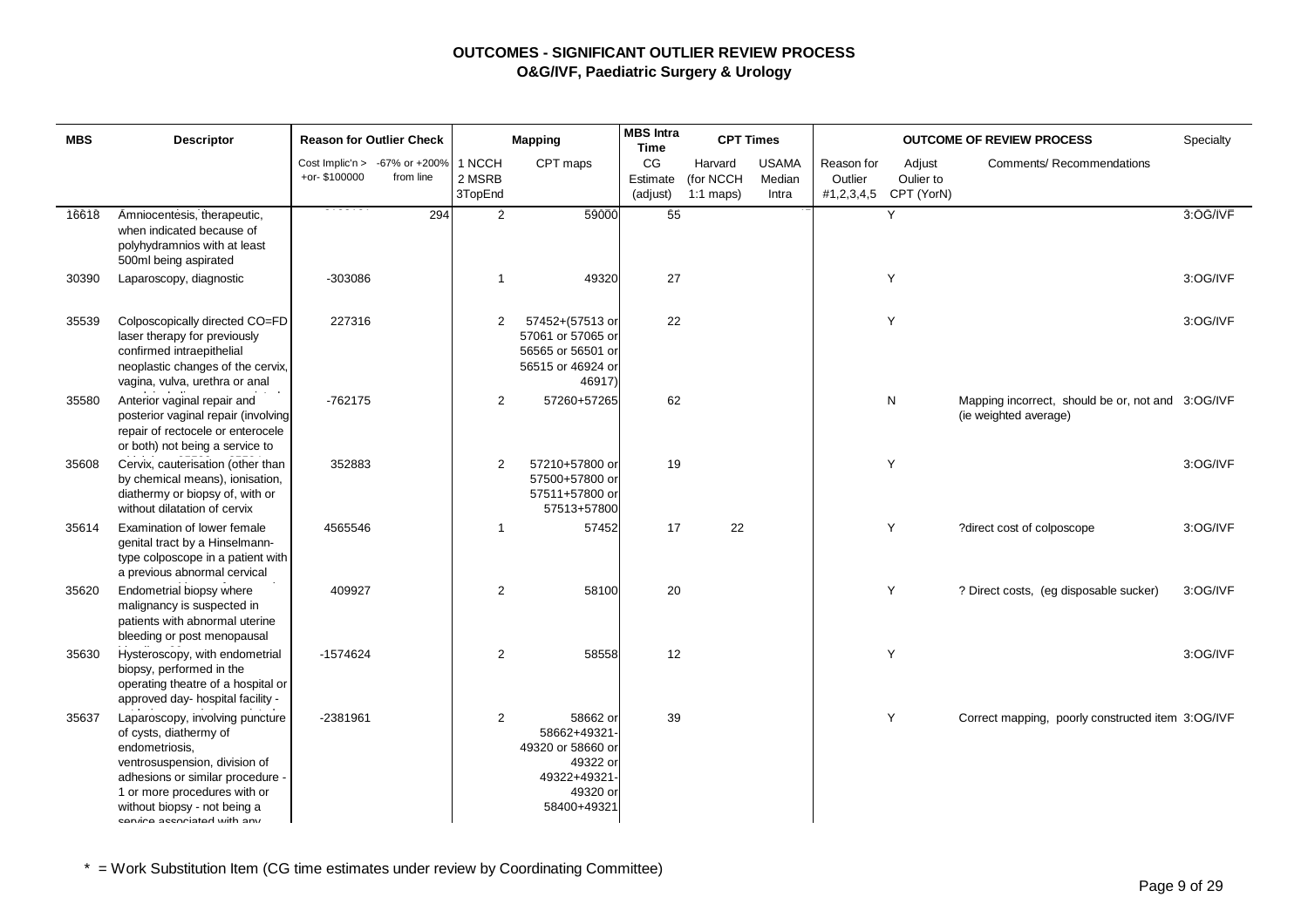# OUTCOMES - SIGNIFICANT OUTLIER REVIEW PROCESS

## O&G/IVF, Paediatric Surgery & Urology

| MBS | Descriptor | Reason for Outlier Check | | Mapping | | MBS Intra Time | CPT Times | | OUTCOME OF REVIEW PROCESS | | | Specialty |
|---|---|---|---|---|---|---|---|---|---|---|---|---|
| | | Cost Implic'n > +or- $100000 | -67% or +200% from line | 1 NCCH 2 MSRB 3TopEnd | CPT maps | CG Estimate (adjust) | Harvard (for NCCH 1:1 maps) | USAMA Median Intra | Reason for Outlier #1,2,3,4,5 | Adjust Oulier to CPT (YorN) | Comments/ Recommendations | |
| 16618 | Amniocentesis, therapeutic, when indicated because of polyhydramnios with at least 500ml being aspirated | | 294 | 2 | 59000 | 55 | | | | Y | | 3:OG/IVF |
| 30390 | Laparoscopy, diagnostic | -303086 | | 1 | 49320 | 27 | | | | Y | | 3:OG/IVF |
| 35539 | Colposcopically directed CO=FD laser therapy for previously confirmed intraepithelial neoplastic changes of the cervix, vagina, vulva, urethra or anal | 227316 | | 2 | 57452+(57513 or 57061 or 57065 or 56565 or 56501 or 56515 or 46924 or 46917) | 22 | | | | Y | | 3:OG/IVF |
| 35580 | Anterior vaginal repair and posterior vaginal repair (involving repair of rectocele or enterocele or both) not being a service to | -762175 | | 2 | 57260+57265 | 62 | | | | N | Mapping incorrect, should be or, not and (ie weighted average) | 3:OG/IVF |
| 35608 | Cervix, cauterisation (other than by chemical means), ionisation, diathermy or biopsy of, with or without dilatation of cervix | 352883 | | 2 | 57210+57800 or 57500+57800 or 57511+57800 or 57513+57800 | 19 | | | | Y | | 3:OG/IVF |
| 35614 | Examination of lower female genital tract by a Hinselmann-type colposcope in a patient with a previous abnormal cervical | 4565546 | | 1 | 57452 | 17 | 22 | | | Y | ?direct cost of colposcope | 3:OG/IVF |
| 35620 | Endometrial biopsy where malignancy is suspected in patients with abnormal uterine bleeding or post menopausal | 409927 | | 2 | 58100 | 20 | | | | Y | ? Direct costs, (eg disposable sucker) | 3:OG/IVF |
| 35630 | Hysteroscopy, with endometrial biopsy, performed in the operating theatre of a hospital or approved day- hospital facility - | -1574624 | | 2 | 58558 | 12 | | | | Y | | 3:OG/IVF |
| 35637 | Laparoscopy, involving puncture of cysts, diathermy of endometriosis, ventrosuspension, division of adhesions or similar procedure - 1 or more procedures with or without biopsy - not being a service associated with any | -2381961 | | 2 | 58662 or 58662+49321-49320 or 58660 or 49322 or 49322+49321-49320 or 58400+49321 | 39 | | | | Y | Correct mapping, poorly constructed item | 3:OG/IVF |

\* = Work Substitution Item (CG time estimates under review by Coordinating Committee)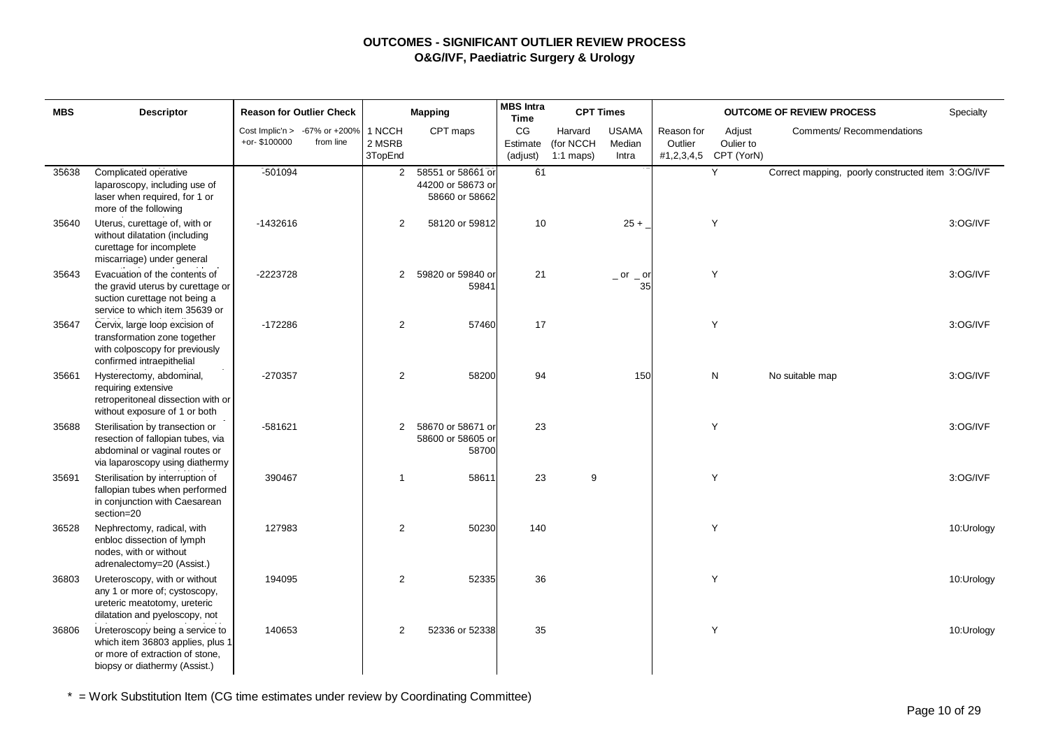# OUTCOMES - SIGNIFICANT OUTLIER REVIEW PROCESS

## O&G/IVF, Paediatric Surgery & Urology

| MBS | Descriptor | Reason for Outlier Check | | Mapping | | MBS Intra Time | CPT Times | | OUTCOME OF REVIEW PROCESS | | | Specialty |
|---|---|---|---|---|---|---|---|---|---|---|---|---|
| | | Cost Implic'n > +or- $100000 | -67% or +200% from line | 1 NCCH 2 MSRB 3TopEnd | CPT maps | CG Estimate (adjust) | Harvard (for NCCH 1:1 maps) | USAMA Median Intra | Reason for Outlier #1,2,3,4,5 | Adjust Oulier to CPT (YorN) | Comments/ Recommendations | |
| 35638 | Complicated operative laparoscopy, including use of laser when required, for 1 or more of the following | -501094 | | 2 | 58551 or 58661 or 44200 or 58673 or 58660 or 58662 | 61 | | | | Y | Correct mapping, poorly constructed item | 3:OG/IVF |
| 35640 | Uterus, curettage of, with or without dilatation (including curettage for incomplete miscarriage) under general | -1432616 | | 2 | 58120 or 59812 | 10 | | 25 + _ | | Y | | 3:OG/IVF |
| 35643 | Evacuation of the contents of the gravid uterus by curettage or suction curettage not being a service to which item 35639 or | -2223728 | | 2 | 59820 or 59840 or 59841 | 21 | | _ or _ or 35 | | Y | | 3:OG/IVF |
| 35647 | Cervix, large loop excision of transformation zone together with colposcopy for previously confirmed intraepithelial | -172286 | | 2 | 57460 | 17 | | | | Y | | 3:OG/IVF |
| 35661 | Hysterectomy, abdominal, requiring extensive retroperitoneal dissection with or without exposure of 1 or both | -270357 | | 2 | 58200 | 94 | | 150 | | N | No suitable map | 3:OG/IVF |
| 35688 | Sterilisation by transection or resection of fallopian tubes, via abdominal or vaginal routes or via laparoscopy using diathermy | -581621 | | 2 | 58670 or 58671 or 58600 or 58605 or 58700 | 23 | | | | Y | | 3:OG/IVF |
| 35691 | Sterilisation by interruption of fallopian tubes when performed in conjunction with Caesarean section=20 | 390467 | | 1 | 58611 | 23 | 9 | | | Y | | 3:OG/IVF |
| 36528 | Nephrectomy, radical, with enbloc dissection of lymph nodes, with or without adrenalectomy=20 (Assist.) | 127983 | | 2 | 50230 | 140 | | | | Y | | 10:Urology |
| 36803 | Ureteroscopy, with or without any 1 or more of; cystoscopy, ureteric meatotomy, ureteric dilatation and pyeloscopy, not | 194095 | | 2 | 52335 | 36 | | | | Y | | 10:Urology |
| 36806 | Ureteroscopy being a service to which item 36803 applies, plus 1 or more of extraction of stone, biopsy or diathermy (Assist.) | 140653 | | 2 | 52336 or 52338 | 35 | | | | Y | | 10:Urology |

\* = Work Substitution Item (CG time estimates under review by Coordinating Committee)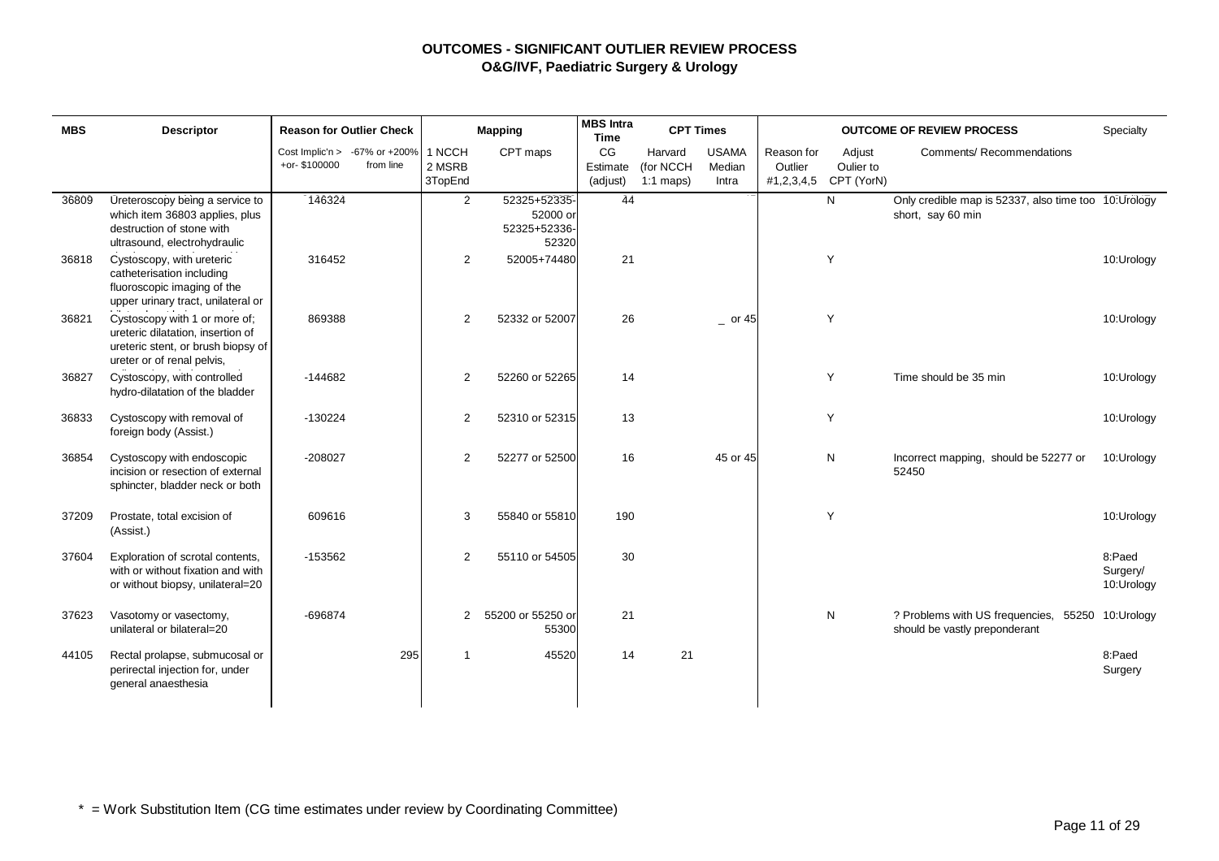# OUTCOMES - SIGNIFICANT OUTLIER REVIEW PROCESS

## O&G/IVF, Paediatric Surgery & Urology

| MBS | Descriptor | Reason for Outlier Check | | Mapping | | MBS Intra Time | CPT Times | | OUTCOME OF REVIEW PROCESS | | | Specialty |
|---|---|---|---|---|---|---|---|---|---|---|---|---|
| | | Cost Implic'n > +or- $100000 | -67% or +200% from line | 1 NCCH 2 MSRB 3TopEnd | CPT maps | CG Estimate (adjust) | Harvard (for NCCH 1:1 maps) | USAMA Median Intra | Reason for Outlier #1,2,3,4,5 | Adjust Oulier to CPT (YorN) | Comments/ Recommendations | |
| 36809 | Ureteroscopy being a service to which item 36803 applies, plus destruction of stone with ultrasound, electrohydraulic | 146324 | | 2 | 52325+52335-52000 or 52325+52336-52320 | 44 | | | | N | Only credible map is 52337, also time too short, say 60 min | 10:Urology |
| 36818 | Cystoscopy, with ureteric catheterisation including fluoroscopic imaging of the upper urinary tract, unilateral or | 316452 | | 2 | 52005+74480 | 21 | | | | Y | | 10:Urology |
| 36821 | Cystoscopy with 1 or more of; ureteric dilatation, insertion of ureteric stent, or brush biopsy of ureter or of renal pelvis, | 869388 | | 2 | 52332 or 52007 | 26 | | _ or 45 | | Y | | 10:Urology |
| 36827 | Cystoscopy, with controlled hydro-dilatation of the bladder | -144682 | | 2 | 52260 or 52265 | 14 | | | | Y | Time should be 35 min | 10:Urology |
| 36833 | Cystoscopy with removal of foreign body (Assist.) | -130224 | | 2 | 52310 or 52315 | 13 | | | | Y | | 10:Urology |
| 36854 | Cystoscopy with endoscopic incision or resection of external sphincter, bladder neck or both | -208027 | | 2 | 52277 or 52500 | 16 | | 45 or 45 | | N | Incorrect mapping, should be 52277 or 52450 | 10:Urology |
| 37209 | Prostate, total excision of (Assist.) | 609616 | | 3 | 55840 or 55810 | 190 | | | | Y | | 10:Urology |
| 37604 | Exploration of scrotal contents, with or without fixation and with or without biopsy, unilateral=20 | -153562 | | 2 | 55110 or 54505 | 30 | | | | | | 8:Paed Surgery/ 10:Urology |
| 37623 | Vasotomy or vasectomy, unilateral or bilateral=20 | -696874 | | 2 | 55200 or 55250 or 55300 | 21 | | | | N | ? Problems with US frequencies, 55250 should be vastly preponderant | 10:Urology |
| 44105 | Rectal prolapse, submucosal or perirectal injection for, under general anaesthesia | | 295 | 1 | 45520 | 14 | 21 | | | | | 8:Paed Surgery |

\* = Work Substitution Item (CG time estimates under review by Coordinating Committee)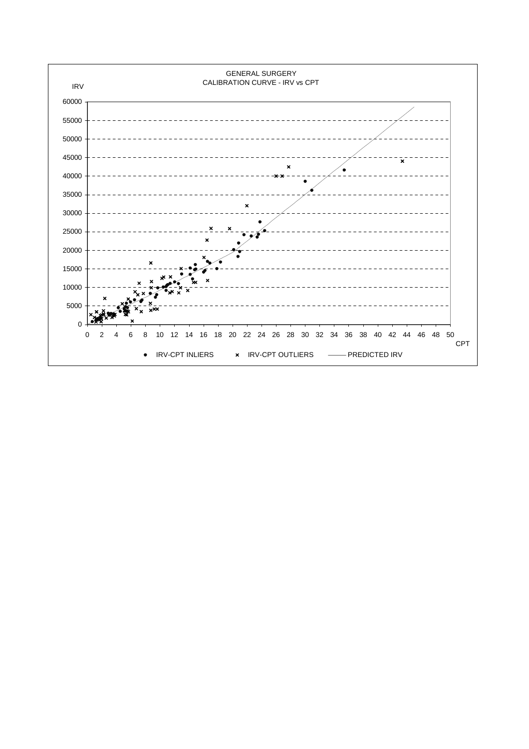GENERAL SURGERY

CALIBRATION CURVE - IRV vs CPT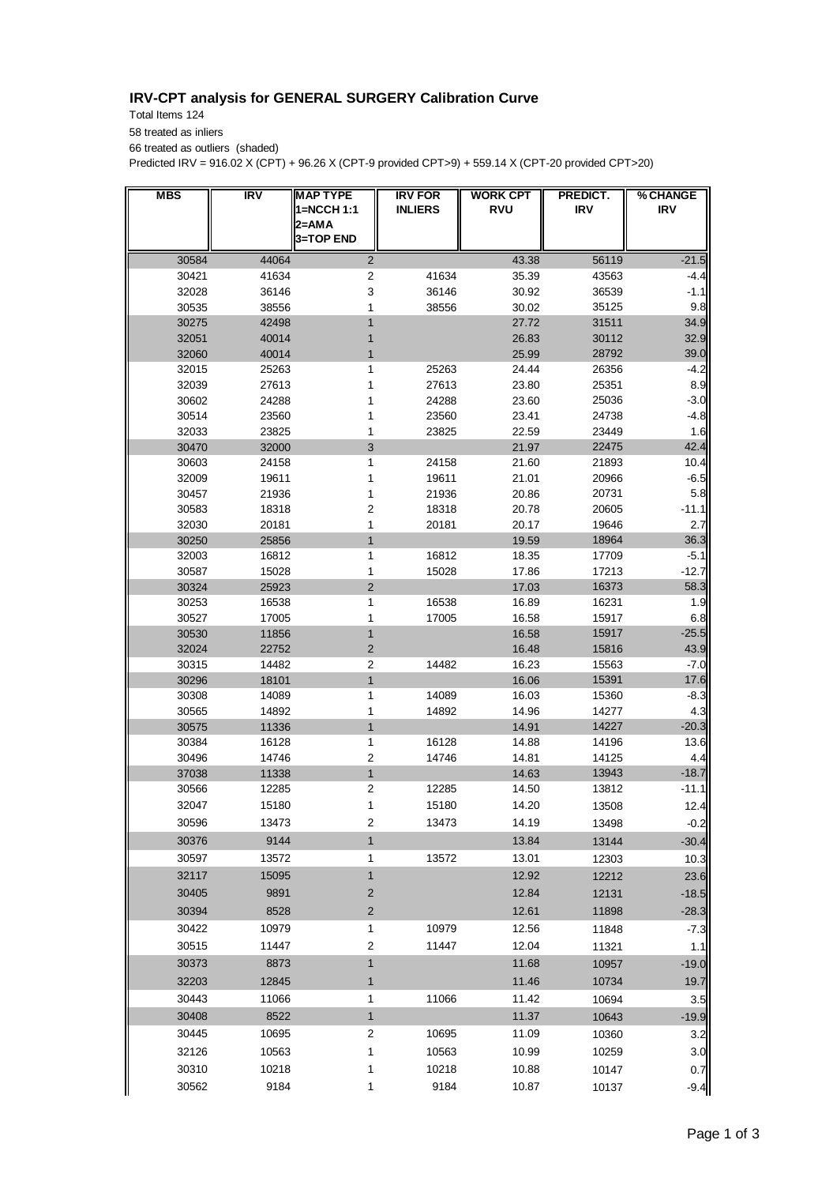# IRV-CPT analysis for GENERAL SURGERY Calibration Curve

Total Items 124

58 treated as inliers

66 treated as outliers (shaded)

Predicted IRV = 916.02 X (CPT) + 96.26 X (CPT-9 provided CPT>9) + 559.14 X (CPT-20 provided CPT>20)

| MBS | IRV | MAP TYPE 1=NCCH 1:1 2=AMA 3=TOP END | IRV FOR INLIERS | WORK CPT RVU | PREDICT. IRV | % CHANGE IRV |
|---|---|---|---|---|---|---|
| 30584 | 44064 | 2 | | 43.38 | 56119 | -21.5 |
| 30421 | 41634 | 2 | 41634 | 35.39 | 43563 | -4.4 |
| 32028 | 36146 | 3 | 36146 | 30.92 | 36539 | -1.1 |
| 30535 | 38556 | 1 | 38556 | 30.02 | 35125 | 9.8 |
| 30275 | 42498 | 1 | | 27.72 | 31511 | 34.9 |
| 32051 | 40014 | 1 | | 26.83 | 30112 | 32.9 |
| 32060 | 40014 | 1 | | 25.99 | 28792 | 39.0 |
| 32015 | 25263 | 1 | 25263 | 24.44 | 26356 | -4.2 |
| 32039 | 27613 | 1 | 27613 | 23.80 | 25351 | 8.9 |
| 30602 | 24288 | 1 | 24288 | 23.60 | 25036 | -3.0 |
| 30514 | 23560 | 1 | 23560 | 23.41 | 24738 | -4.8 |
| 32033 | 23825 | 1 | 23825 | 22.59 | 23449 | 1.6 |
| 30470 | 32000 | 3 | | 21.97 | 22475 | 42.4 |
| 30603 | 24158 | 1 | 24158 | 21.60 | 21893 | 10.4 |
| 32009 | 19611 | 1 | 19611 | 21.01 | 20966 | -6.5 |
| 30457 | 21936 | 1 | 21936 | 20.86 | 20731 | 5.8 |
| 30583 | 18318 | 2 | 18318 | 20.78 | 20605 | -11.1 |
| 32030 | 20181 | 1 | 20181 | 20.17 | 19646 | 2.7 |
| 30250 | 25856 | 1 | | 19.59 | 18964 | 36.3 |
| 32003 | 16812 | 1 | 16812 | 18.35 | 17709 | -5.1 |
| 30587 | 15028 | 1 | 15028 | 17.86 | 17213 | -12.7 |
| 30324 | 25923 | 2 | | 17.03 | 16373 | 58.3 |
| 30253 | 16538 | 1 | 16538 | 16.89 | 16231 | 1.9 |
| 30527 | 17005 | 1 | 17005 | 16.58 | 15917 | 6.8 |
| 30530 | 11856 | 1 | | 16.58 | 15917 | -25.5 |
| 32024 | 22752 | 2 | | 16.48 | 15816 | 43.9 |
| 30315 | 14482 | 2 | 14482 | 16.23 | 15563 | -7.0 |
| 30296 | 18101 | 1 | | 16.06 | 15391 | 17.6 |
| 30308 | 14089 | 1 | 14089 | 16.03 | 15360 | -8.3 |
| 30565 | 14892 | 1 | 14892 | 14.96 | 14277 | 4.3 |
| 30575 | 11336 | 1 | | 14.91 | 14227 | -20.3 |
| 30384 | 16128 | 1 | 16128 | 14.88 | 14196 | 13.6 |
| 30496 | 14746 | 2 | 14746 | 14.81 | 14125 | 4.4 |
| 37038 | 11338 | 1 | | 14.63 | 13943 | -18.7 |
| 30566 | 12285 | 2 | 12285 | 14.50 | 13812 | -11.1 |
| 32047 | 15180 | 1 | 15180 | 14.20 | 13508 | 12.4 |
| 30596 | 13473 | 2 | 13473 | 14.19 | 13498 | -0.2 |
| 30376 | 9144 | 1 | | 13.84 | 13144 | -30.4 |
| 30597 | 13572 | 1 | 13572 | 13.01 | 12303 | 10.3 |
| 32117 | 15095 | 1 | | 12.92 | 12212 | 23.6 |
| 30405 | 9891 | 2 | | 12.84 | 12131 | -18.5 |
| 30394 | 8528 | 2 | | 12.61 | 11898 | -28.3 |
| 30422 | 10979 | 1 | 10979 | 12.56 | 11848 | -7.3 |
| 30515 | 11447 | 2 | 11447 | 12.04 | 11321 | 1.1 |
| 30373 | 8873 | 1 | | 11.68 | 10957 | -19.0 |
| 32203 | 12845 | 1 | | 11.46 | 10734 | 19.7 |
| 30443 | 11066 | 1 | 11066 | 11.42 | 10694 | 3.5 |
| 30408 | 8522 | 1 | | 11.37 | 10643 | -19.9 |
| 30445 | 10695 | 2 | 10695 | 11.09 | 10360 | 3.2 |
| 32126 | 10563 | 1 | 10563 | 10.99 | 10259 | 3.0 |
| 30310 | 10218 | 1 | 10218 | 10.88 | 10147 | 0.7 |
| 30562 | 9184 | 1 | 9184 | 10.87 | 10137 | -9.4 |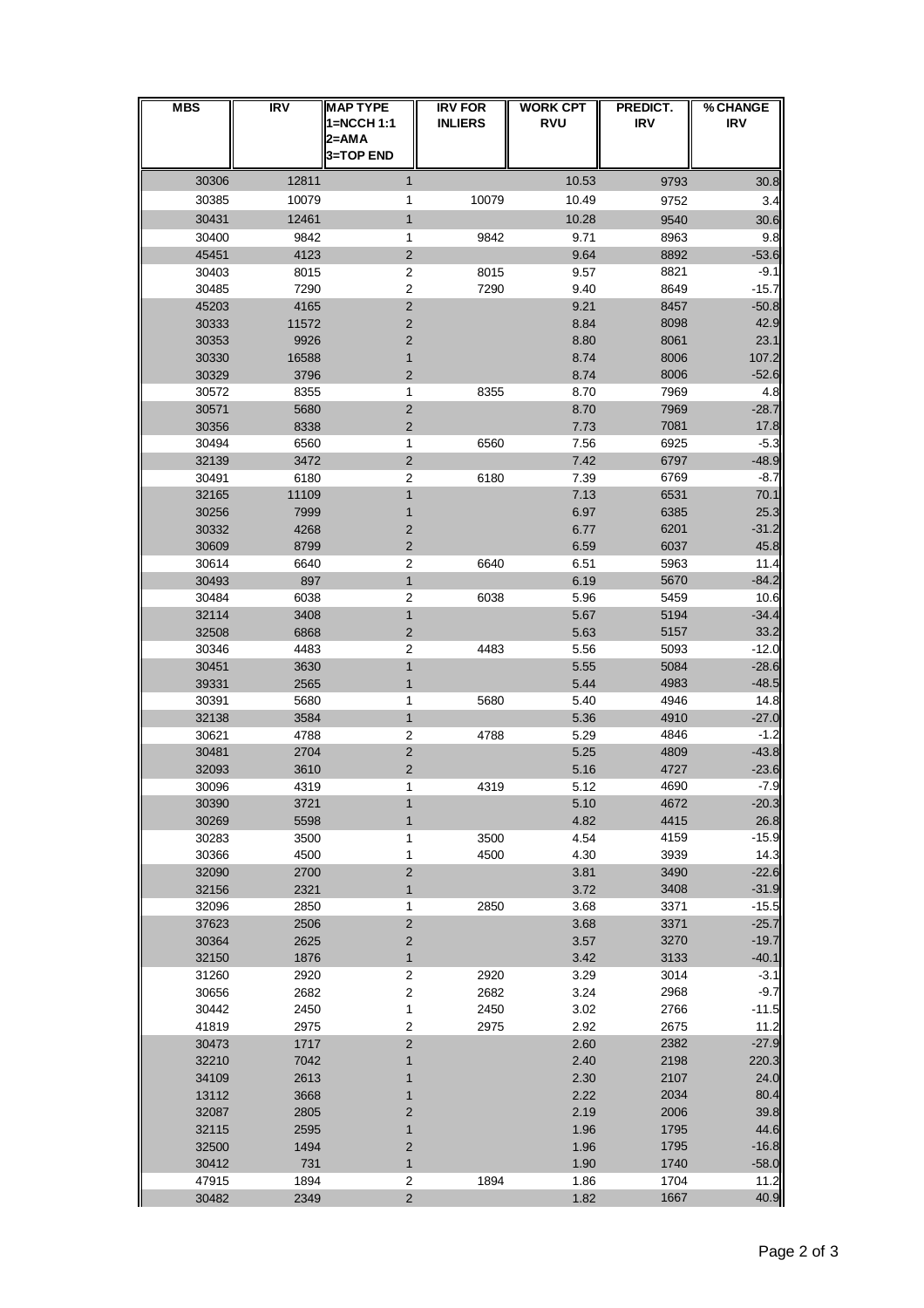| MBS | IRV | MAP TYPE 1=NCCH 1:1 2=AMA 3=TOP END | IRV FOR INLIERS | WORK CPT RVU | PREDICT. IRV | % CHANGE IRV |
|---|---|---|---|---|---|---|
| 30306 | 12811 | 1 | | 10.53 | 9793 | 30.8 |
| 30385 | 10079 | 1 | 10079 | 10.49 | 9752 | 3.4 |
| 30431 | 12461 | 1 | | 10.28 | 9540 | 30.6 |
| 30400 | 9842 | 1 | 9842 | 9.71 | 8963 | 9.8 |
| 45451 | 4123 | 2 | | 9.64 | 8892 | -53.6 |
| 30403 | 8015 | 2 | 8015 | 9.57 | 8821 | -9.1 |
| 30485 | 7290 | 2 | 7290 | 9.40 | 8649 | -15.7 |
| 45203 | 4165 | 2 | | 9.21 | 8457 | -50.8 |
| 30333 | 11572 | 2 | | 8.84 | 8098 | 42.9 |
| 30353 | 9926 | 2 | | 8.80 | 8061 | 23.1 |
| 30330 | 16588 | 1 | | 8.74 | 8006 | 107.2 |
| 30329 | 3796 | 2 | | 8.74 | 8006 | -52.6 |
| 30572 | 8355 | 1 | 8355 | 8.70 | 7969 | 4.8 |
| 30571 | 5680 | 2 | | 8.70 | 7969 | -28.7 |
| 30356 | 8338 | 2 | | 7.73 | 7081 | 17.8 |
| 30494 | 6560 | 1 | 6560 | 7.56 | 6925 | -5.3 |
| 32139 | 3472 | 2 | | 7.42 | 6797 | -48.9 |
| 30491 | 6180 | 2 | 6180 | 7.39 | 6769 | -8.7 |
| 32165 | 11109 | 1 | | 7.13 | 6531 | 70.1 |
| 30256 | 7999 | 1 | | 6.97 | 6385 | 25.3 |
| 30332 | 4268 | 2 | | 6.77 | 6201 | -31.2 |
| 30609 | 8799 | 2 | | 6.59 | 6037 | 45.8 |
| 30614 | 6640 | 2 | 6640 | 6.51 | 5963 | 11.4 |
| 30493 | 897 | 1 | | 6.19 | 5670 | -84.2 |
| 30484 | 6038 | 2 | 6038 | 5.96 | 5459 | 10.6 |
| 32114 | 3408 | 1 | | 5.67 | 5194 | -34.4 |
| 32508 | 6868 | 2 | | 5.63 | 5157 | 33.2 |
| 30346 | 4483 | 2 | 4483 | 5.56 | 5093 | -12.0 |
| 30451 | 3630 | 1 | | 5.55 | 5084 | -28.6 |
| 39331 | 2565 | 1 | | 5.44 | 4983 | -48.5 |
| 30391 | 5680 | 1 | 5680 | 5.40 | 4946 | 14.8 |
| 32138 | 3584 | 1 | | 5.36 | 4910 | -27.0 |
| 30621 | 4788 | 2 | 4788 | 5.29 | 4846 | -1.2 |
| 30481 | 2704 | 2 | | 5.25 | 4809 | -43.8 |
| 32093 | 3610 | 2 | | 5.16 | 4727 | -23.6 |
| 30096 | 4319 | 1 | 4319 | 5.12 | 4690 | -7.9 |
| 30390 | 3721 | 1 | | 5.10 | 4672 | -20.3 |
| 30269 | 5598 | 1 | | 4.82 | 4415 | 26.8 |
| 30283 | 3500 | 1 | 3500 | 4.54 | 4159 | -15.9 |
| 30366 | 4500 | 1 | 4500 | 4.30 | 3939 | 14.3 |
| 32090 | 2700 | 2 | | 3.81 | 3490 | -22.6 |
| 32156 | 2321 | 1 | | 3.72 | 3408 | -31.9 |
| 32096 | 2850 | 1 | 2850 | 3.68 | 3371 | -15.5 |
| 37623 | 2506 | 2 | | 3.68 | 3371 | -25.7 |
| 30364 | 2625 | 2 | | 3.57 | 3270 | -19.7 |
| 32150 | 1876 | 1 | | 3.42 | 3133 | -40.1 |
| 31260 | 2920 | 2 | 2920 | 3.29 | 3014 | -3.1 |
| 30656 | 2682 | 2 | 2682 | 3.24 | 2968 | -9.7 |
| 30442 | 2450 | 1 | 2450 | 3.02 | 2766 | -11.5 |
| 41819 | 2975 | 2 | 2975 | 2.92 | 2675 | 11.2 |
| 30473 | 1717 | 2 | | 2.60 | 2382 | -27.9 |
| 32210 | 7042 | 1 | | 2.40 | 2198 | 220.3 |
| 34109 | 2613 | 1 | | 2.30 | 2107 | 24.0 |
| 13112 | 3668 | 1 | | 2.22 | 2034 | 80.4 |
| 32087 | 2805 | 2 | | 2.19 | 2006 | 39.8 |
| 32115 | 2595 | 1 | | 1.96 | 1795 | 44.6 |
| 32500 | 1494 | 2 | | 1.96 | 1795 | -16.8 |
| 30412 | 731 | 1 | | 1.90 | 1740 | -58.0 |
| 47915 | 1894 | 2 | 1894 | 1.86 | 1704 | 11.2 |
| 30482 | 2349 | 2 | | 1.82 | 1667 | 40.9 |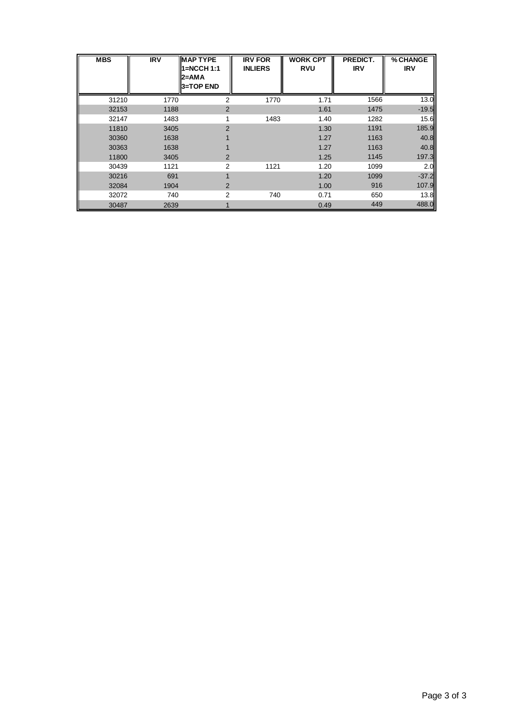| MBS | IRV | MAP TYPE 1=NCCH 1:1 2=AMA 3=TOP END | IRV FOR INLIERS | WORK CPT RVU | PREDICT. IRV | % CHANGE IRV |
|---|---|---|---|---|---|---|
| 31210 | 1770 | 2 | 1770 | 1.71 | 1566 | 13.0 |
| 32153 | 1188 | 2 | | 1.61 | 1475 | -19.5 |
| 32147 | 1483 | 1 | 1483 | 1.40 | 1282 | 15.6 |
| 11810 | 3405 | 2 | | 1.30 | 1191 | 185.9 |
| 30360 | 1638 | 1 | | 1.27 | 1163 | 40.8 |
| 30363 | 1638 | 1 | | 1.27 | 1163 | 40.8 |
| 11800 | 3405 | 2 | | 1.25 | 1145 | 197.3 |
| 30439 | 1121 | 2 | 1121 | 1.20 | 1099 | 2.0 |
| 30216 | 691 | 1 | | 1.20 | 1099 | -37.2 |
| 32084 | 1904 | 2 | | 1.00 | 916 | 107.9 |
| 32072 | 740 | 2 | 740 | 0.71 | 650 | 13.8 |
| 30487 | 2639 | 1 | | 0.49 | 449 | 488.0 |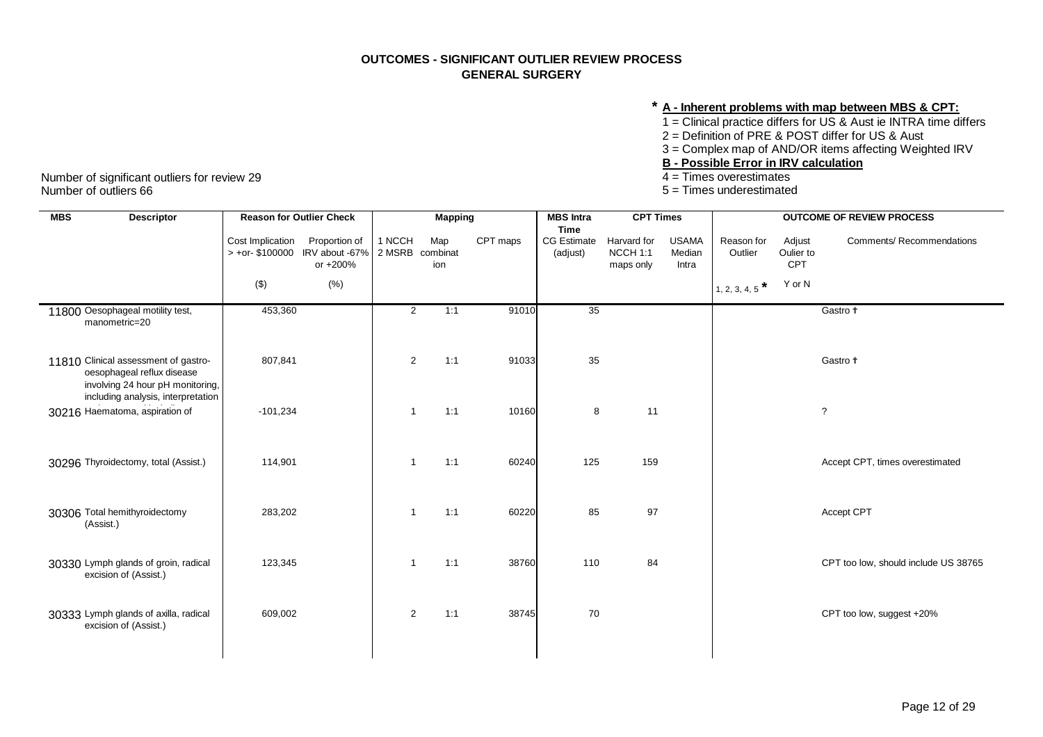**OUTCOMES - SIGNIFICANT OUTLIER REVIEW PROCESS**
**GENERAL SURGERY**

**\* A - Inherent problems with map between MBS & CPT:**
1 = Clinical practice differs for US & Aust ie INTRA time differs
2 = Definition of PRE & POST differ for US & Aust
3 = Complex map of AND/OR items affecting Weighted IRV
**B - Possible Error in IRV calculation**
4 = Times overestimates
5 = Times underestimated

Number of significant outliers for review 29
Number of outliers 66

| MBS | Descriptor | Reason for Outlier Check | | Mapping | | | MBS Intra Time | CPT Times | | OUTCOME OF REVIEW PROCESS | | |
|---|---|---|---|---|---|---|---|---|---|---|---|---|
| | | Cost Implication > +or- $100000 | Proportion of IRV about -67% or +200% | 1 NCCH 2 MSRB | Map combination | CPT maps | CG Estimate (adjust) | Harvard for NCCH 1:1 maps only | USAMA Median Intra | Reason for Outlier | Adjust Oulier to CPT | Comments/ Recommendations |
| | | ($) | (%) | | | | | | | 1, 2, 3, 4, 5 * | Y or N | |
| 11800 | Oesophageal motility test, manometric=20 | 453,360 | | 2 | 1:1 | 91010 | 35 | | | | | Gastro † |
| 11810 | Clinical assessment of gastro-oesophageal reflux disease involving 24 hour pH monitoring, including analysis, interpretation | 807,841 | | 2 | 1:1 | 91033 | 35 | | | | | Gastro † |
| 30216 | Haematoma, aspiration of | -101,234 | | 1 | 1:1 | 10160 | 8 | 11 | | | | ? |
| 30296 | Thyroidectomy, total (Assist.) | 114,901 | | 1 | 1:1 | 60240 | 125 | 159 | | | | Accept CPT, times overestimated |
| 30306 | Total hemithyroidectomy (Assist.) | 283,202 | | 1 | 1:1 | 60220 | 85 | 97 | | | | Accept CPT |
| 30330 | Lymph glands of groin, radical excision of (Assist.) | 123,345 | | 1 | 1:1 | 38760 | 110 | 84 | | | | CPT too low, should include US 38765 |
| 30333 | Lymph glands of axilla, radical excision of (Assist.) | 609,002 | | 2 | 1:1 | 38745 | 70 | | | | | CPT too low, suggest +20% |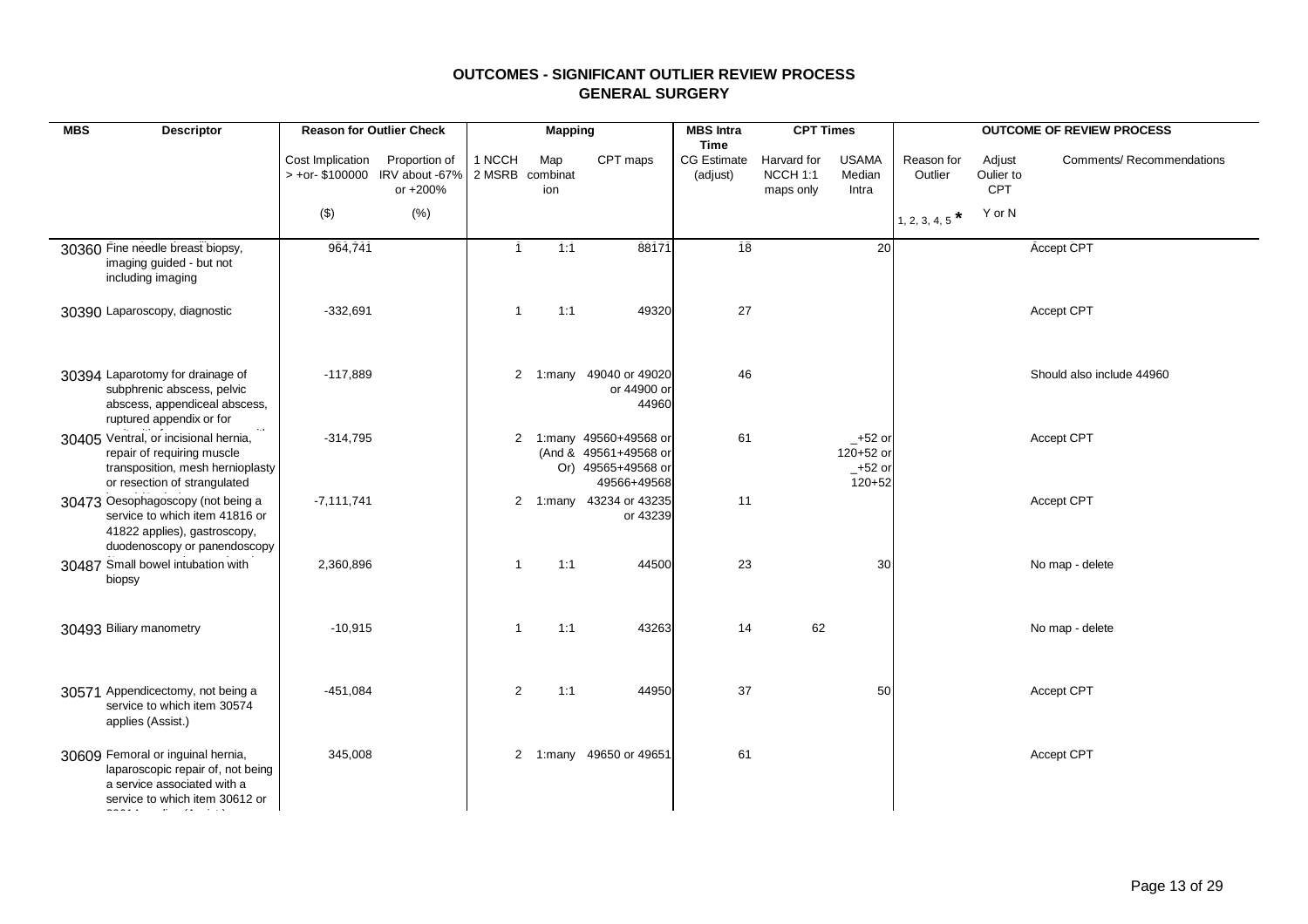# OUTCOMES - SIGNIFICANT OUTLIER REVIEW PROCESS

## GENERAL SURGERY

| MBS | Descriptor | Reason for Outlier Check | | Mapping | | | MBS Intra Time | CPT Times | | OUTCOME OF REVIEW PROCESS | | |
|---|---|---|---|---|---|---|---|---|---|---|---|---|
| | | Cost Implication > +or- $100000 | Proportion of IRV about -67% or +200% | 1 NCCH 2 MSRB | Map combination | CPT maps | CG Estimate (adjust) | Harvard for NCCH 1:1 maps only | USAMA Median Intra | Reason for Outlier | Adjust Oulier to CPT | Comments/ Recommendations |
| | | ($) | (%) | | | | | | | 1, 2, 3, 4, 5 * | Y or N | |
| 30360 | Fine needle breast biopsy, imaging guided - but not including imaging | 964,741 | | 1 | 1:1 | 88171 | 18 | | 20 | | | Accept CPT |
| 30390 | Laparoscopy, diagnostic | -332,691 | | 1 | 1:1 | 49320 | 27 | | | | | Accept CPT |
| 30394 | Laparotomy for drainage of subphrenic abscess, pelvic abscess, appendiceal abscess, ruptured appendix or for | -117,889 | | 2 | 1:many | 49040 or 49020 or 44900 or 44960 | 46 | | | | | Should also include 44960 |
| 30405 | Ventral, or incisional hernia, repair of requiring muscle transposition, mesh hernioplasty or resection of strangulated | -314,795 | | 2 | 1:many (And & Or) | 49560+49568 or 49561+49568 or 49565+49568 or 49566+49568 | 61 | | _+52 or 120+52 or _+52 or 120+52 | | | Accept CPT |
| 30473 | Oesophagoscopy (not being a service to which item 41816 or 41822 applies), gastroscopy, duodenoscopy or panendoscopy | -7,111,741 | | 2 | 1:many | 43234 or 43235 or 43239 | 11 | | | | | Accept CPT |
| 30487 | Small bowel intubation with biopsy | 2,360,896 | | 1 | 1:1 | 44500 | 23 | | 30 | | | No map - delete |
| 30493 | Biliary manometry | -10,915 | | 1 | 1:1 | 43263 | 14 | 62 | | | | No map - delete |
| 30571 | Appendicectomy, not being a service to which item 30574 applies (Assist.) | -451,084 | | 2 | 1:1 | 44950 | 37 | | 50 | | | Accept CPT |
| 30609 | Femoral or inguinal hernia, laparoscopic repair of, not being a service associated with a service to which item 30612 or | 345,008 | | 2 | 1:many | 49650 or 49651 | 61 | | | | | Accept CPT |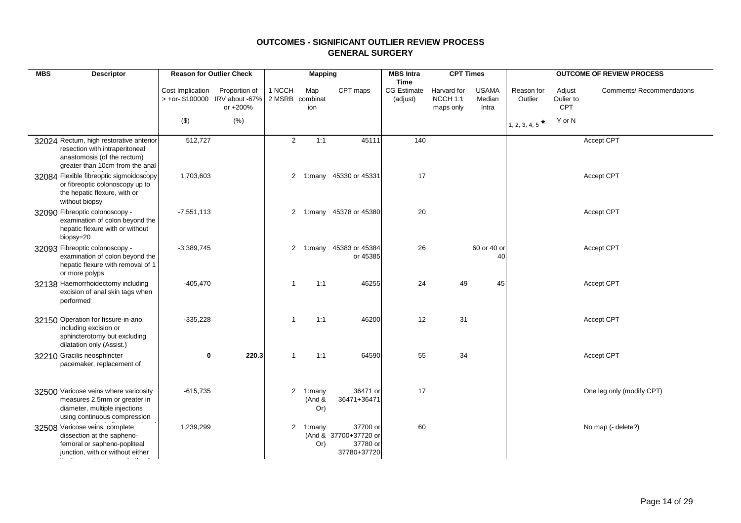# OUTCOMES - SIGNIFICANT OUTLIER REVIEW PROCESS
## GENERAL SURGERY

| MBS | Descriptor | Reason for Outlier Check | | Mapping | | | MBS Intra Time | CPT Times | | OUTCOME OF REVIEW PROCESS | | |
|---|---|---|---|---|---|---|---|---|---|---|---|---|
| | | Cost Implication > +or- $100000 | Proportion of IRV about -67% or +200% | 1 NCCH 2 MSRB | Map combination | CPT maps | CG Estimate (adjust) | Harvard for NCCH 1:1 maps only | USAMA Median Intra | Reason for Outlier | Adjust Oulier to CPT | Comments/ Recommendations |
| | | ($) | (%) | | | | | | | 1, 2, 3, 4, 5 * | Y or N | |
| 32024 | Rectum, high restorative anterior resection with intraperitoneal anastomosis (of the rectum) greater than 10cm from the anal | 512,727 | | 2 | 1:1 | 45111 | 140 | | | | | Accept CPT |
| 32084 | Flexible fibreoptic sigmoidoscopy or fibreoptic colonoscopy up to the hepatic flexure, with or without biopsy | 1,703,603 | | 2 | 1:many | 45330 or 45331 | 17 | | | | | Accept CPT |
| 32090 | Fibreoptic colonoscopy - examination of colon beyond the hepatic flexure with or without biopsy=20 | -7,551,113 | | 2 | 1:many | 45378 or 45380 | 20 | | | | | Accept CPT |
| 32093 | Fibreoptic colonoscopy - examination of colon beyond the hepatic flexure with removal of 1 or more polyps | -3,389,745 | | 2 | 1:many | 45383 or 45384 or 45385 | 26 | | 60 or 40 or 40 | | | Accept CPT |
| 32138 | Haemorrhoidectomy including excision of anal skin tags when performed | -405,470 | | 1 | 1:1 | 46255 | 24 | 49 | 45 | | | Accept CPT |
| 32150 | Operation for fissure-in-ano, including excision or sphincterotomy but excluding dilatation only (Assist.) | -335,228 | | 1 | 1:1 | 46200 | 12 | 31 | | | | Accept CPT |
| 32210 | Gracilis neosphincter pacemaker, replacement of | **0** | **220.3** | 1 | 1:1 | 64590 | 55 | 34 | | | | Accept CPT |
| 32500 | Varicose veins where varicosity measures 2.5mm or greater in diameter, multiple injections using continuous compression | -615,735 | | 2 | 1:many (And & Or) | 36471 or 36471+36471 | 17 | | | | | One leg only (modify CPT) |
| 32508 | Varicose veins, complete dissection at the sapheno-femoral or sapheno-popliteal junction, with or without either | 1,239,299 | | 2 | 1:many (And & Or) | 37700 or 37700+37720 or 37780 or 37780+37720 | 60 | | | | | No map (- delete?) |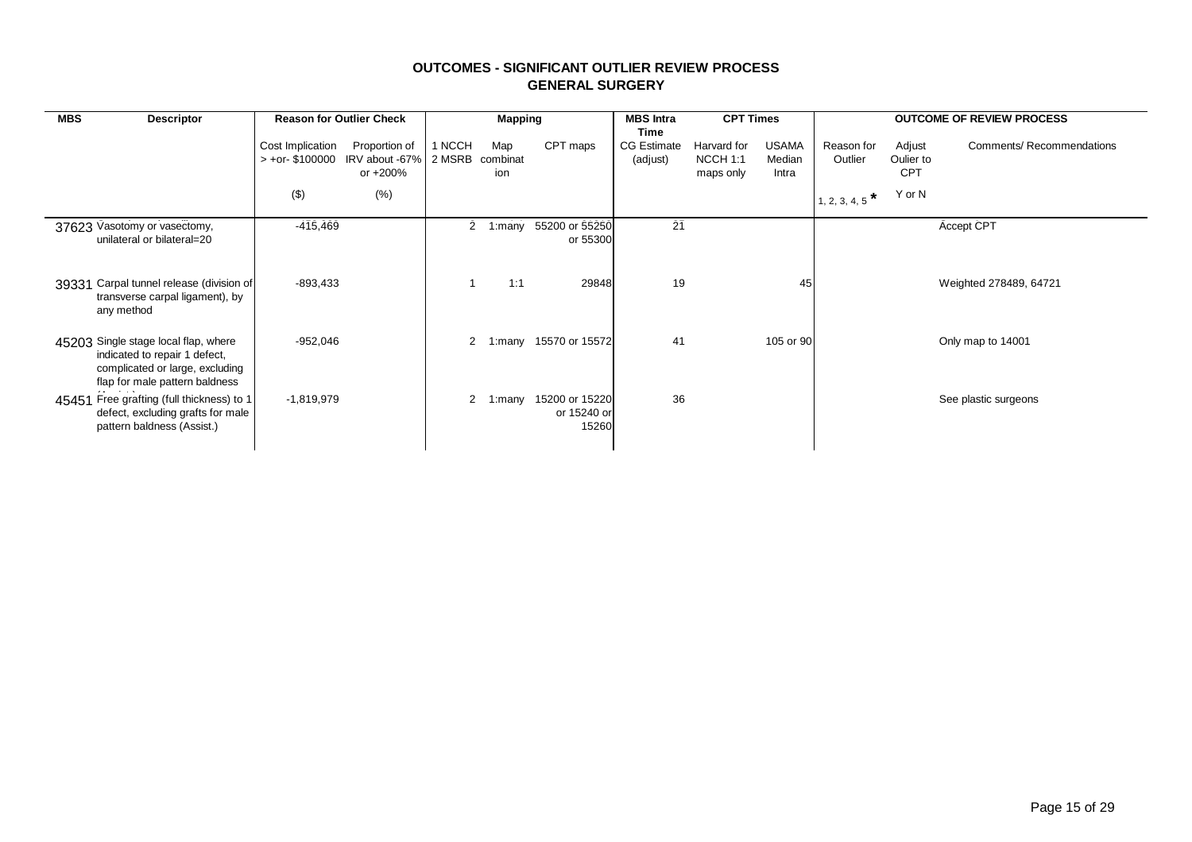# OUTCOMES - SIGNIFICANT OUTLIER REVIEW PROCESS
## GENERAL SURGERY

| MBS | Descriptor | Reason for Outlier Check | | Mapping | | | MBS Intra Time | CPT Times | | OUTCOME OF REVIEW PROCESS | | |
|---|---|---|---|---|---|---|---|---|---|---|---|---|
| | | Cost Implication > +or- $100000 | Proportion of IRV about -67% or +200% | 1 NCCH 2 MSRB | Map combination | CPT maps | CG Estimate (adjust) | Harvard for NCCH 1:1 maps only | USAMA Median Intra | Reason for Outlier | Adjust Oulier to CPT | Comments/ Recommendations |
| | | ($) | (%) | | | | | | | 1, 2, 3, 4, 5 * | Y or N | |
| 37623 | Vasotomy or vasectomy, unilateral or bilateral=20 | -415,469 | | 2 | 1:many | 55200 or 55250 or 55300 | 21 | | | | | Accept CPT |
| 39331 | Carpal tunnel release (division of transverse carpal ligament), by any method | -893,433 | | 1 | 1:1 | 29848 | 19 | | 45 | | | Weighted 278489, 64721 |
| 45203 | Single stage local flap, where indicated to repair 1 defect, complicated or large, excluding flap for male pattern baldness | -952,046 | | 2 | 1:many | 15570 or 15572 | 41 | | 105 or 90 | | | Only map to 14001 |
| 45451 | Free grafting (full thickness) to 1 defect, excluding grafts for male pattern baldness (Assist.) | -1,819,979 | | 2 | 1:many | 15200 or 15220 or 15240 or 15260 | 36 | | | | | See plastic surgeons |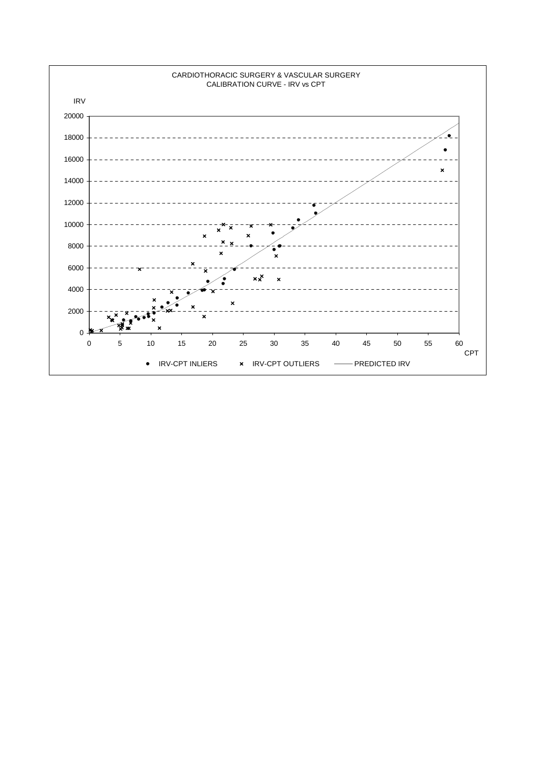CARDIOTHORACIC SURGERY & VASCULAR SURGERY
CALIBRATION CURVE - IRV vs CPT

IRV

20000
18000
16000
14000
12000
10000
8000
6000
4000
2000
0

0 5 10 15 20 25 30 35 40 45 50 55 60

CPT

● IRV-CPT INLIERS × IRV-CPT OUTLIERS —— PREDICTED IRV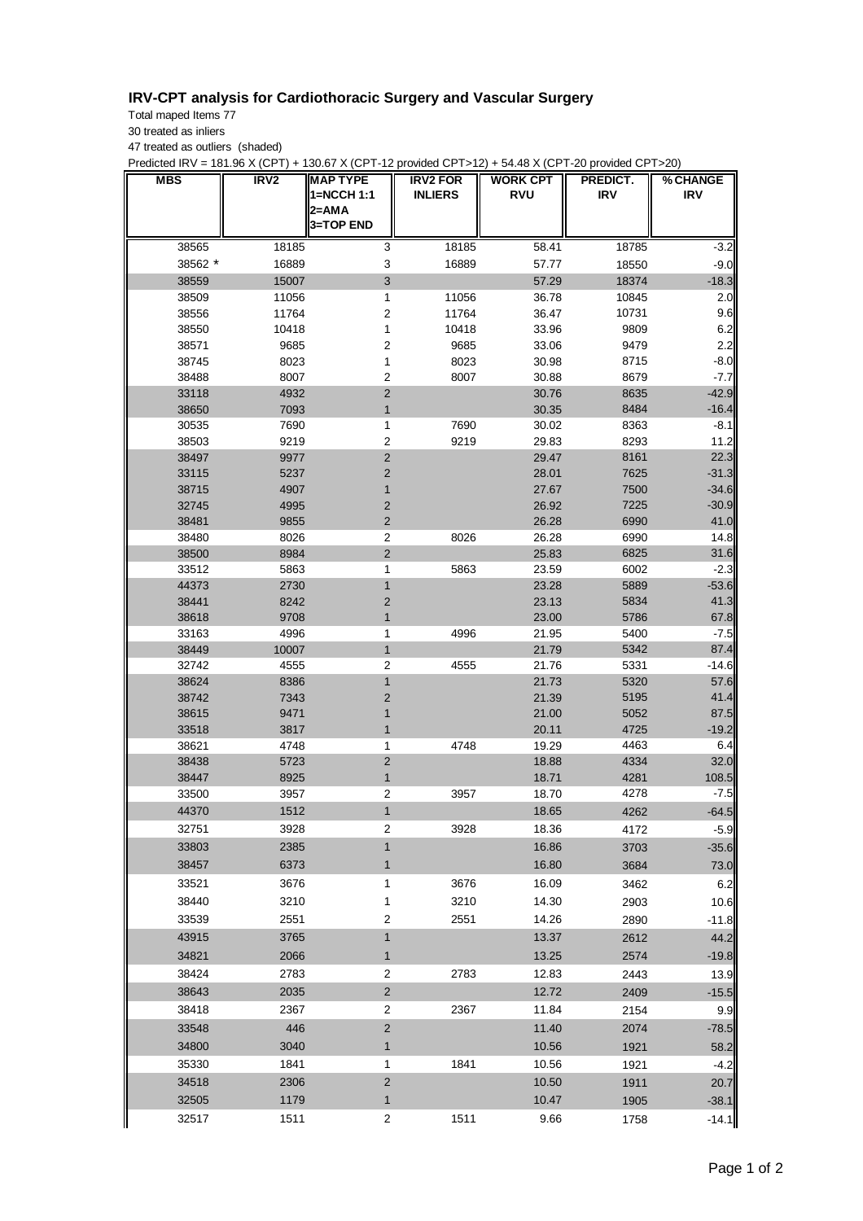## IRV-CPT analysis for Cardiothoracic Surgery and Vascular Surgery

Total maped Items 77

30 treated as inliers

47 treated as outliers (shaded)

Predicted IRV = 181.96 X (CPT) + 130.67 X (CPT-12 provided CPT>12) + 54.48 X (CPT-20 provided CPT>20)

| MBS | IRV2 | MAP TYPE 1=NCCH 1:1 2=AMA 3=TOP END | IRV2 FOR INLIERS | WORK CPT RVU | PREDICT. IRV | % CHANGE IRV |
|---|---|---|---|---|---|---|
| 38565 | 18185 | 3 | 18185 | 58.41 | 18785 | -3.2 |
| 38562 * | 16889 | 3 | 16889 | 57.77 | 18550 | -9.0 |
| 38559 | 15007 | 3 | | 57.29 | 18374 | -18.3 |
| 38509 | 11056 | 1 | 11056 | 36.78 | 10845 | 2.0 |
| 38556 | 11764 | 2 | 11764 | 36.47 | 10731 | 9.6 |
| 38550 | 10418 | 1 | 10418 | 33.96 | 9809 | 6.2 |
| 38571 | 9685 | 2 | 9685 | 33.06 | 9479 | 2.2 |
| 38745 | 8023 | 1 | 8023 | 30.98 | 8715 | -8.0 |
| 38488 | 8007 | 2 | 8007 | 30.88 | 8679 | -7.7 |
| 33118 | 4932 | 2 | | 30.76 | 8635 | -42.9 |
| 38650 | 7093 | 1 | | 30.35 | 8484 | -16.4 |
| 30535 | 7690 | 1 | 7690 | 30.02 | 8363 | -8.1 |
| 38503 | 9219 | 2 | 9219 | 29.83 | 8293 | 11.2 |
| 38497 | 9977 | 2 | | 29.47 | 8161 | 22.3 |
| 33115 | 5237 | 2 | | 28.01 | 7625 | -31.3 |
| 38715 | 4907 | 1 | | 27.67 | 7500 | -34.6 |
| 32745 | 4995 | 2 | | 26.92 | 7225 | -30.9 |
| 38481 | 9855 | 2 | | 26.28 | 6990 | 41.0 |
| 38480 | 8026 | 2 | 8026 | 26.28 | 6990 | 14.8 |
| 38500 | 8984 | 2 | | 25.83 | 6825 | 31.6 |
| 33512 | 5863 | 1 | 5863 | 23.59 | 6002 | -2.3 |
| 44373 | 2730 | 1 | | 23.28 | 5889 | -53.6 |
| 38441 | 8242 | 2 | | 23.13 | 5834 | 41.3 |
| 38618 | 9708 | 1 | | 23.00 | 5786 | 67.8 |
| 33163 | 4996 | 1 | 4996 | 21.95 | 5400 | -7.5 |
| 38449 | 10007 | 1 | | 21.79 | 5342 | 87.4 |
| 32742 | 4555 | 2 | 4555 | 21.76 | 5331 | -14.6 |
| 38624 | 8386 | 1 | | 21.73 | 5320 | 57.6 |
| 38742 | 7343 | 2 | | 21.39 | 5195 | 41.4 |
| 38615 | 9471 | 1 | | 21.00 | 5052 | 87.5 |
| 33518 | 3817 | 1 | | 20.11 | 4725 | -19.2 |
| 38621 | 4748 | 1 | 4748 | 19.29 | 4463 | 6.4 |
| 38438 | 5723 | 2 | | 18.88 | 4334 | 32.0 |
| 38447 | 8925 | 1 | | 18.71 | 4281 | 108.5 |
| 33500 | 3957 | 2 | 3957 | 18.70 | 4278 | -7.5 |
| 44370 | 1512 | 1 | | 18.65 | 4262 | -64.5 |
| 32751 | 3928 | 2 | 3928 | 18.36 | 4172 | -5.9 |
| 33803 | 2385 | 1 | | 16.86 | 3703 | -35.6 |
| 38457 | 6373 | 1 | | 16.80 | 3684 | 73.0 |
| 33521 | 3676 | 1 | 3676 | 16.09 | 3462 | 6.2 |
| 38440 | 3210 | 1 | 3210 | 14.30 | 2903 | 10.6 |
| 33539 | 2551 | 2 | 2551 | 14.26 | 2890 | -11.8 |
| 43915 | 3765 | 1 | | 13.37 | 2612 | 44.2 |
| 34821 | 2066 | 1 | | 13.25 | 2574 | -19.8 |
| 38424 | 2783 | 2 | 2783 | 12.83 | 2443 | 13.9 |
| 38643 | 2035 | 2 | | 12.72 | 2409 | -15.5 |
| 38418 | 2367 | 2 | 2367 | 11.84 | 2154 | 9.9 |
| 33548 | 446 | 2 | | 11.40 | 2074 | -78.5 |
| 34800 | 3040 | 1 | | 10.56 | 1921 | 58.2 |
| 35330 | 1841 | 1 | 1841 | 10.56 | 1921 | -4.2 |
| 34518 | 2306 | 2 | | 10.50 | 1911 | 20.7 |
| 32505 | 1179 | 1 | | 10.47 | 1905 | -38.1 |
| 32517 | 1511 | 2 | 1511 | 9.66 | 1758 | -14.1 |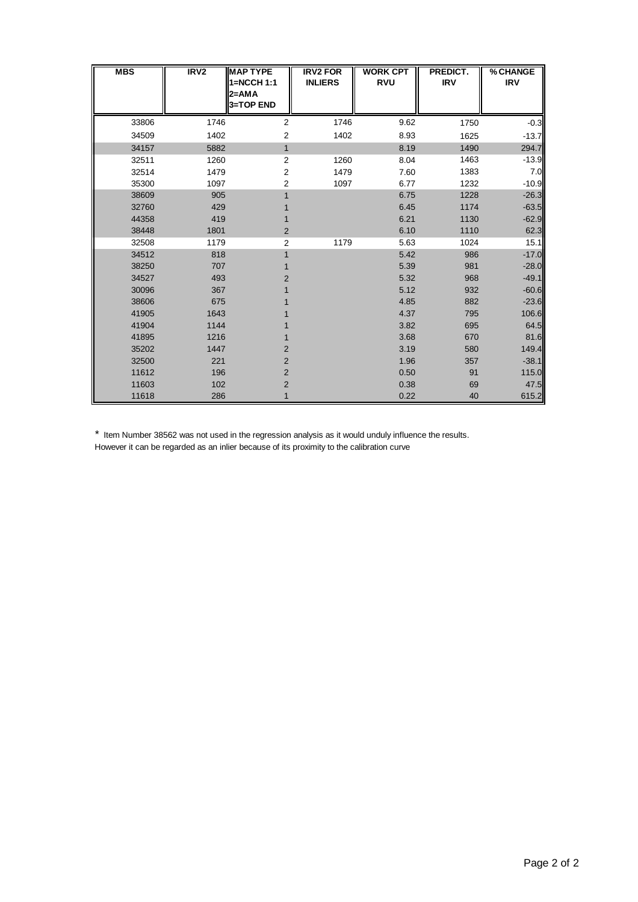| MBS | IRV2 | MAP TYPE 1=NCCH 1:1 2=AMA 3=TOP END | IRV2 FOR INLIERS | WORK CPT RVU | PREDICT. IRV | % CHANGE IRV |
|---|---|---|---|---|---|---|
| 33806 | 1746 | 2 | 1746 | 9.62 | 1750 | -0.3 |
| 34509 | 1402 | 2 | 1402 | 8.93 | 1625 | -13.7 |
| 34157 | 5882 | 1 | | 8.19 | 1490 | 294.7 |
| 32511 | 1260 | 2 | 1260 | 8.04 | 1463 | -13.9 |
| 32514 | 1479 | 2 | 1479 | 7.60 | 1383 | 7.0 |
| 35300 | 1097 | 2 | 1097 | 6.77 | 1232 | -10.9 |
| 38609 | 905 | 1 | | 6.75 | 1228 | -26.3 |
| 32760 | 429 | 1 | | 6.45 | 1174 | -63.5 |
| 44358 | 419 | 1 | | 6.21 | 1130 | -62.9 |
| 38448 | 1801 | 2 | | 6.10 | 1110 | 62.3 |
| 32508 | 1179 | 2 | 1179 | 5.63 | 1024 | 15.1 |
| 34512 | 818 | 1 | | 5.42 | 986 | -17.0 |
| 38250 | 707 | 1 | | 5.39 | 981 | -28.0 |
| 34527 | 493 | 2 | | 5.32 | 968 | -49.1 |
| 30096 | 367 | 1 | | 5.12 | 932 | -60.6 |
| 38606 | 675 | 1 | | 4.85 | 882 | -23.6 |
| 41905 | 1643 | 1 | | 4.37 | 795 | 106.6 |
| 41904 | 1144 | 1 | | 3.82 | 695 | 64.5 |
| 41895 | 1216 | 1 | | 3.68 | 670 | 81.6 |
| 35202 | 1447 | 2 | | 3.19 | 580 | 149.4 |
| 32500 | 221 | 2 | | 1.96 | 357 | -38.1 |
| 11612 | 196 | 2 | | 0.50 | 91 | 115.0 |
| 11603 | 102 | 2 | | 0.38 | 69 | 47.5 |
| 11618 | 286 | 1 | | 0.22 | 40 | 615.2 |

* Item Number 38562 was not used in the regression analysis as it would unduly influence the results.
However it can be regarded as an inlier because of its proximity to the calibration curve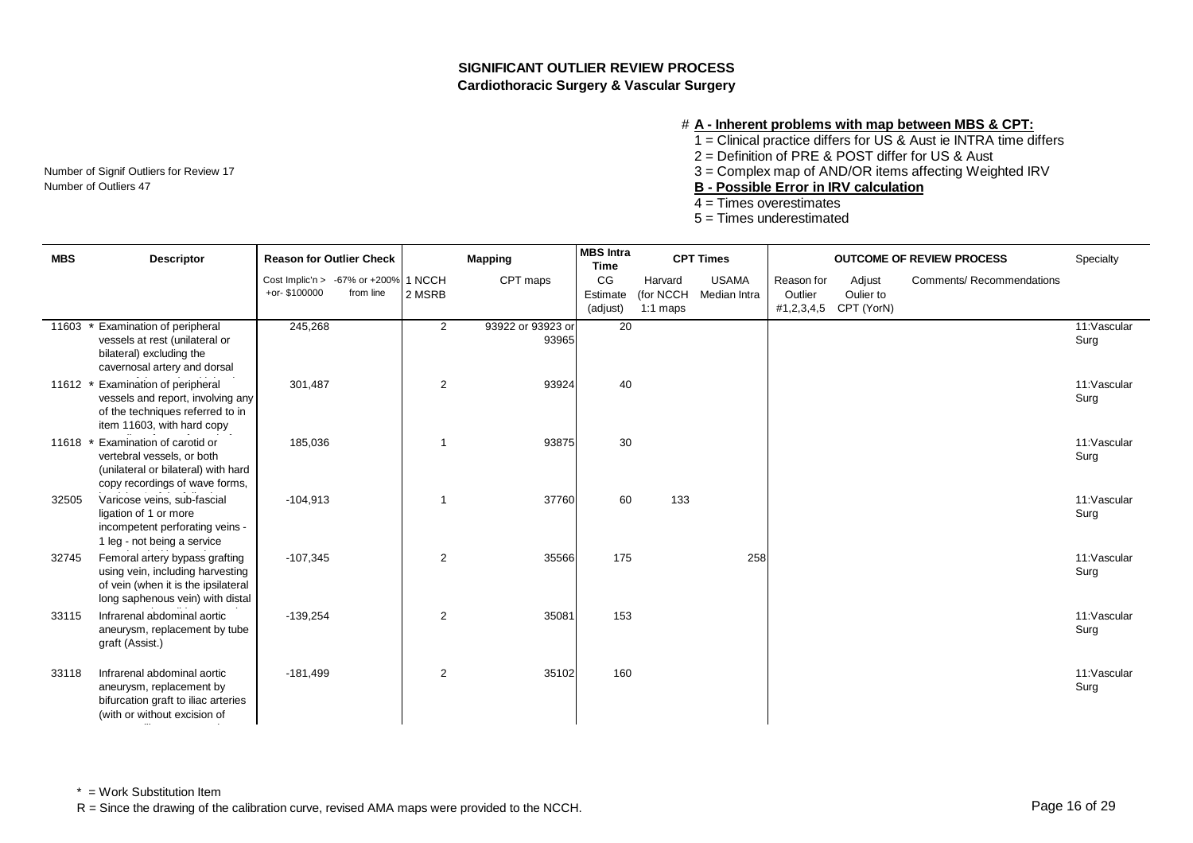## SIGNIFICANT OUTLIER REVIEW PROCESS
### Cardiothoracic Surgery & Vascular Surgery

Number of Signif Outliers for Review 17
Number of Outliers 47

# **A - Inherent problems with map between MBS & CPT:**
1 = Clinical practice differs for US & Aust ie INTRA time differs
2 = Definition of PRE & POST differ for US & Aust
3 = Complex map of AND/OR items affecting Weighted IRV
**B - Possible Error in IRV calculation**
4 = Times overestimates
5 = Times underestimated

| MBS | Descriptor | Reason for Outlier Check | | Mapping | | MBS Intra Time | CPT Times | | OUTCOME OF REVIEW PROCESS | | | Specialty |
|---|---|---|---|---|---|---|---|---|---|---|---|---|
| | | Cost Implic'n > +or- $100000 | -67% or +200% from line | 1 NCCH 2 MSRB | CPT maps | CG Estimate (adjust) | Harvard (for NCCH 1:1 maps | USAMA Median Intra | Reason for Outlier #1,2,3,4,5 | Adjust Oulier to CPT (YorN) | Comments/ Recommendations | |
| 11603 * | Examination of peripheral vessels at rest (unilateral or bilateral) excluding the cavernosal artery and dorsal | 245,268 | | 2 | 93922 or 93923 or 93965 | 20 | | | | | | 11:Vascular Surg |
| 11612 * | Examination of peripheral vessels and report, involving any of the techniques referred to in item 11603, with hard copy | 301,487 | | 2 | 93924 | 40 | | | | | | 11:Vascular Surg |
| 11618 * | Examination of carotid or vertebral vessels, or both (unilateral or bilateral) with hard copy recordings of wave forms, | 185,036 | | 1 | 93875 | 30 | | | | | | 11:Vascular Surg |
| 32505 | Varicose veins, sub-fascial ligation of 1 or more incompetent perforating veins - 1 leg - not being a service | -104,913 | | 1 | 37760 | 60 | 133 | | | | | 11:Vascular Surg |
| 32745 | Femoral artery bypass grafting using vein, including harvesting of vein (when it is the ipsilateral long saphenous vein) with distal | -107,345 | | 2 | 35566 | 175 | | 258 | | | | 11:Vascular Surg |
| 33115 | Infrarenal abdominal aortic aneurysm, replacement by tube graft (Assist.) | -139,254 | | 2 | 35081 | 153 | | | | | | 11:Vascular Surg |
| 33118 | Infrarenal abdominal aortic aneurysm, replacement by bifurcation graft to iliac arteries (with or without excision of | -181,499 | | 2 | 35102 | 160 | | | | | | 11:Vascular Surg |

* = Work Substitution Item
R = Since the drawing of the calibration curve, revised AMA maps were provided to the NCCH.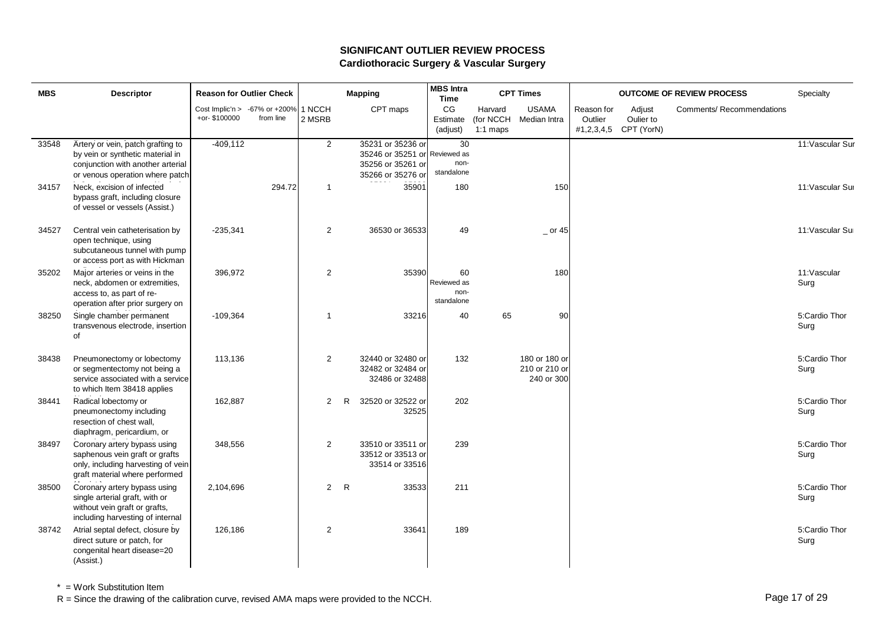# SIGNIFICANT OUTLIER REVIEW PROCESS

## Cardiothoracic Surgery & Vascular Surgery

| MBS | Descriptor | Reason for Outlier Check | | Mapping | | | MBS Intra Time | CPT Times | | OUTCOME OF REVIEW PROCESS | | | Specialty |
|---|---|---|---|---|---|---|---|---|---|---|---|---|---|
| | | Cost Implic'n > +or- $100000 | -67% or +200% from line | 1 NCCH 2 MSRB | | CPT maps | CG Estimate (adjust) | Harvard (for NCCH 1:1 maps | USAMA Median Intra | Reason for Outlier #1,2,3,4,5 | Adjust Oulier to CPT (YorN) | Comments/ Recommendations | |
| 33548 | Artery or vein, patch grafting to by vein or synthetic material in conjunction with another arterial or venous operation where patch | -409,112 | | 2 | | 35231 or 35236 or 35246 or 35251 or 35256 or 35261 or 35266 or 35276 or | 30 Reviewed as non-standalone | | | | | | 11:Vascular Sur |
| 34157 | Neck, excision of infected bypass graft, including closure of vessel or vessels (Assist.) | | 294.72 | 1 | | 35901 | 180 | | 150 | | | | 11:Vascular Sur |
| 34527 | Central vein catheterisation by open technique, using subcutaneous tunnel with pump or access port as with Hickman | -235,341 | | 2 | | 36530 or 36533 | 49 | | _ or 45 | | | | 11:Vascular Sur |
| 35202 | Major arteries or veins in the neck, abdomen or extremities, access to, as part of re-operation after prior surgery on | 396,972 | | 2 | | 35390 | 60 Reviewed as non-standalone | | 180 | | | | 11:Vascular Surg |
| 38250 | Single chamber permanent transvenous electrode, insertion of | -109,364 | | 1 | | 33216 | 40 | 65 | 90 | | | | 5:Cardio Thor Surg |
| 38438 | Pneumonectomy or lobectomy or segmentectomy not being a service associated with a service to which Item 38418 applies | 113,136 | | 2 | | 32440 or 32480 or 32482 or 32484 or 32486 or 32488 | 132 | | 180 or 180 or 210 or 210 or 240 or 300 | | | | 5:Cardio Thor Surg |
| 38441 | Radical lobectomy or pneumonectomy including resection of chest wall, diaphragm, pericardium, or | 162,887 | | 2 | R | 32520 or 32522 or 32525 | 202 | | | | | | 5:Cardio Thor Surg |
| 38497 | Coronary artery bypass using saphenous vein graft or grafts only, including harvesting of vein graft material where performed | 348,556 | | 2 | | 33510 or 33511 or 33512 or 33513 or 33514 or 33516 | 239 | | | | | | 5:Cardio Thor Surg |
| 38500 | Coronary artery bypass using single arterial graft, with or without vein graft or grafts, including harvesting of internal | 2,104,696 | | 2 | R | 33533 | 211 | | | | | | 5:Cardio Thor Surg |
| 38742 | Atrial septal defect, closure by direct suture or patch, for congenital heart disease=20 (Assist.) | 126,186 | | 2 | | 33641 | 189 | | | | | | 5:Cardio Thor Surg |

* = Work Substitution Item

R = Since the drawing of the calibration curve, revised AMA maps were provided to the NCCH.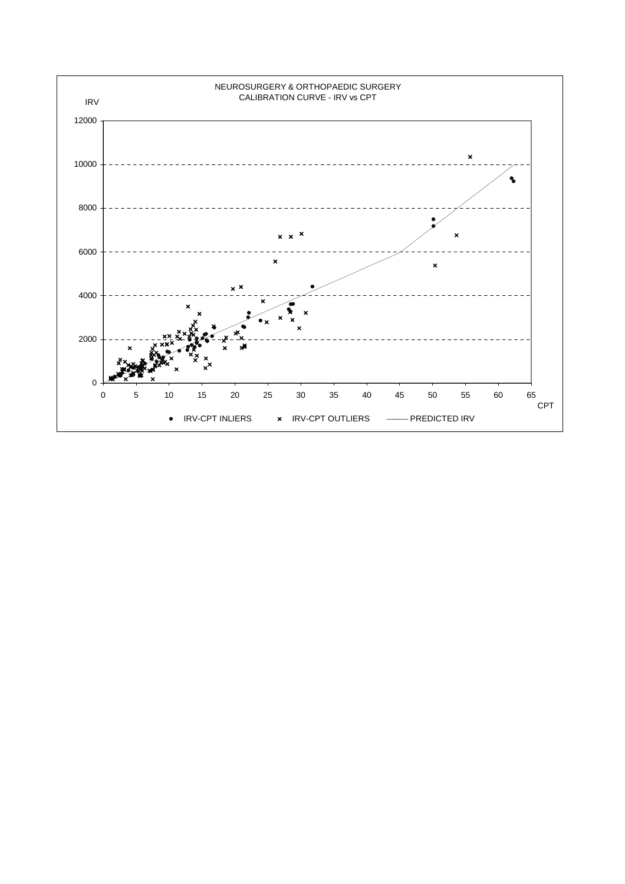NEUROSURGERY & ORTHOPAEDIC SURGERY
CALIBRATION CURVE - IRV vs CPT

IRV

CPT

• IRV-CPT INLIERS × IRV-CPT OUTLIERS —— PREDICTED IRV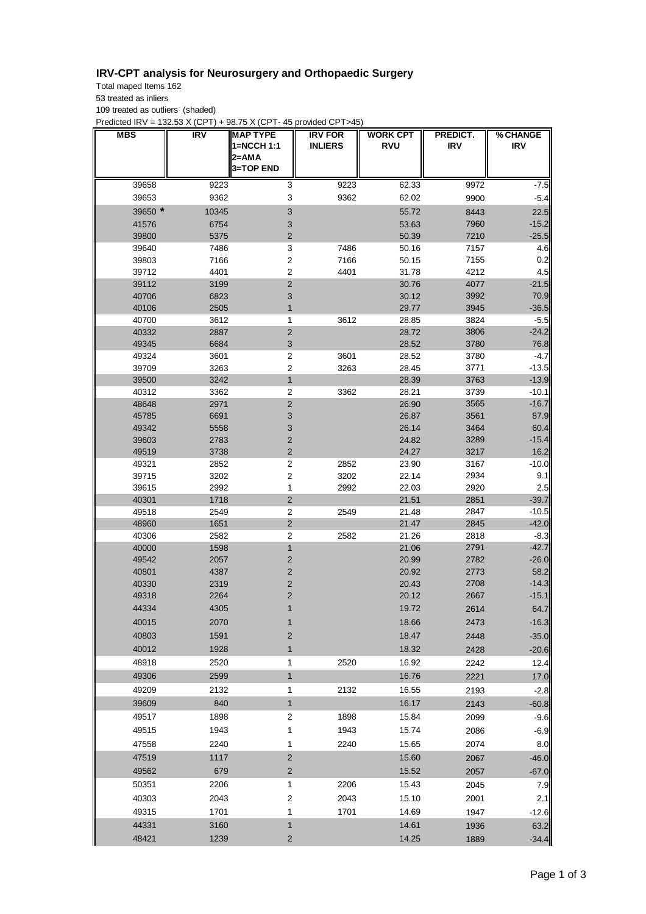**IRV-CPT analysis for Neurosurgery and Orthopaedic Surgery**

Total maped Items 162

53 treated as inliers

109 treated as outliers (shaded)

Predicted IRV = 132.53 X (CPT) + 98.75 X (CPT- 45 provided CPT>45)

| MBS | IRV | MAP TYPE 1=NCCH 1:1 2=AMA 3=TOP END | IRV FOR INLIERS | WORK CPT RVU | PREDICT. IRV | % CHANGE IRV |
|---|---|---|---|---|---|---|
| 39658 | 9223 | 3 | 9223 | 62.33 | 9972 | -7.5 |
| 39653 | 9362 | 3 | 9362 | 62.02 | 9900 | -5.4 |
| 39650 * | 10345 | 3 | | 55.72 | 8443 | 22.5 |
| 41576 | 6754 | 3 | | 53.63 | 7960 | -15.2 |
| 39800 | 5375 | 2 | | 50.39 | 7210 | -25.5 |
| 39640 | 7486 | 3 | 7486 | 50.16 | 7157 | 4.6 |
| 39803 | 7166 | 2 | 7166 | 50.15 | 7155 | 0.2 |
| 39712 | 4401 | 2 | 4401 | 31.78 | 4212 | 4.5 |
| 39112 | 3199 | 2 | | 30.76 | 4077 | -21.5 |
| 40706 | 6823 | 3 | | 30.12 | 3992 | 70.9 |
| 40106 | 2505 | 1 | | 29.77 | 3945 | -36.5 |
| 40700 | 3612 | 1 | 3612 | 28.85 | 3824 | -5.5 |
| 40332 | 2887 | 2 | | 28.72 | 3806 | -24.2 |
| 49345 | 6684 | 3 | | 28.52 | 3780 | 76.8 |
| 49324 | 3601 | 2 | 3601 | 28.52 | 3780 | -4.7 |
| 39709 | 3263 | 2 | 3263 | 28.45 | 3771 | -13.5 |
| 39500 | 3242 | 1 | | 28.39 | 3763 | -13.9 |
| 40312 | 3362 | 2 | 3362 | 28.21 | 3739 | -10.1 |
| 48648 | 2971 | 2 | | 26.90 | 3565 | -16.7 |
| 45785 | 6691 | 3 | | 26.87 | 3561 | 87.9 |
| 49342 | 5558 | 3 | | 26.14 | 3464 | 60.4 |
| 39603 | 2783 | 2 | | 24.82 | 3289 | -15.4 |
| 49519 | 3738 | 2 | | 24.27 | 3217 | 16.2 |
| 49321 | 2852 | 2 | 2852 | 23.90 | 3167 | -10.0 |
| 39715 | 3202 | 2 | 3202 | 22.14 | 2934 | 9.1 |
| 39615 | 2992 | 1 | 2992 | 22.03 | 2920 | 2.5 |
| 40301 | 1718 | 2 | | 21.51 | 2851 | -39.7 |
| 49518 | 2549 | 2 | 2549 | 21.48 | 2847 | -10.5 |
| 48960 | 1651 | 2 | | 21.47 | 2845 | -42.0 |
| 40306 | 2582 | 2 | 2582 | 21.26 | 2818 | -8.3 |
| 40000 | 1598 | 1 | | 21.06 | 2791 | -42.7 |
| 49542 | 2057 | 2 | | 20.99 | 2782 | -26.0 |
| 40801 | 4387 | 2 | | 20.92 | 2773 | 58.2 |
| 40330 | 2319 | 2 | | 20.43 | 2708 | -14.3 |
| 49318 | 2264 | 2 | | 20.12 | 2667 | -15.1 |
| 44334 | 4305 | 1 | | 19.72 | 2614 | 64.7 |
| 40015 | 2070 | 1 | | 18.66 | 2473 | -16.3 |
| 40803 | 1591 | 2 | | 18.47 | 2448 | -35.0 |
| 40012 | 1928 | 1 | | 18.32 | 2428 | -20.6 |
| 48918 | 2520 | 1 | 2520 | 16.92 | 2242 | 12.4 |
| 49306 | 2599 | 1 | | 16.76 | 2221 | 17.0 |
| 49209 | 2132 | 1 | 2132 | 16.55 | 2193 | -2.8 |
| 39609 | 840 | 1 | | 16.17 | 2143 | -60.8 |
| 49517 | 1898 | 2 | 1898 | 15.84 | 2099 | -9.6 |
| 49515 | 1943 | 1 | 1943 | 15.74 | 2086 | -6.9 |
| 47558 | 2240 | 1 | 2240 | 15.65 | 2074 | 8.0 |
| 47519 | 1117 | 2 | | 15.60 | 2067 | -46.0 |
| 49562 | 679 | 2 | | 15.52 | 2057 | -67.0 |
| 50351 | 2206 | 1 | 2206 | 15.43 | 2045 | 7.9 |
| 40303 | 2043 | 2 | 2043 | 15.10 | 2001 | 2.1 |
| 49315 | 1701 | 1 | 1701 | 14.69 | 1947 | -12.6 |
| 44331 | 3160 | 1 | | 14.61 | 1936 | 63.2 |
| 48421 | 1239 | 2 | | 14.25 | 1889 | -34.4 |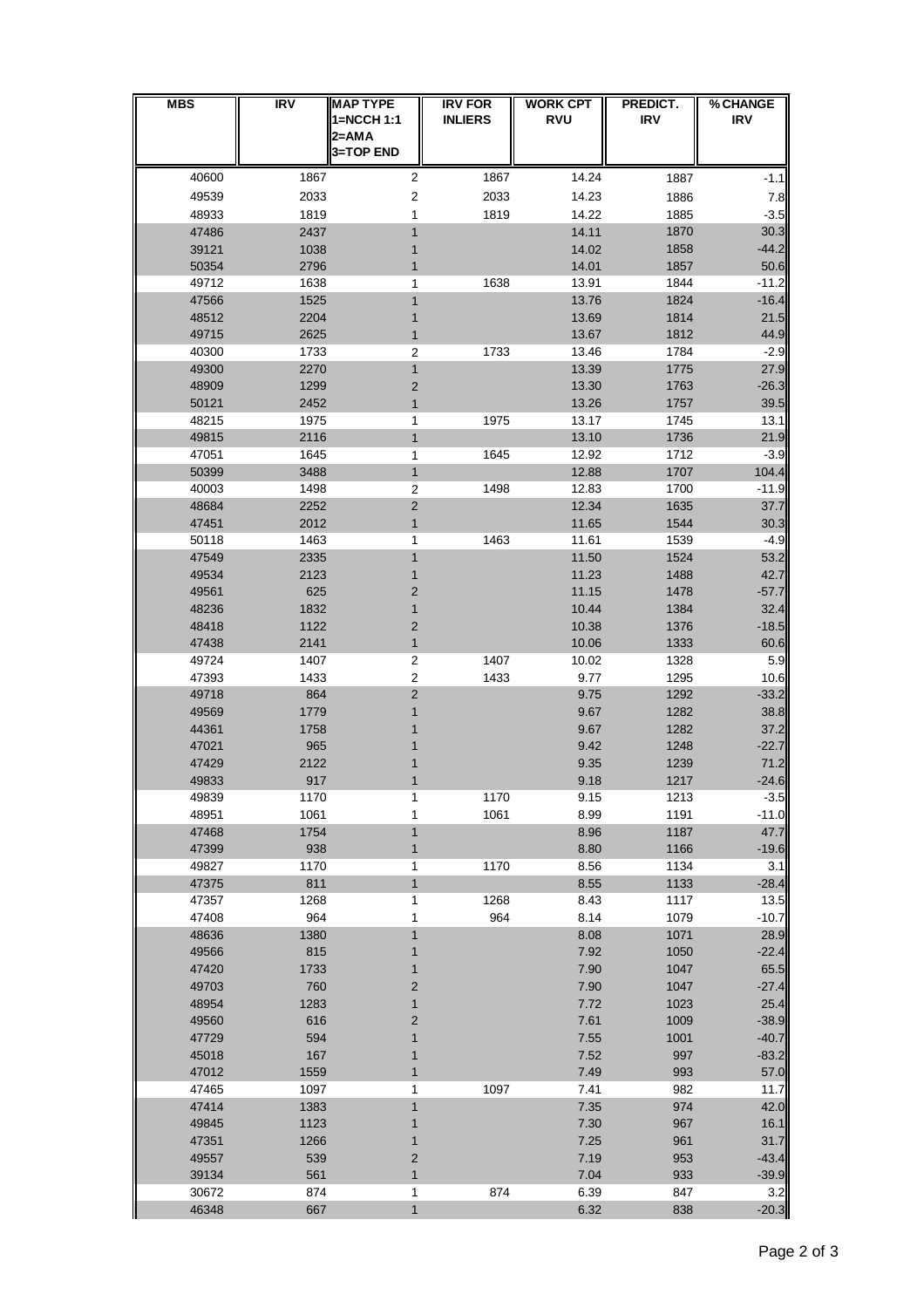| MBS | IRV | MAP TYPE 1=NCCH 1:1 2=AMA 3=TOP END | IRV FOR INLIERS | WORK CPT RVU | PREDICT. IRV | % CHANGE IRV |
|---|---|---|---|---|---|---|
| 40600 | 1867 | 2 | 1867 | 14.24 | 1887 | -1.1 |
| 49539 | 2033 | 2 | 2033 | 14.23 | 1886 | 7.8 |
| 48933 | 1819 | 1 | 1819 | 14.22 | 1885 | -3.5 |
| 47486 | 2437 | 1 | | 14.11 | 1870 | 30.3 |
| 39121 | 1038 | 1 | | 14.02 | 1858 | -44.2 |
| 50354 | 2796 | 1 | | 14.01 | 1857 | 50.6 |
| 49712 | 1638 | 1 | 1638 | 13.91 | 1844 | -11.2 |
| 47566 | 1525 | 1 | | 13.76 | 1824 | -16.4 |
| 48512 | 2204 | 1 | | 13.69 | 1814 | 21.5 |
| 49715 | 2625 | 1 | | 13.67 | 1812 | 44.9 |
| 40300 | 1733 | 2 | 1733 | 13.46 | 1784 | -2.9 |
| 49300 | 2270 | 1 | | 13.39 | 1775 | 27.9 |
| 48909 | 1299 | 2 | | 13.30 | 1763 | -26.3 |
| 50121 | 2452 | 1 | | 13.26 | 1757 | 39.5 |
| 48215 | 1975 | 1 | 1975 | 13.17 | 1745 | 13.1 |
| 49815 | 2116 | 1 | | 13.10 | 1736 | 21.9 |
| 47051 | 1645 | 1 | 1645 | 12.92 | 1712 | -3.9 |
| 50399 | 3488 | 1 | | 12.88 | 1707 | 104.4 |
| 40003 | 1498 | 2 | 1498 | 12.83 | 1700 | -11.9 |
| 48684 | 2252 | 2 | | 12.34 | 1635 | 37.7 |
| 47451 | 2012 | 1 | | 11.65 | 1544 | 30.3 |
| 50118 | 1463 | 1 | 1463 | 11.61 | 1539 | -4.9 |
| 47549 | 2335 | 1 | | 11.50 | 1524 | 53.2 |
| 49534 | 2123 | 1 | | 11.23 | 1488 | 42.7 |
| 49561 | 625 | 2 | | 11.15 | 1478 | -57.7 |
| 48236 | 1832 | 1 | | 10.44 | 1384 | 32.4 |
| 48418 | 1122 | 2 | | 10.38 | 1376 | -18.5 |
| 47438 | 2141 | 1 | | 10.06 | 1333 | 60.6 |
| 49724 | 1407 | 2 | 1407 | 10.02 | 1328 | 5.9 |
| 47393 | 1433 | 2 | 1433 | 9.77 | 1295 | 10.6 |
| 49718 | 864 | 2 | | 9.75 | 1292 | -33.2 |
| 49569 | 1779 | 1 | | 9.67 | 1282 | 38.8 |
| 44361 | 1758 | 1 | | 9.67 | 1282 | 37.2 |
| 47021 | 965 | 1 | | 9.42 | 1248 | -22.7 |
| 47429 | 2122 | 1 | | 9.35 | 1239 | 71.2 |
| 49833 | 917 | 1 | | 9.18 | 1217 | -24.6 |
| 49839 | 1170 | 1 | 1170 | 9.15 | 1213 | -3.5 |
| 48951 | 1061 | 1 | 1061 | 8.99 | 1191 | -11.0 |
| 47468 | 1754 | 1 | | 8.96 | 1187 | 47.7 |
| 47399 | 938 | 1 | | 8.80 | 1166 | -19.6 |
| 49827 | 1170 | 1 | 1170 | 8.56 | 1134 | 3.1 |
| 47375 | 811 | 1 | | 8.55 | 1133 | -28.4 |
| 47357 | 1268 | 1 | 1268 | 8.43 | 1117 | 13.5 |
| 47408 | 964 | 1 | 964 | 8.14 | 1079 | -10.7 |
| 48636 | 1380 | 1 | | 8.08 | 1071 | 28.9 |
| 49566 | 815 | 1 | | 7.92 | 1050 | -22.4 |
| 47420 | 1733 | 1 | | 7.90 | 1047 | 65.5 |
| 49703 | 760 | 2 | | 7.90 | 1047 | -27.4 |
| 48954 | 1283 | 1 | | 7.72 | 1023 | 25.4 |
| 49560 | 616 | 2 | | 7.61 | 1009 | -38.9 |
| 47729 | 594 | 1 | | 7.55 | 1001 | -40.7 |
| 45018 | 167 | 1 | | 7.52 | 997 | -83.2 |
| 47012 | 1559 | 1 | | 7.49 | 993 | 57.0 |
| 47465 | 1097 | 1 | 1097 | 7.41 | 982 | 11.7 |
| 47414 | 1383 | 1 | | 7.35 | 974 | 42.0 |
| 49845 | 1123 | 1 | | 7.30 | 967 | 16.1 |
| 47351 | 1266 | 1 | | 7.25 | 961 | 31.7 |
| 49557 | 539 | 2 | | 7.19 | 953 | -43.4 |
| 39134 | 561 | 1 | | 7.04 | 933 | -39.9 |
| 30672 | 874 | 1 | 874 | 6.39 | 847 | 3.2 |
| 46348 | 667 | 1 | | 6.32 | 838 | -20.3 |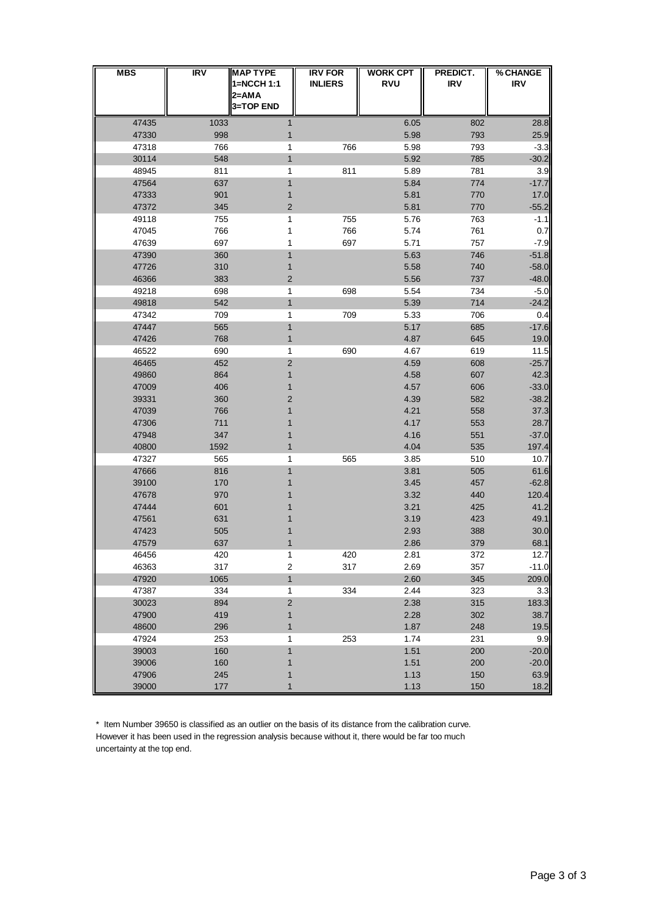| MBS | IRV | MAP TYPE 1=NCCH 1:1 2=AMA 3=TOP END | IRV FOR INLIERS | WORK CPT RVU | PREDICT. IRV | % CHANGE IRV |
|---|---|---|---|---|---|---|
| 47435 | 1033 | 1 | | 6.05 | 802 | 28.8 |
| 47330 | 998 | 1 | | 5.98 | 793 | 25.9 |
| 47318 | 766 | 1 | 766 | 5.98 | 793 | -3.3 |
| 30114 | 548 | 1 | | 5.92 | 785 | -30.2 |
| 48945 | 811 | 1 | 811 | 5.89 | 781 | 3.9 |
| 47564 | 637 | 1 | | 5.84 | 774 | -17.7 |
| 47333 | 901 | 1 | | 5.81 | 770 | 17.0 |
| 47372 | 345 | 2 | | 5.81 | 770 | -55.2 |
| 49118 | 755 | 1 | 755 | 5.76 | 763 | -1.1 |
| 47045 | 766 | 1 | 766 | 5.74 | 761 | 0.7 |
| 47639 | 697 | 1 | 697 | 5.71 | 757 | -7.9 |
| 47390 | 360 | 1 | | 5.63 | 746 | -51.8 |
| 47726 | 310 | 1 | | 5.58 | 740 | -58.0 |
| 46366 | 383 | 2 | | 5.56 | 737 | -48.0 |
| 49218 | 698 | 1 | 698 | 5.54 | 734 | -5.0 |
| 49818 | 542 | 1 | | 5.39 | 714 | -24.2 |
| 47342 | 709 | 1 | 709 | 5.33 | 706 | 0.4 |
| 47447 | 565 | 1 | | 5.17 | 685 | -17.6 |
| 47426 | 768 | 1 | | 4.87 | 645 | 19.0 |
| 46522 | 690 | 1 | 690 | 4.67 | 619 | 11.5 |
| 46465 | 452 | 2 | | 4.59 | 608 | -25.7 |
| 49860 | 864 | 1 | | 4.58 | 607 | 42.3 |
| 47009 | 406 | 1 | | 4.57 | 606 | -33.0 |
| 39331 | 360 | 2 | | 4.39 | 582 | -38.2 |
| 47039 | 766 | 1 | | 4.21 | 558 | 37.3 |
| 47306 | 711 | 1 | | 4.17 | 553 | 28.7 |
| 47948 | 347 | 1 | | 4.16 | 551 | -37.0 |
| 40800 | 1592 | 1 | | 4.04 | 535 | 197.4 |
| 47327 | 565 | 1 | 565 | 3.85 | 510 | 10.7 |
| 47666 | 816 | 1 | | 3.81 | 505 | 61.6 |
| 39100 | 170 | 1 | | 3.45 | 457 | -62.8 |
| 47678 | 970 | 1 | | 3.32 | 440 | 120.4 |
| 47444 | 601 | 1 | | 3.21 | 425 | 41.2 |
| 47561 | 631 | 1 | | 3.19 | 423 | 49.1 |
| 47423 | 505 | 1 | | 2.93 | 388 | 30.0 |
| 47579 | 637 | 1 | | 2.86 | 379 | 68.1 |
| 46456 | 420 | 1 | 420 | 2.81 | 372 | 12.7 |
| 46363 | 317 | 2 | 317 | 2.69 | 357 | -11.0 |
| 47920 | 1065 | 1 | | 2.60 | 345 | 209.0 |
| 47387 | 334 | 1 | 334 | 2.44 | 323 | 3.3 |
| 30023 | 894 | 2 | | 2.38 | 315 | 183.3 |
| 47900 | 419 | 1 | | 2.28 | 302 | 38.7 |
| 48600 | 296 | 1 | | 1.87 | 248 | 19.5 |
| 47924 | 253 | 1 | 253 | 1.74 | 231 | 9.9 |
| 39003 | 160 | 1 | | 1.51 | 200 | -20.0 |
| 39006 | 160 | 1 | | 1.51 | 200 | -20.0 |
| 47906 | 245 | 1 | | 1.13 | 150 | 63.9 |
| 39000 | 177 | 1 | | 1.13 | 150 | 18.2 |

* Item Number 39650 is classified as an outlier on the basis of its distance from the calibration curve. However it has been used in the regression analysis because without it, there would be far too much uncertainty at the top end.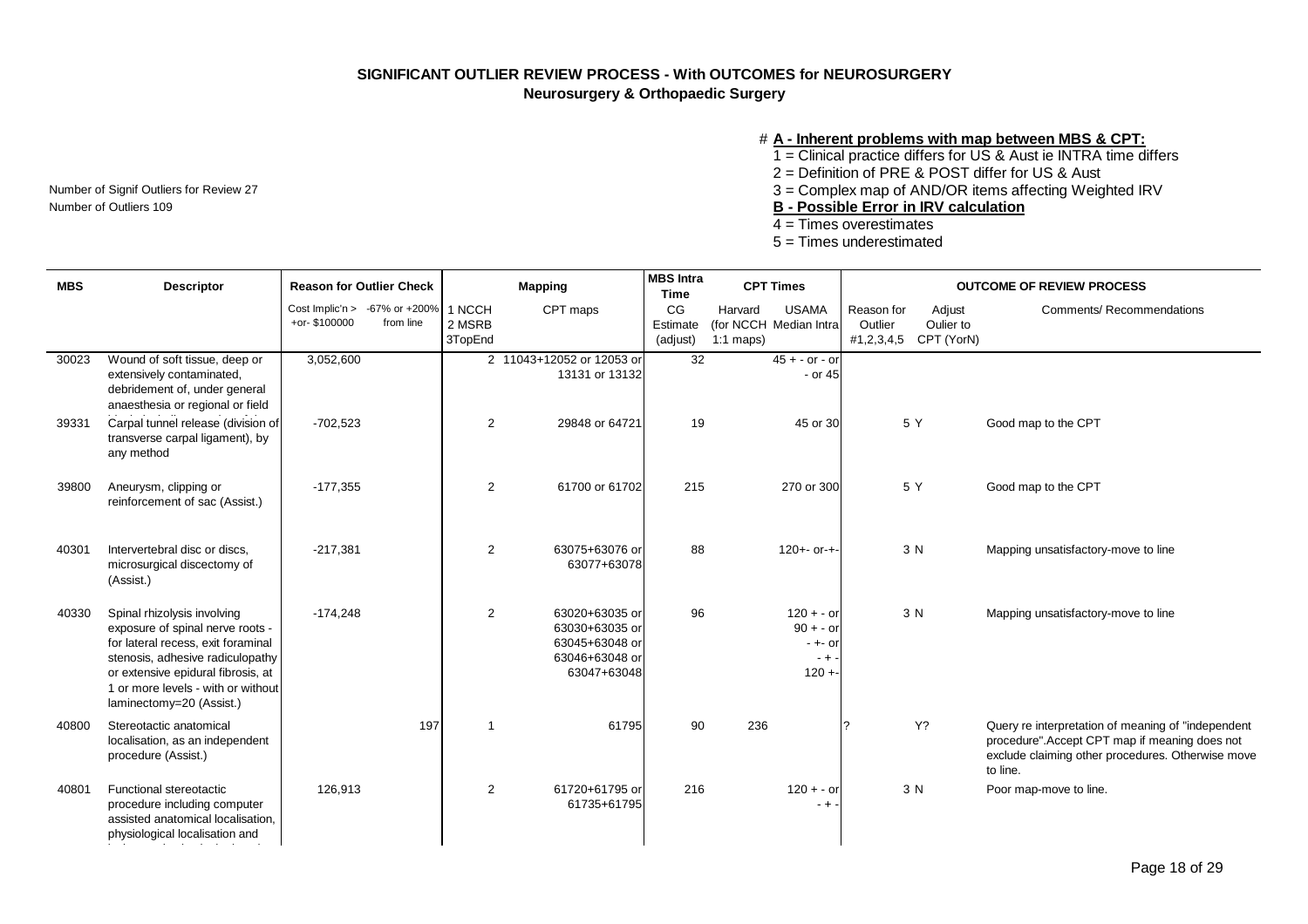## SIGNIFICANT OUTLIER REVIEW PROCESS - With OUTCOMES for NEUROSURGERY

### Neurosurgery & Orthopaedic Surgery

Number of Signif Outliers for Review 27
Number of Outliers 109

\# **A - Inherent problems with map between MBS & CPT:**
1 = Clinical practice differs for US & Aust ie INTRA time differs
2 = Definition of PRE & POST differ for US & Aust
3 = Complex map of AND/OR items affecting Weighted IRV
**B - Possible Error in IRV calculation**
4 = Times overestimates
5 = Times underestimated

| MBS | Descriptor | Reason for Outlier Check | | Mapping | | MBS Intra Time | CPT Times | | OUTCOME OF REVIEW PROCESS | | |
|---|---|---|---|---|---|---|---|---|---|---|---|
| | | Cost Implic'n > +or- $100000 | -67% or +200% from line | 1 NCCH 2 MSRB 3TopEnd | CPT maps | CG Estimate (adjust) | Harvard (for NCCH 1:1 maps) | USAMA Median Intra | Reason for Outlier #1,2,3,4,5 | Adjust Oulier to CPT (YorN) | Comments/ Recommendations |
| 30023 | Wound of soft tissue, deep or extensively contaminated, debridement of, under general anaesthesia or regional or field | 3,052,600 | | 2 | 11043+12052 or 12053 or 13131 or 13132 | 32 | | 45 + - or - or - or 45 | | | |
| 39331 | Carpal tunnel release (division of transverse carpal ligament), by any method | -702,523 | | 2 | 29848 or 64721 | 19 | | 45 or 30 | 5 | Y | Good map to the CPT |
| 39800 | Aneurysm, clipping or reinforcement of sac (Assist.) | -177,355 | | 2 | 61700 or 61702 | 215 | | 270 or 300 | 5 | Y | Good map to the CPT |
| 40301 | Intervertebral disc or discs, microsurgical discectomy of (Assist.) | -217,381 | | 2 | 63075+63076 or 63077+63078 | 88 | | 120+- or-+- | 3 | N | Mapping unsatisfactory-move to line |
| 40330 | Spinal rhizolysis involving exposure of spinal nerve roots - for lateral recess, exit foraminal stenosis, adhesive radiculopathy or extensive epidural fibrosis, at 1 or more levels - with or without laminectomy=20 (Assist.) | -174,248 | | 2 | 63020+63035 or 63030+63035 or 63045+63048 or 63046+63048 or 63047+63048 | 96 | | 120 + - or 90 + - or - +- or - + - 120 +- | 3 | N | Mapping unsatisfactory-move to line |
| 40800 | Stereotactic anatomical localisation, as an independent procedure (Assist.) | | 197 | 1 | 61795 | 90 | 236 | | ? | Y? | Query re interpretation of meaning of "independent procedure".Accept CPT map if meaning does not exclude claiming other procedures. Otherwise move to line. |
| 40801 | Functional stereotactic procedure including computer assisted anatomical localisation, physiological localisation and | 126,913 | | 2 | 61720+61795 or 61735+61795 | 216 | | 120 + - or - + - | 3 | N | Poor map-move to line. |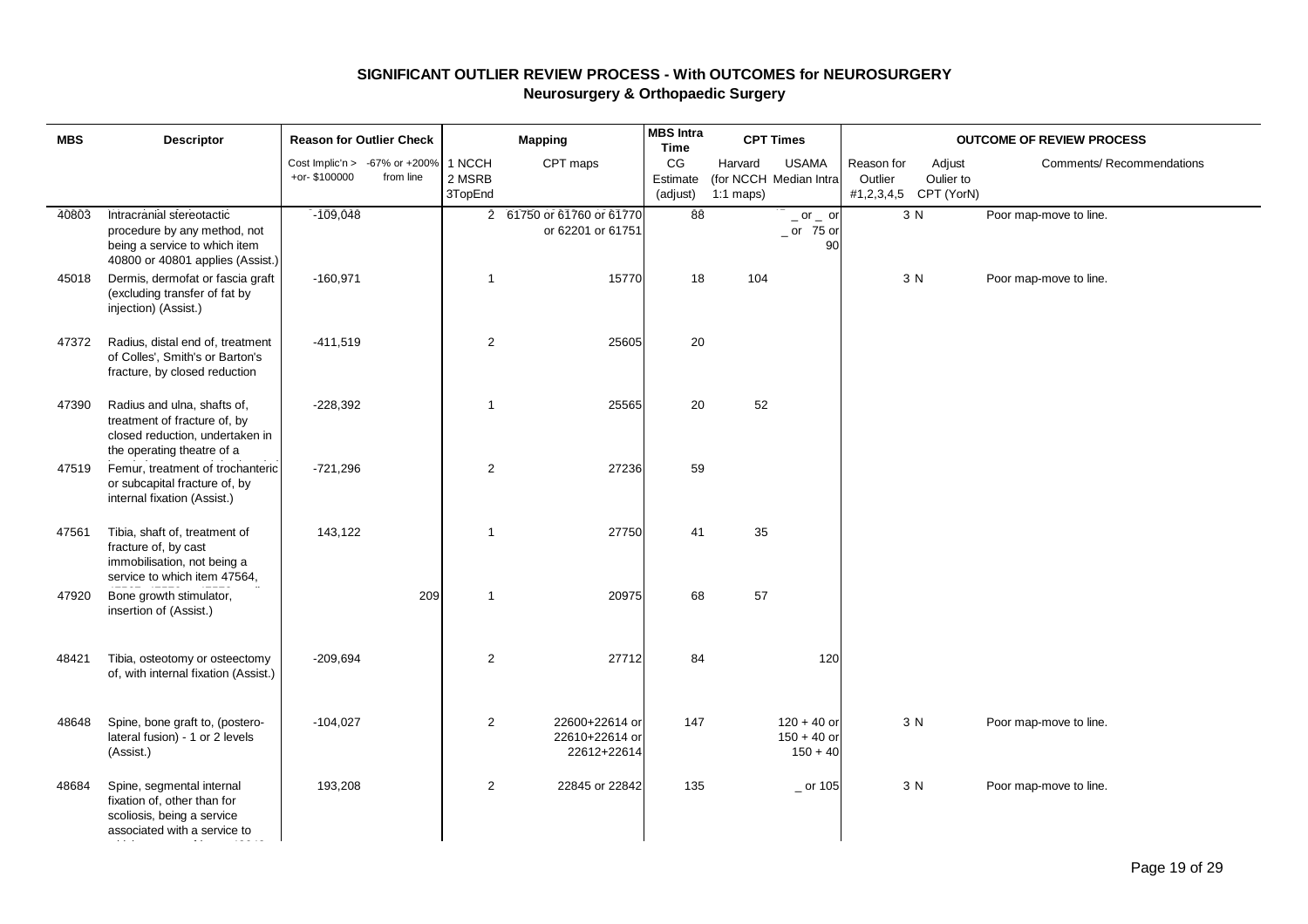# SIGNIFICANT OUTLIER REVIEW PROCESS - With OUTCOMES for NEUROSURGERY

## Neurosurgery & Orthopaedic Surgery

| MBS | Descriptor | Reason for Outlier Check | | Mapping | | MBS Intra Time | CPT Times | | OUTCOME OF REVIEW PROCESS | | |
|---|---|---|---|---|---|---|---|---|---|---|---|
| | | Cost Implic'n > +or- $100000 | -67% or +200% from line | 1 NCCH 2 MSRB 3TopEnd | CPT maps | CG Estimate (adjust) | Harvard (for NCCH 1:1 maps) | USAMA Median Intra | Reason for Outlier #1,2,3,4,5 | Adjust Oulier to CPT (YorN) | Comments/ Recommendations |
| 40803 | Intracranial stereotactic procedure by any method, not being a service to which item 40800 or 40801 applies (Assist.) | -109,048 | | 2 | 61750 or 61760 or 61770 or 62201 or 61751 | 88 | | _ or _ or _ or 75 or 90 | 3 | N | Poor map-move to line. |
| 45018 | Dermis, dermofat or fascia graft (excluding transfer of fat by injection) (Assist.) | -160,971 | | 1 | 15770 | 18 | 104 | | 3 | N | Poor map-move to line. |
| 47372 | Radius, distal end of, treatment of Colles', Smith's or Barton's fracture, by closed reduction | -411,519 | | 2 | 25605 | 20 | | | | | |
| 47390 | Radius and ulna, shafts of, treatment of fracture of, by closed reduction, undertaken in the operating theatre of a | -228,392 | | 1 | 25565 | 20 | 52 | | | | |
| 47519 | Femur, treatment of trochanteric or subcapital fracture of, by internal fixation (Assist.) | -721,296 | | 2 | 27236 | 59 | | | | | |
| 47561 | Tibia, shaft of, treatment of fracture of, by cast immobilisation, not being a service to which item 47564, | 143,122 | | 1 | 27750 | 41 | 35 | | | | |
| 47920 | Bone growth stimulator, insertion of (Assist.) | | 209 | 1 | 20975 | 68 | 57 | | | | |
| 48421 | Tibia, osteotomy or osteectomy of, with internal fixation (Assist.) | -209,694 | | 2 | 27712 | 84 | | 120 | | | |
| 48648 | Spine, bone graft to, (postero-lateral fusion) - 1 or 2 levels (Assist.) | -104,027 | | 2 | 22600+22614 or 22610+22614 or 22612+22614 | 147 | | 120 + 40 or 150 + 40 or 150 + 40 | 3 | N | Poor map-move to line. |
| 48684 | Spine, segmental internal fixation of, other than for scoliosis, being a service associated with a service to | 193,208 | | 2 | 22845 or 22842 | 135 | | _ or 105 | 3 | N | Poor map-move to line. |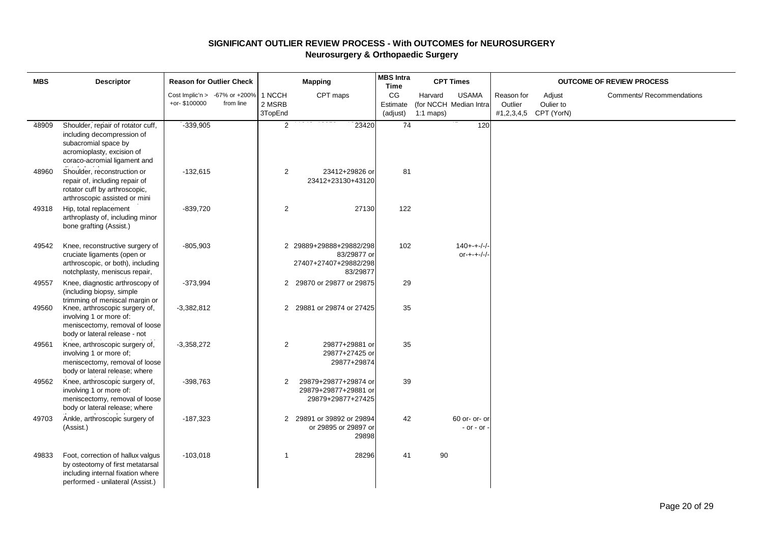# SIGNIFICANT OUTLIER REVIEW PROCESS - With OUTCOMES for NEUROSURGERY

## Neurosurgery & Orthopaedic Surgery

| MBS | Descriptor | Reason for Outlier Check | | Mapping | | MBS Intra Time | CPT Times | | OUTCOME OF REVIEW PROCESS | | |
|---|---|---|---|---|---|---|---|---|---|---|---|
| | | Cost Implic'n > +or- $100000 | -67% or +200% from line | 1 NCCH 2 MSRB 3TopEnd | CPT maps | CG Estimate (adjust) | Harvard (for NCCH 1:1 maps) | USAMA Median Intra | Reason for Outlier #1,2,3,4,5 | Adjust Oulier to CPT (YorN) | Comments/ Recommendations |
| 48909 | Shoulder, repair of rotator cuff, including decompression of subacromial space by acromioplasty, excision of coraco-acromial ligament and | -339,905 | | 2 | 23420 | 74 | | 120 | | | |
| 48960 | Shoulder, reconstruction or repair of, including repair of rotator cuff by arthroscopic, arthroscopic assisted or mini | -132,615 | | 2 | 23412+29826 or 23412+23130+43120 | 81 | | | | | |
| 49318 | Hip, total replacement arthroplasty of, including minor bone grafting (Assist.) | -839,720 | | 2 | 27130 | 122 | | | | | |
| 49542 | Knee, reconstructive surgery of cruciate ligaments (open or arthroscopic, or both), including notchplasty, meniscus repair, | -805,903 | | 2 | 29889+29888+29882/29883/29877 or 27407+27407+29882/29883/29877 | 102 | | 140+-+-/-/-or-+-+-/-/- | | | |
| 49557 | Knee, diagnostic arthroscopy of (including biopsy, simple trimming of meniscal margin or | -373,994 | | 2 | 29870 or 29877 or 29875 | 29 | | | | | |
| 49560 | Knee, arthroscopic surgery of, involving 1 or more of: meniscectomy, removal of loose body or lateral release - not | -3,382,812 | | 2 | 29881 or 29874 or 27425 | 35 | | | | | |
| 49561 | Knee, arthroscopic surgery of, involving 1 or more of; meniscectomy, removal of loose body or lateral release; where | -3,358,272 | | 2 | 29877+29881 or 29877+27425 or 29877+29874 | 35 | | | | | |
| 49562 | Knee, arthroscopic surgery of, involving 1 or more of: meniscectomy, removal of loose body or lateral release; where | -398,763 | | 2 | 29879+29877+29874 or 29879+29877+29881 or 29879+29877+27425 | 39 | | | | | |
| 49703 | Ankle, arthroscopic surgery of (Assist.) | -187,323 | | 2 | 29891 or 39892 or 29894 or 29895 or 29897 or 29898 | 42 | | 60 or- or- or - or - or - | | | |
| 49833 | Foot, correction of hallux valgus by osteotomy of first metatarsal including internal fixation where performed - unilateral (Assist.) | -103,018 | | 1 | 28296 | 41 | 90 | | | | |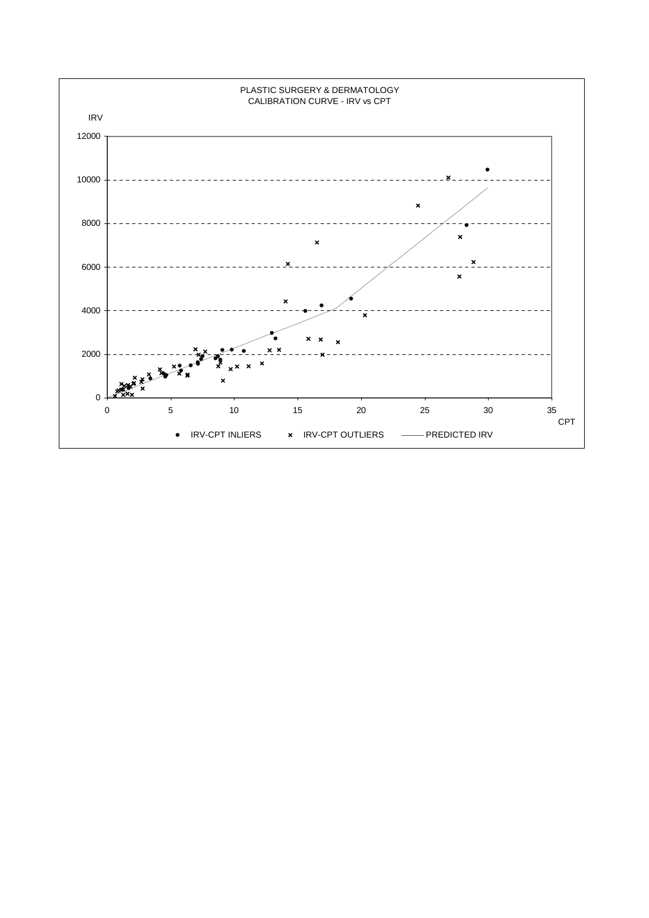PLASTIC SURGERY & DERMATOLOGY
CALIBRATION CURVE - IRV vs CPT

IRV

12000
10000
8000
6000
4000
2000
0

0 5 10 15 20 25 30 35

CPT

● IRV-CPT INLIERS × IRV-CPT OUTLIERS —— PREDICTED IRV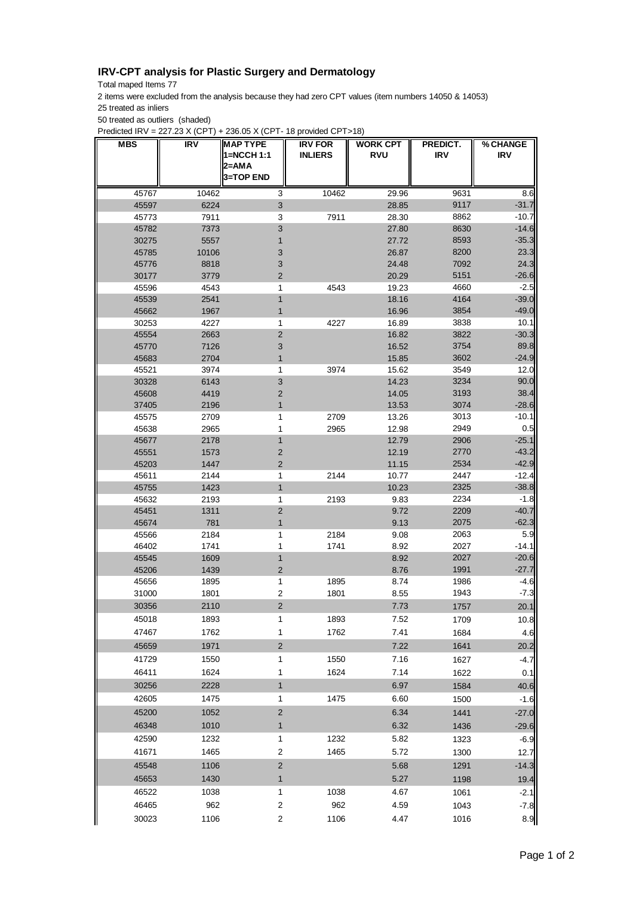## IRV-CPT analysis for Plastic Surgery and Dermatology

Total maped Items 77

2 items were excluded from the analysis because they had zero CPT values (item numbers 14050 & 14053)

25 treated as inliers

50 treated as outliers (shaded)

Predicted IRV = 227.23 X (CPT) + 236.05 X (CPT- 18 provided CPT>18)

| MBS | IRV | MAP TYPE 1=NCCH 1:1 2=AMA 3=TOP END | IRV FOR INLIERS | WORK CPT RVU | PREDICT. IRV | % CHANGE IRV |
|---|---|---|---|---|---|---|
| 45767 | 10462 | 3 | 10462 | 29.96 | 9631 | 8.6 |
| 45597 | 6224 | 3 | | 28.85 | 9117 | -31.7 |
| 45773 | 7911 | 3 | 7911 | 28.30 | 8862 | -10.7 |
| 45782 | 7373 | 3 | | 27.80 | 8630 | -14.6 |
| 30275 | 5557 | 1 | | 27.72 | 8593 | -35.3 |
| 45785 | 10106 | 3 | | 26.87 | 8200 | 23.3 |
| 45776 | 8818 | 3 | | 24.48 | 7092 | 24.3 |
| 30177 | 3779 | 2 | | 20.29 | 5151 | -26.6 |
| 45596 | 4543 | 1 | 4543 | 19.23 | 4660 | -2.5 |
| 45539 | 2541 | 1 | | 18.16 | 4164 | -39.0 |
| 45662 | 1967 | 1 | | 16.96 | 3854 | -49.0 |
| 30253 | 4227 | 1 | 4227 | 16.89 | 3838 | 10.1 |
| 45554 | 2663 | 2 | | 16.82 | 3822 | -30.3 |
| 45770 | 7126 | 3 | | 16.52 | 3754 | 89.8 |
| 45683 | 2704 | 1 | | 15.85 | 3602 | -24.9 |
| 45521 | 3974 | 1 | 3974 | 15.62 | 3549 | 12.0 |
| 30328 | 6143 | 3 | | 14.23 | 3234 | 90.0 |
| 45608 | 4419 | 2 | | 14.05 | 3193 | 38.4 |
| 37405 | 2196 | 1 | | 13.53 | 3074 | -28.6 |
| 45575 | 2709 | 1 | 2709 | 13.26 | 3013 | -10.1 |
| 45638 | 2965 | 1 | 2965 | 12.98 | 2949 | 0.5 |
| 45677 | 2178 | 1 | | 12.79 | 2906 | -25.1 |
| 45551 | 1573 | 2 | | 12.19 | 2770 | -43.2 |
| 45203 | 1447 | 2 | | 11.15 | 2534 | -42.9 |
| 45611 | 2144 | 1 | 2144 | 10.77 | 2447 | -12.4 |
| 45755 | 1423 | 1 | | 10.23 | 2325 | -38.8 |
| 45632 | 2193 | 1 | 2193 | 9.83 | 2234 | -1.8 |
| 45451 | 1311 | 2 | | 9.72 | 2209 | -40.7 |
| 45674 | 781 | 1 | | 9.13 | 2075 | -62.3 |
| 45566 | 2184 | 1 | 2184 | 9.08 | 2063 | 5.9 |
| 46402 | 1741 | 1 | 1741 | 8.92 | 2027 | -14.1 |
| 45545 | 1609 | 1 | | 8.92 | 2027 | -20.6 |
| 45206 | 1439 | 2 | | 8.76 | 1991 | -27.7 |
| 45656 | 1895 | 1 | 1895 | 8.74 | 1986 | -4.6 |
| 31000 | 1801 | 2 | 1801 | 8.55 | 1943 | -7.3 |
| 30356 | 2110 | 2 | | 7.73 | 1757 | 20.1 |
| 45018 | 1893 | 1 | 1893 | 7.52 | 1709 | 10.8 |
| 47467 | 1762 | 1 | 1762 | 7.41 | 1684 | 4.6 |
| 45659 | 1971 | 2 | | 7.22 | 1641 | 20.2 |
| 41729 | 1550 | 1 | 1550 | 7.16 | 1627 | -4.7 |
| 46411 | 1624 | 1 | 1624 | 7.14 | 1622 | 0.1 |
| 30256 | 2228 | 1 | | 6.97 | 1584 | 40.6 |
| 42605 | 1475 | 1 | 1475 | 6.60 | 1500 | -1.6 |
| 45200 | 1052 | 2 | | 6.34 | 1441 | -27.0 |
| 46348 | 1010 | 1 | | 6.32 | 1436 | -29.6 |
| 42590 | 1232 | 1 | 1232 | 5.82 | 1323 | -6.9 |
| 41671 | 1465 | 2 | 1465 | 5.72 | 1300 | 12.7 |
| 45548 | 1106 | 2 | | 5.68 | 1291 | -14.3 |
| 45653 | 1430 | 1 | | 5.27 | 1198 | 19.4 |
| 46522 | 1038 | 1 | 1038 | 4.67 | 1061 | -2.1 |
| 46465 | 962 | 2 | 962 | 4.59 | 1043 | -7.8 |
| 30023 | 1106 | 2 | 1106 | 4.47 | 1016 | 8.9 |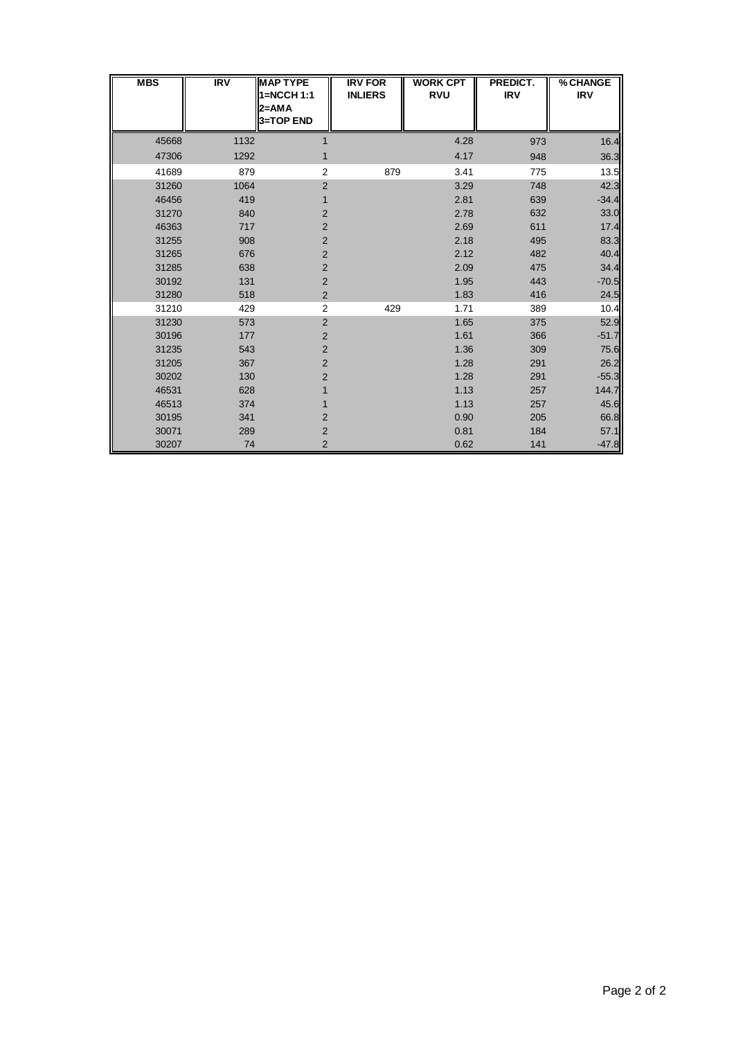| MBS | IRV | MAP TYPE 1=NCCH 1:1 2=AMA 3=TOP END | IRV FOR INLIERS | WORK CPT RVU | PREDICT. IRV | % CHANGE IRV |
|---|---|---|---|---|---|---|
| 45668 | 1132 | 1 | | 4.28 | 973 | 16.4 |
| 47306 | 1292 | 1 | | 4.17 | 948 | 36.3 |
| 41689 | 879 | 2 | 879 | 3.41 | 775 | 13.5 |
| 31260 | 1064 | 2 | | 3.29 | 748 | 42.3 |
| 46456 | 419 | 1 | | 2.81 | 639 | -34.4 |
| 31270 | 840 | 2 | | 2.78 | 632 | 33.0 |
| 46363 | 717 | 2 | | 2.69 | 611 | 17.4 |
| 31255 | 908 | 2 | | 2.18 | 495 | 83.3 |
| 31265 | 676 | 2 | | 2.12 | 482 | 40.4 |
| 31285 | 638 | 2 | | 2.09 | 475 | 34.4 |
| 30192 | 131 | 2 | | 1.95 | 443 | -70.5 |
| 31280 | 518 | 2 | | 1.83 | 416 | 24.5 |
| 31210 | 429 | 2 | 429 | 1.71 | 389 | 10.4 |
| 31230 | 573 | 2 | | 1.65 | 375 | 52.9 |
| 30196 | 177 | 2 | | 1.61 | 366 | -51.7 |
| 31235 | 543 | 2 | | 1.36 | 309 | 75.6 |
| 31205 | 367 | 2 | | 1.28 | 291 | 26.2 |
| 30202 | 130 | 2 | | 1.28 | 291 | -55.3 |
| 46531 | 628 | 1 | | 1.13 | 257 | 144.7 |
| 46513 | 374 | 1 | | 1.13 | 257 | 45.6 |
| 30195 | 341 | 2 | | 0.90 | 205 | 66.8 |
| 30071 | 289 | 2 | | 0.81 | 184 | 57.1 |
| 30207 | 74 | 2 | | 0.62 | 141 | -47.8 |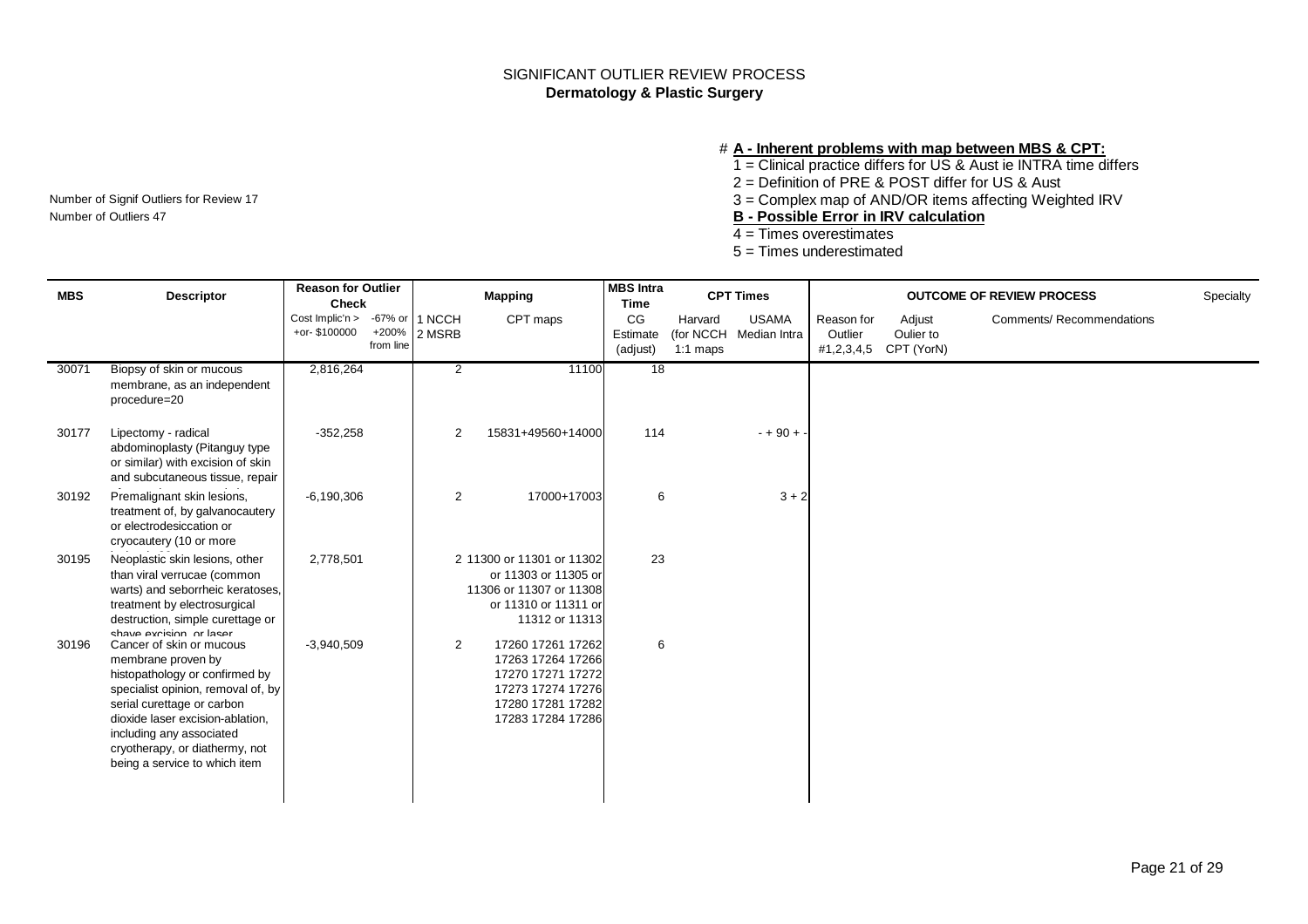SIGNIFICANT OUTLIER REVIEW PROCESS
**Dermatology & Plastic Surgery**

Number of Signif Outliers for Review 17
Number of Outliers 47

# **A - Inherent problems with map between MBS & CPT:**
1 = Clinical practice differs for US & Aust ie INTRA time differs
2 = Definition of PRE & POST differ for US & Aust
3 = Complex map of AND/OR items affecting Weighted IRV
**B - Possible Error in IRV calculation**
4 = Times overestimates
5 = Times underestimated

| MBS | Descriptor | Reason for Outlier Check | | Mapping | | MBS Intra Time | CPT Times | | OUTCOME OF REVIEW PROCESS | | | Specialty |
|---|---|---|---|---|---|---|---|---|---|---|---|---|
| | | Cost Implic'n > +or- $100000 | -67% or +200% from line | 1 NCCH 2 MSRB | CPT maps | CG Estimate (adjust) | Harvard (for NCCH 1:1 maps | USAMA Median Intra | Reason for Outlier #1,2,3,4,5 | Adjust Oulier to CPT (YorN) | Comments/ Recommendations | |
| 30071 | Biopsy of skin or mucous membrane, as an independent procedure=20 | 2,816,264 | | 2 | 11100 | 18 | | | | | | |
| 30177 | Lipectomy - radical abdominoplasty (Pitanguy type or similar) with excision of skin and subcutaneous tissue, repair | -352,258 | | 2 | 15831+49560+14000 | 114 | | - + 90 + - | | | | |
| 30192 | Premalignant skin lesions, treatment of, by galvanocautery or electrodesiccation or cryocautery (10 or more | -6,190,306 | | 2 | 17000+17003 | 6 | | 3 + 2 | | | | |
| 30195 | Neoplastic skin lesions, other than viral verrucae (common warts) and seborrheic keratoses, treatment by electrosurgical destruction, simple curettage or shave excision, or laser | 2,778,501 | | 2 | 11300 or 11301 or 11302 or 11303 or 11305 or 11306 or 11307 or 11308 or 11310 or 11311 or 11312 or 11313 | 23 | | | | | | |
| 30196 | Cancer of skin or mucous membrane proven by histopathology or confirmed by specialist opinion, removal of, by serial curettage or carbon dioxide laser excision-ablation, including any associated cryotherapy, or diathermy, not being a service to which item | -3,940,509 | | 2 | 17260 17261 17262 17263 17264 17266 17270 17271 17272 17273 17274 17276 17280 17281 17282 17283 17284 17286 | 6 | | | | | | |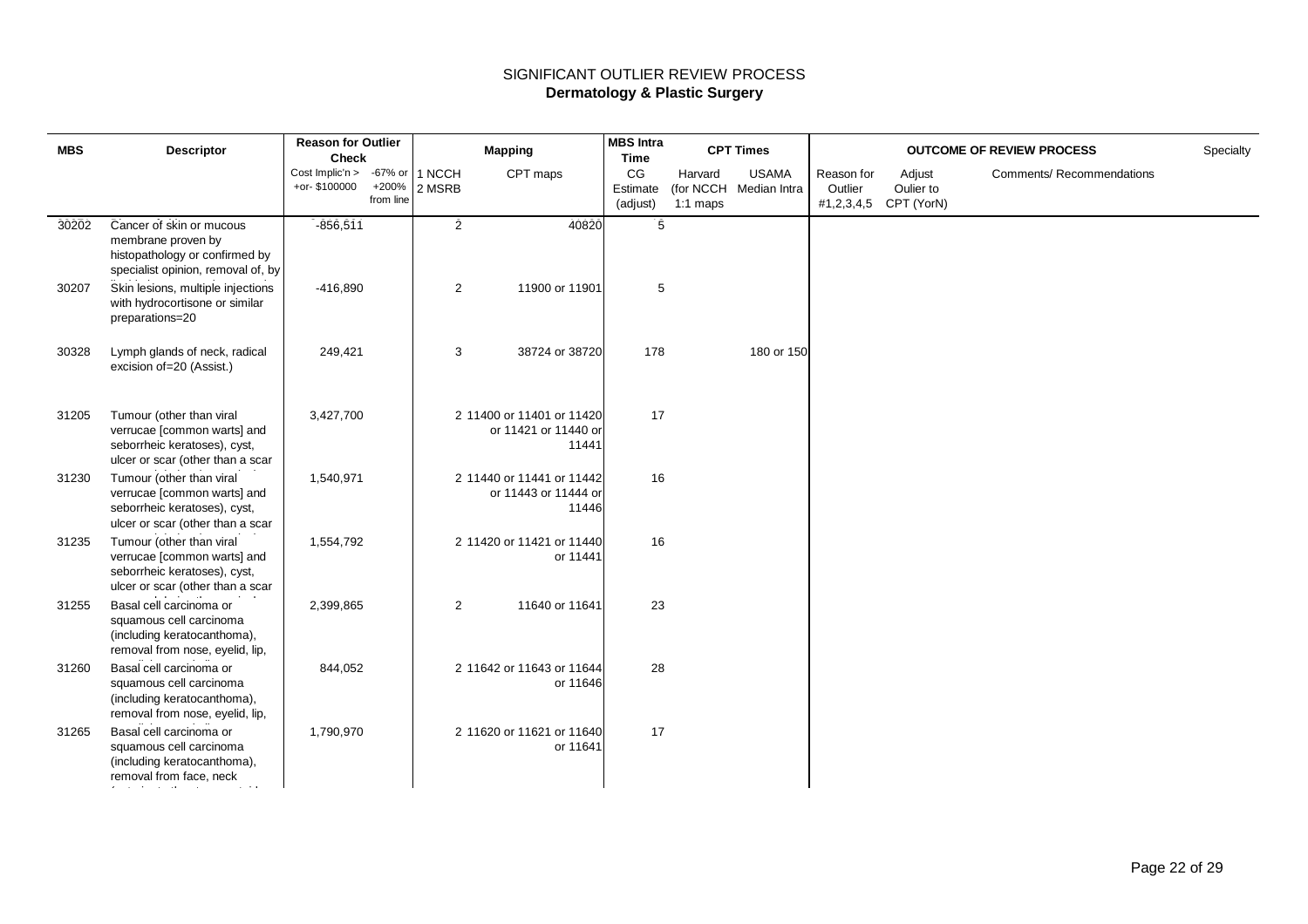# SIGNIFICANT OUTLIER REVIEW PROCESS

## Dermatology & Plastic Surgery

| MBS | Descriptor | Reason for Outlier Check | | Mapping | | MBS Intra Time | CPT Times | | OUTCOME OF REVIEW PROCESS | | | Specialty |
|---|---|---|---|---|---|---|---|---|---|---|---|---|
| | | Cost Implic'n > +or- $100000 | -67% or +200% from line | 1 NCCH 2 MSRB | CPT maps | CG Estimate (adjust) | Harvard (for NCCH 1:1 maps | USAMA Median Intra | Reason for Outlier #1,2,3,4,5 | Adjust Oulier to CPT (YorN) | Comments/ Recommendations | |
| 30202 | Cancer of skin or mucous membrane proven by histopathology or confirmed by specialist opinion, removal of, by | -856,511 | | 2 | 40820 | 5 | | | | | | |
| 30207 | Skin lesions, multiple injections with hydrocortisone or similar preparations=20 | -416,890 | | 2 | 11900 or 11901 | 5 | | | | | | |
| 30328 | Lymph glands of neck, radical excision of=20 (Assist.) | 249,421 | | 3 | 38724 or 38720 | 178 | | 180 or 150 | | | | |
| 31205 | Tumour (other than viral verrucae [common warts] and seborrheic keratoses), cyst, ulcer or scar (other than a scar | 3,427,700 | | 2 | 11400 or 11401 or 11420 or 11421 or 11440 or 11441 | 17 | | | | | | |
| 31230 | Tumour (other than viral verrucae [common warts] and seborrheic keratoses), cyst, ulcer or scar (other than a scar | 1,540,971 | | 2 | 11440 or 11441 or 11442 or 11443 or 11444 or 11446 | 16 | | | | | | |
| 31235 | Tumour (other than viral verrucae [common warts] and seborrheic keratoses), cyst, ulcer or scar (other than a scar | 1,554,792 | | 2 | 11420 or 11421 or 11440 or 11441 | 16 | | | | | | |
| 31255 | Basal cell carcinoma or squamous cell carcinoma (including keratocanthoma), removal from nose, eyelid, lip, | 2,399,865 | | 2 | 11640 or 11641 | 23 | | | | | | |
| 31260 | Basal cell carcinoma or squamous cell carcinoma (including keratocanthoma), removal from nose, eyelid, lip, | 844,052 | | 2 | 11642 or 11643 or 11644 or 11646 | 28 | | | | | | |
| 31265 | Basal cell carcinoma or squamous cell carcinoma (including keratocanthoma), removal from face, neck | 1,790,970 | | 2 | 11620 or 11621 or 11640 or 11641 | 17 | | | | | | |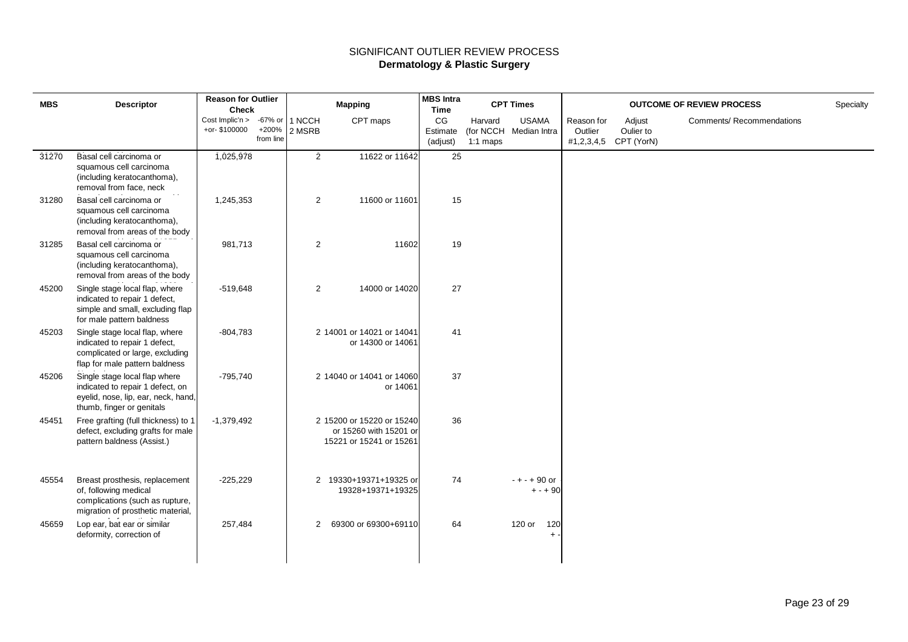# SIGNIFICANT OUTLIER REVIEW PROCESS

## Dermatology & Plastic Surgery

| MBS | Descriptor | Reason for Outlier Check | | Mapping | | MBS Intra Time | CPT Times | | OUTCOME OF REVIEW PROCESS | | | Specialty |
|---|---|---|---|---|---|---|---|---|---|---|---|---|
| | | Cost Implic'n > +or- $100000 | -67% or +200% from line | 1 NCCH 2 MSRB | CPT maps | CG Estimate (adjust) | Harvard (for NCCH 1:1 maps | USAMA Median Intra | Reason for Outlier #1,2,3,4,5 | Adjust Oulier to CPT (YorN) | Comments/ Recommendations | |
| 31270 | Basal cell carcinoma or squamous cell carcinoma (including keratocanthoma), removal from face, neck | 1,025,978 | | 2 | 11622 or 11642 | 25 | | | | | | |
| 31280 | Basal cell carcinoma or squamous cell carcinoma (including keratocanthoma), removal from areas of the body | 1,245,353 | | 2 | 11600 or 11601 | 15 | | | | | | |
| 31285 | Basal cell carcinoma or squamous cell carcinoma (including keratocanthoma), removal from areas of the body | 981,713 | | 2 | 11602 | 19 | | | | | | |
| 45200 | Single stage local flap, where indicated to repair 1 defect, simple and small, excluding flap for male pattern baldness | -519,648 | | 2 | 14000 or 14020 | 27 | | | | | | |
| 45203 | Single stage local flap, where indicated to repair 1 defect, complicated or large, excluding flap for male pattern baldness | -804,783 | | 2 | 14001 or 14021 or 14041 or 14300 or 14061 | 41 | | | | | | |
| 45206 | Single stage local flap where indicated to repair 1 defect, on eyelid, nose, lip, ear, neck, hand, thumb, finger or genitals | -795,740 | | 2 | 14040 or 14041 or 14060 or 14061 | 37 | | | | | | |
| 45451 | Free grafting (full thickness) to 1 defect, excluding grafts for male pattern baldness (Assist.) | -1,379,492 | | 2 | 15200 or 15220 or 15240 or 15260 with 15201 or 15221 or 15241 or 15261 | 36 | | | | | | |
| 45554 | Breast prosthesis, replacement of, following medical complications (such as rupture, migration of prosthetic material, | -225,229 | | 2 | 19330+19371+19325 or 19328+19371+19325 | 74 | | - + - + 90 or + - + 90 | | | | |
| 45659 | Lop ear, bat ear or similar deformity, correction of | 257,484 | | 2 | 69300 or 69300+69110 | 64 | | 120 or 120 + - | | | | |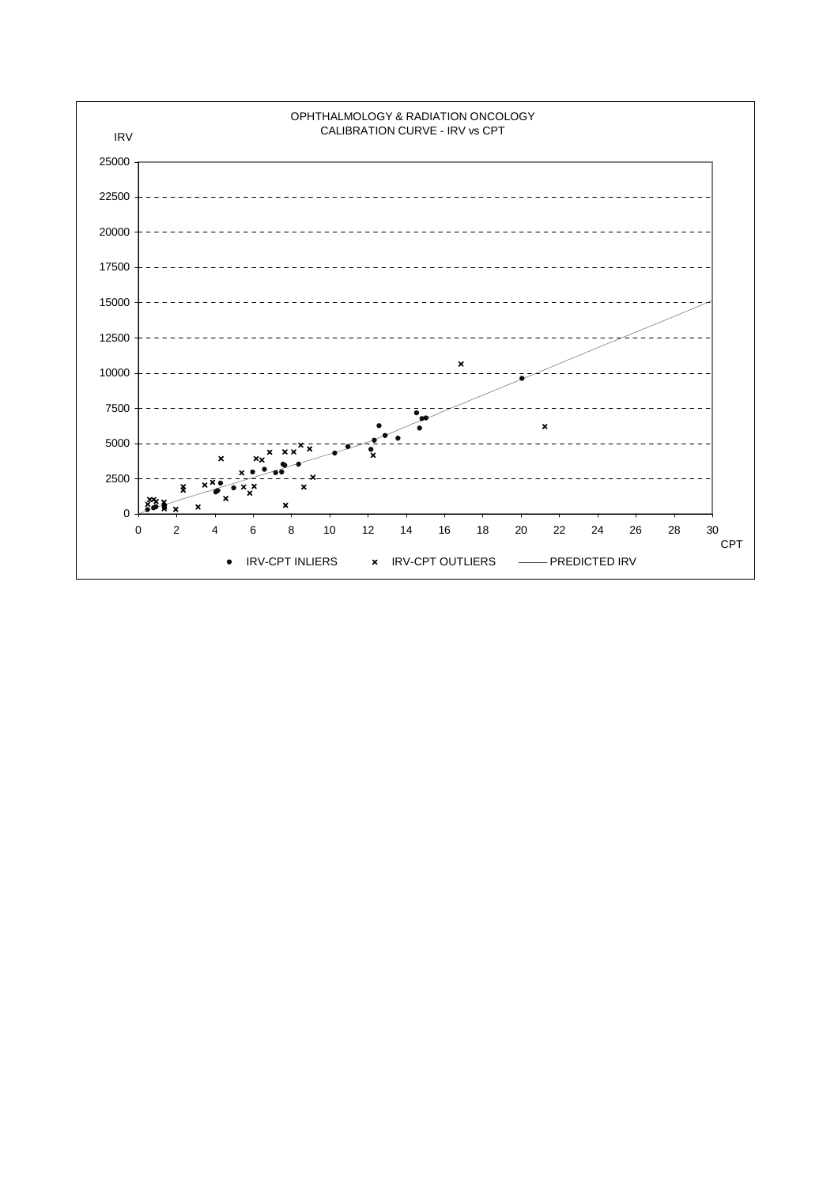OPHTHALMOLOGY & RADIATION ONCOLOGY
CALIBRATION CURVE - IRV vs CPT

IRV

25000
22500
20000
17500
15000
12500
10000
7500
5000
2500
0

0 2 4 6 8 10 12 14 16 18 20 22 24 26 28 30

CPT

● IRV-CPT INLIERS × IRV-CPT OUTLIERS —— PREDICTED IRV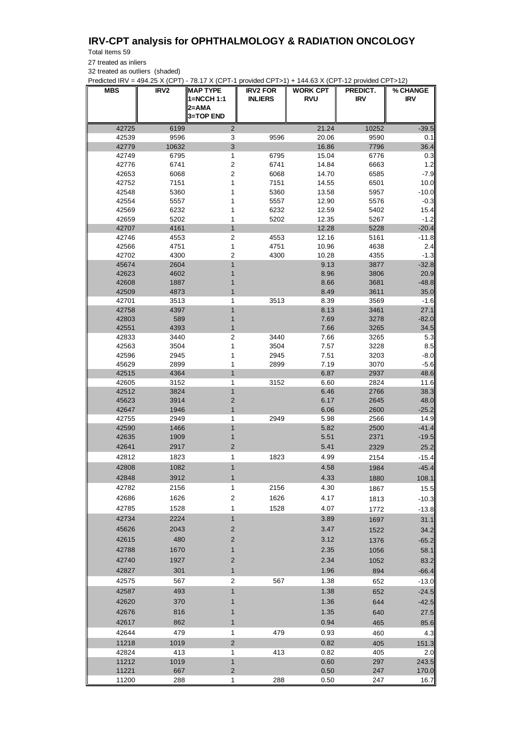# IRV-CPT analysis for OPHTHALMOLOGY & RADIATION ONCOLOGY

Total Items 59

27 treated as inliers

32 treated as outliers (shaded)

Predicted IRV = 494.25 X (CPT) - 78.17 X (CPT-1 provided CPT>1) + 144.63 X (CPT-12 provided CPT>12)

| MBS | IRV2 | MAP TYPE 1=NCCH 1:1 2=AMA 3=TOP END | IRV2 FOR INLIERS | WORK CPT RVU | PREDICT. IRV | % CHANGE IRV |
|---|---|---|---|---|---|---|
| 42725 | 6199 | 2 | | 21.24 | 10252 | -39.5 |
| 42539 | 9596 | 3 | 9596 | 20.06 | 9590 | 0.1 |
| 42779 | 10632 | 3 | | 16.86 | 7796 | 36.4 |
| 42749 | 6795 | 1 | 6795 | 15.04 | 6776 | 0.3 |
| 42776 | 6741 | 2 | 6741 | 14.84 | 6663 | 1.2 |
| 42653 | 6068 | 2 | 6068 | 14.70 | 6585 | -7.9 |
| 42752 | 7151 | 1 | 7151 | 14.55 | 6501 | 10.0 |
| 42548 | 5360 | 1 | 5360 | 13.58 | 5957 | -10.0 |
| 42554 | 5557 | 1 | 5557 | 12.90 | 5576 | -0.3 |
| 42569 | 6232 | 1 | 6232 | 12.59 | 5402 | 15.4 |
| 42659 | 5202 | 1 | 5202 | 12.35 | 5267 | -1.2 |
| 42707 | 4161 | 1 | | 12.28 | 5228 | -20.4 |
| 42746 | 4553 | 2 | 4553 | 12.16 | 5161 | -11.8 |
| 42566 | 4751 | 1 | 4751 | 10.96 | 4638 | 2.4 |
| 42702 | 4300 | 2 | 4300 | 10.28 | 4355 | -1.3 |
| 45674 | 2604 | 1 | | 9.13 | 3877 | -32.8 |
| 42623 | 4602 | 1 | | 8.96 | 3806 | 20.9 |
| 42608 | 1887 | 1 | | 8.66 | 3681 | -48.8 |
| 42509 | 4873 | 1 | | 8.49 | 3611 | 35.0 |
| 42701 | 3513 | 1 | 3513 | 8.39 | 3569 | -1.6 |
| 42758 | 4397 | 1 | | 8.13 | 3461 | 27.1 |
| 42803 | 589 | 1 | | 7.69 | 3278 | -82.0 |
| 42551 | 4393 | 1 | | 7.66 | 3265 | 34.5 |
| 42833 | 3440 | 2 | 3440 | 7.66 | 3265 | 5.3 |
| 42563 | 3504 | 1 | 3504 | 7.57 | 3228 | 8.5 |
| 42596 | 2945 | 1 | 2945 | 7.51 | 3203 | -8.0 |
| 45629 | 2899 | 1 | 2899 | 7.19 | 3070 | -5.6 |
| 42515 | 4364 | 1 | | 6.87 | 2937 | 48.6 |
| 42605 | 3152 | 1 | 3152 | 6.60 | 2824 | 11.6 |
| 42512 | 3824 | 1 | | 6.46 | 2766 | 38.3 |
| 45623 | 3914 | 2 | | 6.17 | 2645 | 48.0 |
| 42647 | 1946 | 1 | | 6.06 | 2600 | -25.2 |
| 42755 | 2949 | 1 | 2949 | 5.98 | 2566 | 14.9 |
| 42590 | 1466 | 1 | | 5.82 | 2500 | -41.4 |
| 42635 | 1909 | 1 | | 5.51 | 2371 | -19.5 |
| 42641 | 2917 | 2 | | 5.41 | 2329 | 25.2 |
| 42812 | 1823 | 1 | 1823 | 4.99 | 2154 | -15.4 |
| 42808 | 1082 | 1 | | 4.58 | 1984 | -45.4 |
| 42848 | 3912 | 1 | | 4.33 | 1880 | 108.1 |
| 42782 | 2156 | 1 | 2156 | 4.30 | 1867 | 15.5 |
| 42686 | 1626 | 2 | 1626 | 4.17 | 1813 | -10.3 |
| 42785 | 1528 | 1 | 1528 | 4.07 | 1772 | -13.8 |
| 42734 | 2224 | 1 | | 3.89 | 1697 | 31.1 |
| 45626 | 2043 | 2 | | 3.47 | 1522 | 34.2 |
| 42615 | 480 | 2 | | 3.12 | 1376 | -65.2 |
| 42788 | 1670 | 1 | | 2.35 | 1056 | 58.1 |
| 42740 | 1927 | 2 | | 2.34 | 1052 | 83.2 |
| 42827 | 301 | 1 | | 1.96 | 894 | -66.4 |
| 42575 | 567 | 2 | 567 | 1.38 | 652 | -13.0 |
| 42587 | 493 | 1 | | 1.38 | 652 | -24.5 |
| 42620 | 370 | 1 | | 1.36 | 644 | -42.5 |
| 42676 | 816 | 1 | | 1.35 | 640 | 27.5 |
| 42617 | 862 | 1 | | 0.94 | 465 | 85.6 |
| 42644 | 479 | 1 | 479 | 0.93 | 460 | 4.3 |
| 11218 | 1019 | 2 | | 0.82 | 405 | 151.3 |
| 42824 | 413 | 1 | 413 | 0.82 | 405 | 2.0 |
| 11212 | 1019 | 1 | | 0.60 | 297 | 243.5 |
| 11221 | 667 | 2 | | 0.50 | 247 | 170.0 |
| 11200 | 288 | 1 | 288 | 0.50 | 247 | 16.7 |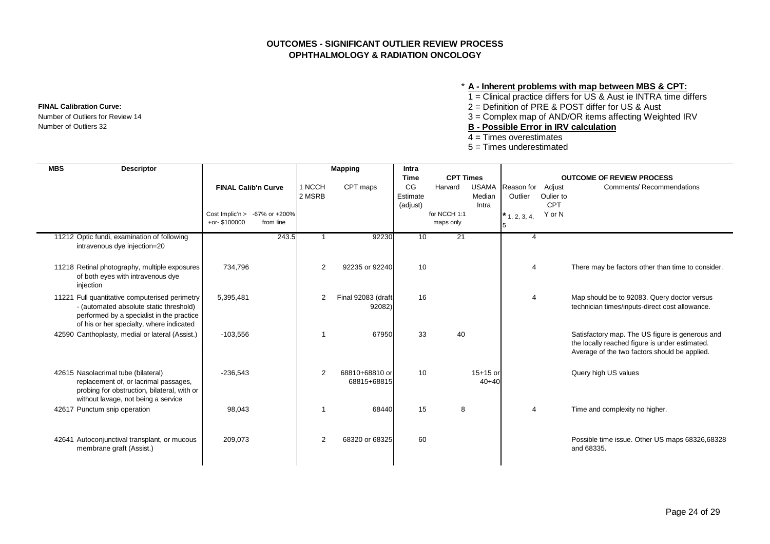## OUTCOMES - SIGNIFICANT OUTLIER REVIEW PROCESS
## OPHTHALMOLOGY & RADIATION ONCOLOGY

**FINAL Calibration Curve:**
Number of Outliers for Review 14
Number of Outliers 32

\* **A - Inherent problems with map between MBS & CPT:**
1 = Clinical practice differs for US & Aust ie INTRA time differs
2 = Definition of PRE & POST differ for US & Aust
3 = Complex map of AND/OR items affecting Weighted IRV
**B - Possible Error in IRV calculation**
4 = Times overestimates
5 = Times underestimated

| MBS | Descriptor | FINAL Calib'n Curve: Cost Implic'n > +or- $100000 | FINAL Calib'n Curve: -67% or +200% from line | Mapping: 1 NCCH 2 MSRB | Mapping: CPT maps | Intra Time: CG Estimate (adjust) | CPT Times: Harvard (for NCCH 1:1 maps only) | CPT Times: USAMA Median Intra | Reason for Outlier (* 1, 2, 3, 4, 5) | Adjust Oulier to CPT Y or N | Comments/ Recommendations |
|---|---|---|---|---|---|---|---|---|---|---|---|
| 11212 | Optic fundi, examination of following intravenous dye injection=20 | | 243.5 | 1 | 92230 | 10 | 21 | | 4 | | |
| 11218 | Retinal photography, multiple exposures of both eyes with intravenous dye injection | 734,796 | | 2 | 92235 or 92240 | 10 | | | 4 | | There may be factors other than time to consider. |
| 11221 | Full quantitative computerised perimetry - (automated absolute static threshold) performed by a specialist in the practice of his or her specialty, where indicated | 5,395,481 | | 2 | Final 92083 (draft 92082) | 16 | | | 4 | | Map should be to 92083. Query doctor versus technician times/inputs-direct cost allowance. |
| 42590 | Canthoplasty, medial or lateral (Assist.) | -103,556 | | 1 | 67950 | 33 | 40 | | | | Satisfactory map. The US figure is generous and the locally reached figure is under estimated. Average of the two factors should be applied. |
| 42615 | Nasolacrimal tube (bilateral) replacement of, or lacrimal passages, probing for obstruction, bilateral, with or without lavage, not being a service | -236,543 | | 2 | 68810+68810 or 68815+68815 | 10 | | 15+15 or 40+40 | | | Query high US values |
| 42617 | Punctum snip operation | 98,043 | | 1 | 68440 | 15 | 8 | | 4 | | Time and complexity no higher. |
| 42641 | Autoconjunctival transplant, or mucous membrane graft (Assist.) | 209,073 | | 2 | 68320 or 68325 | 60 | | | | | Possible time issue. Other US maps 68326,68328 and 68335. |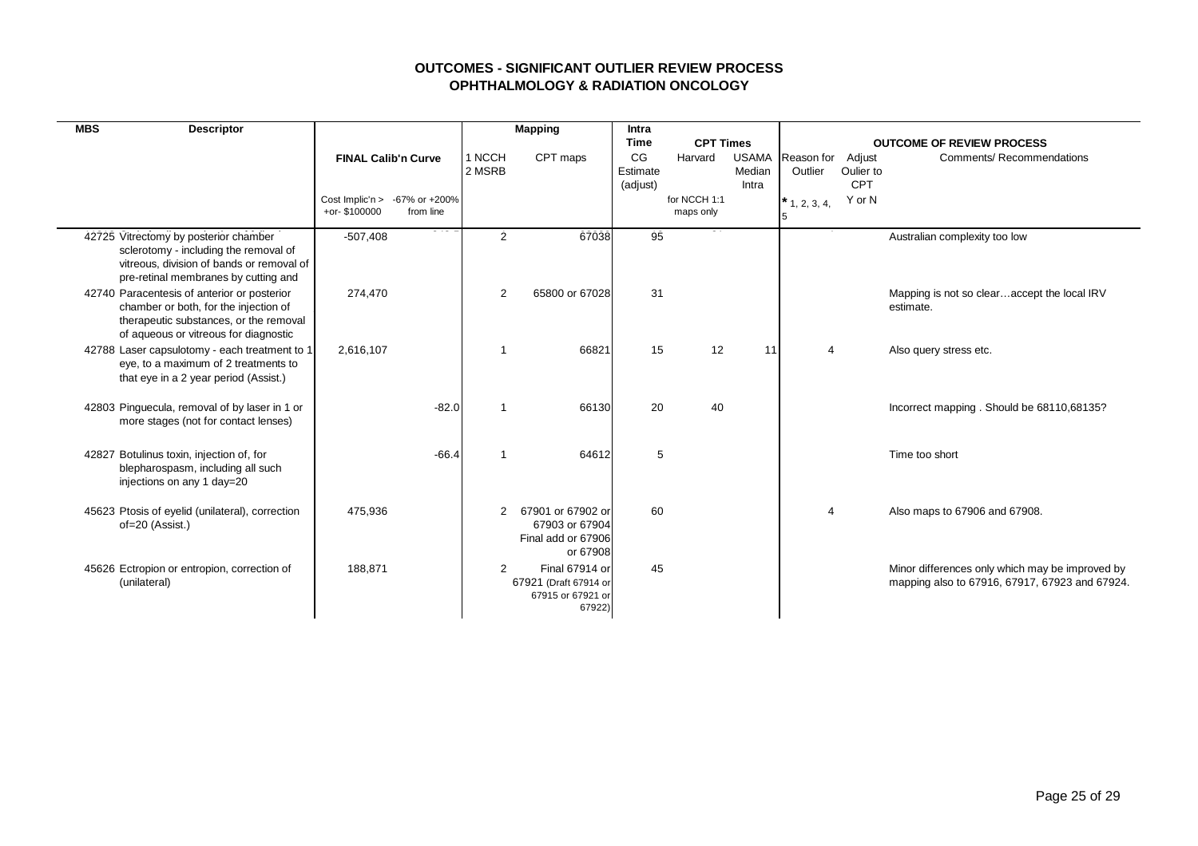# OUTCOMES - SIGNIFICANT OUTLIER REVIEW PROCESS
## OPHTHALMOLOGY & RADIATION ONCOLOGY

| MBS | Descriptor | FINAL Calib'n Curve: Cost Implic'n > +or- $100000 | FINAL Calib'n Curve: -67% or +200% from line | Mapping: 1 NCCH 2 MSRB | Mapping: CPT maps | Intra Time: CG Estimate (adjust) | CPT Times: Harvard (for NCCH 1:1 maps only) | CPT Times: USAMA Median Intra | OUTCOME OF REVIEW PROCESS: Reason for Outlier * 1, 2, 3, 4, 5 | Adjust Oulier to CPT Y or N | Comments/ Recommendations |
|---|---|---|---|---|---|---|---|---|---|---|---|
| 42725 | Vitrectomy by posterior chamber sclerotomy - including the removal of vitreous, division of bands or removal of pre-retinal membranes by cutting and | -507,408 | | 2 | 67038 | 95 | | | | | Australian complexity too low |
| 42740 | Paracentesis of anterior or posterior chamber or both, for the injection of therapeutic substances, or the removal of aqueous or vitreous for diagnostic | 274,470 | | 2 | 65800 or 67028 | 31 | | | | | Mapping is not so clear…accept the local IRV estimate. |
| 42788 | Laser capsulotomy - each treatment to 1 eye, to a maximum of 2 treatments to that eye in a 2 year period (Assist.) | 2,616,107 | | 1 | 66821 | 15 | 12 | 11 | 4 | | Also query stress etc. |
| 42803 | Pinguecula, removal of by laser in 1 or more stages (not for contact lenses) | | -82.0 | 1 | 66130 | 20 | 40 | | | | Incorrect mapping . Should be 68110,68135? |
| 42827 | Botulinus toxin, injection of, for blepharospasm, including all such injections on any 1 day=20 | | -66.4 | 1 | 64612 | 5 | | | | | Time too short |
| 45623 | Ptosis of eyelid (unilateral), correction of=20 (Assist.) | 475,936 | | 2 | 67901 or 67902 or 67903 or 67904 Final add or 67906 or 67908 | 60 | | | 4 | | Also maps to 67906 and 67908. |
| 45626 | Ectropion or entropion, correction of (unilateral) | 188,871 | | 2 | Final 67914 or 67921 (Draft 67914 or 67915 or 67921 or 67922) | 45 | | | | | Minor differences only which may be improved by mapping also to 67916, 67917, 67923 and 67924. |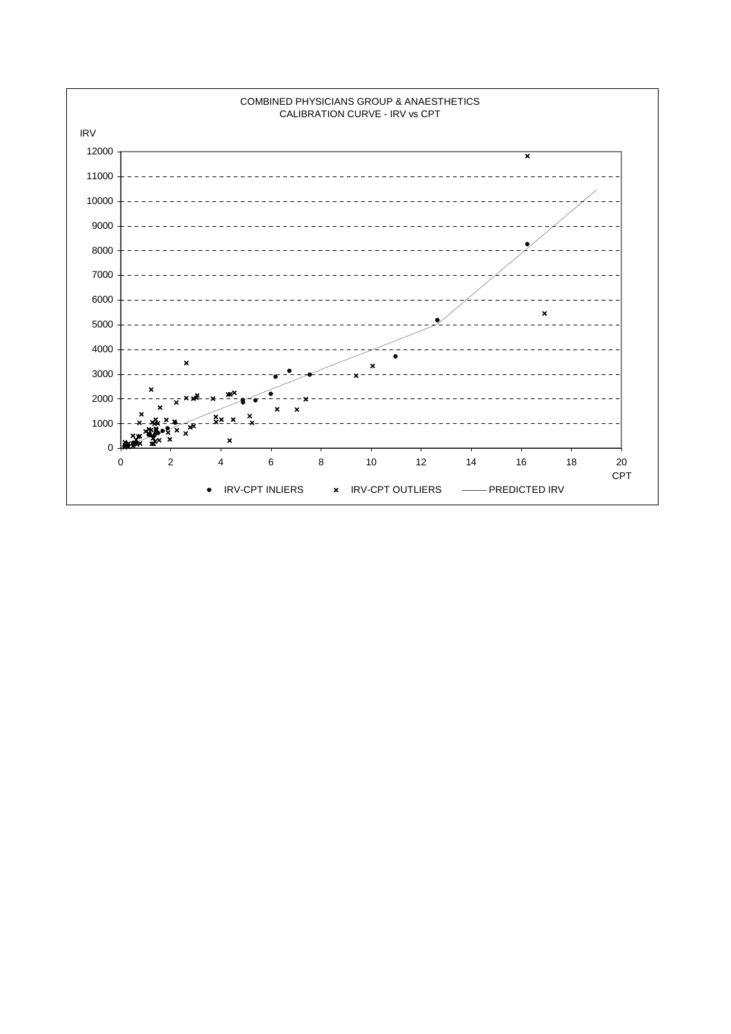COMBINED PHYSICIANS GROUP & ANAESTHETICS
CALIBRATION CURVE - IRV vs CPT

IRV

CPT

● IRV-CPT INLIERS × IRV-CPT OUTLIERS —— PREDICTED IRV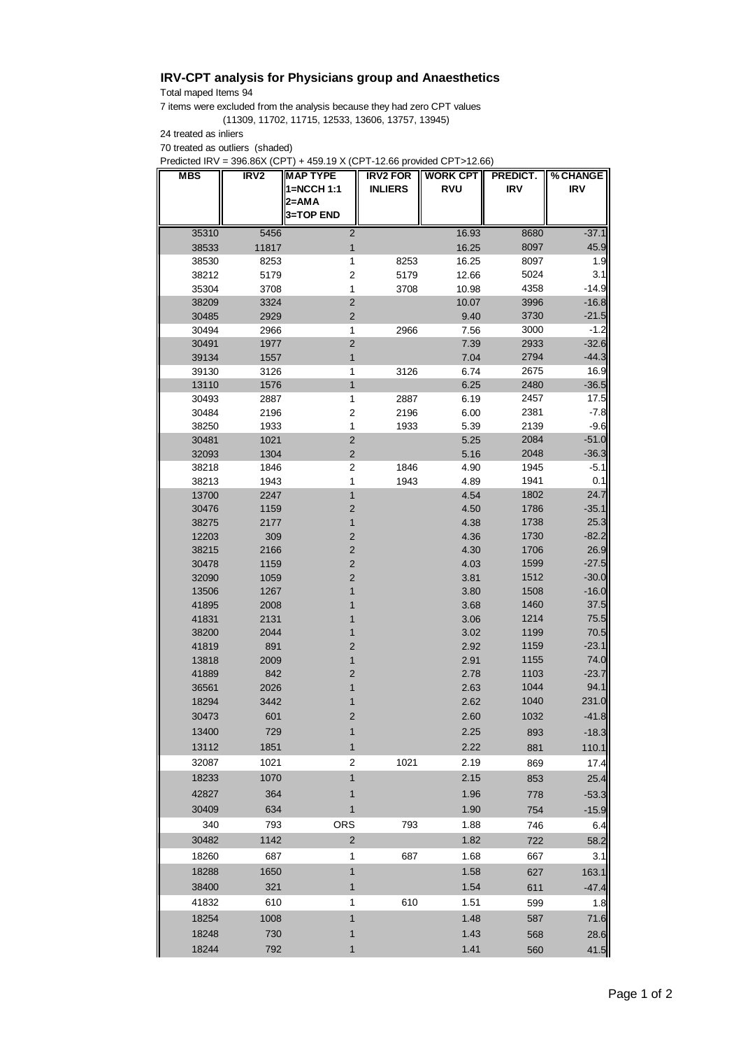## IRV-CPT analysis for Physicians group and Anaesthetics

Total maped Items 94

7 items were excluded from the analysis because they had zero CPT values

(11309, 11702, 11715, 12533, 13606, 13757, 13945)

24 treated as inliers

70 treated as outliers (shaded)

Predicted IRV = 396.86X (CPT) + 459.19 X (CPT-12.66 provided CPT>12.66)

| MBS | IRV2 | MAP TYPE 1=NCCH 1:1 2=AMA 3=TOP END | IRV2 FOR INLIERS | WORK CPT RVU | PREDICT. IRV | % CHANGE IRV |
|---|---|---|---|---|---|---|
| 35310 | 5456 | 2 | | 16.93 | 8680 | -37.1 |
| 38533 | 11817 | 1 | | 16.25 | 8097 | 45.9 |
| 38530 | 8253 | 1 | 8253 | 16.25 | 8097 | 1.9 |
| 38212 | 5179 | 2 | 5179 | 12.66 | 5024 | 3.1 |
| 35304 | 3708 | 1 | 3708 | 10.98 | 4358 | -14.9 |
| 38209 | 3324 | 2 | | 10.07 | 3996 | -16.8 |
| 30485 | 2929 | 2 | | 9.40 | 3730 | -21.5 |
| 30494 | 2966 | 1 | 2966 | 7.56 | 3000 | -1.2 |
| 30491 | 1977 | 2 | | 7.39 | 2933 | -32.6 |
| 39134 | 1557 | 1 | | 7.04 | 2794 | -44.3 |
| 39130 | 3126 | 1 | 3126 | 6.74 | 2675 | 16.9 |
| 13110 | 1576 | 1 | | 6.25 | 2480 | -36.5 |
| 30493 | 2887 | 1 | 2887 | 6.19 | 2457 | 17.5 |
| 30484 | 2196 | 2 | 2196 | 6.00 | 2381 | -7.8 |
| 38250 | 1933 | 1 | 1933 | 5.39 | 2139 | -9.6 |
| 30481 | 1021 | 2 | | 5.25 | 2084 | -51.0 |
| 32093 | 1304 | 2 | | 5.16 | 2048 | -36.3 |
| 38218 | 1846 | 2 | 1846 | 4.90 | 1945 | -5.1 |
| 38213 | 1943 | 1 | 1943 | 4.89 | 1941 | 0.1 |
| 13700 | 2247 | 1 | | 4.54 | 1802 | 24.7 |
| 30476 | 1159 | 2 | | 4.50 | 1786 | -35.1 |
| 38275 | 2177 | 1 | | 4.38 | 1738 | 25.3 |
| 12203 | 309 | 2 | | 4.36 | 1730 | -82.2 |
| 38215 | 2166 | 2 | | 4.30 | 1706 | 26.9 |
| 30478 | 1159 | 2 | | 4.03 | 1599 | -27.5 |
| 32090 | 1059 | 2 | | 3.81 | 1512 | -30.0 |
| 13506 | 1267 | 1 | | 3.80 | 1508 | -16.0 |
| 41895 | 2008 | 1 | | 3.68 | 1460 | 37.5 |
| 41831 | 2131 | 1 | | 3.06 | 1214 | 75.5 |
| 38200 | 2044 | 1 | | 3.02 | 1199 | 70.5 |
| 41819 | 891 | 2 | | 2.92 | 1159 | -23.1 |
| 13818 | 2009 | 1 | | 2.91 | 1155 | 74.0 |
| 41889 | 842 | 2 | | 2.78 | 1103 | -23.7 |
| 36561 | 2026 | 1 | | 2.63 | 1044 | 94.1 |
| 18294 | 3442 | 1 | | 2.62 | 1040 | 231.0 |
| 30473 | 601 | 2 | | 2.60 | 1032 | -41.8 |
| 13400 | 729 | 1 | | 2.25 | 893 | -18.3 |
| 13112 | 1851 | 1 | | 2.22 | 881 | 110.1 |
| 32087 | 1021 | 2 | 1021 | 2.19 | 869 | 17.4 |
| 18233 | 1070 | 1 | | 2.15 | 853 | 25.4 |
| 42827 | 364 | 1 | | 1.96 | 778 | -53.3 |
| 30409 | 634 | 1 | | 1.90 | 754 | -15.9 |
| 340 | 793 | ORS | 793 | 1.88 | 746 | 6.4 |
| 30482 | 1142 | 2 | | 1.82 | 722 | 58.2 |
| 18260 | 687 | 1 | 687 | 1.68 | 667 | 3.1 |
| 18288 | 1650 | 1 | | 1.58 | 627 | 163.1 |
| 38400 | 321 | 1 | | 1.54 | 611 | -47.4 |
| 41832 | 610 | 1 | 610 | 1.51 | 599 | 1.8 |
| 18254 | 1008 | 1 | | 1.48 | 587 | 71.6 |
| 18248 | 730 | 1 | | 1.43 | 568 | 28.6 |
| 18244 | 792 | 1 | | 1.41 | 560 | 41.5 |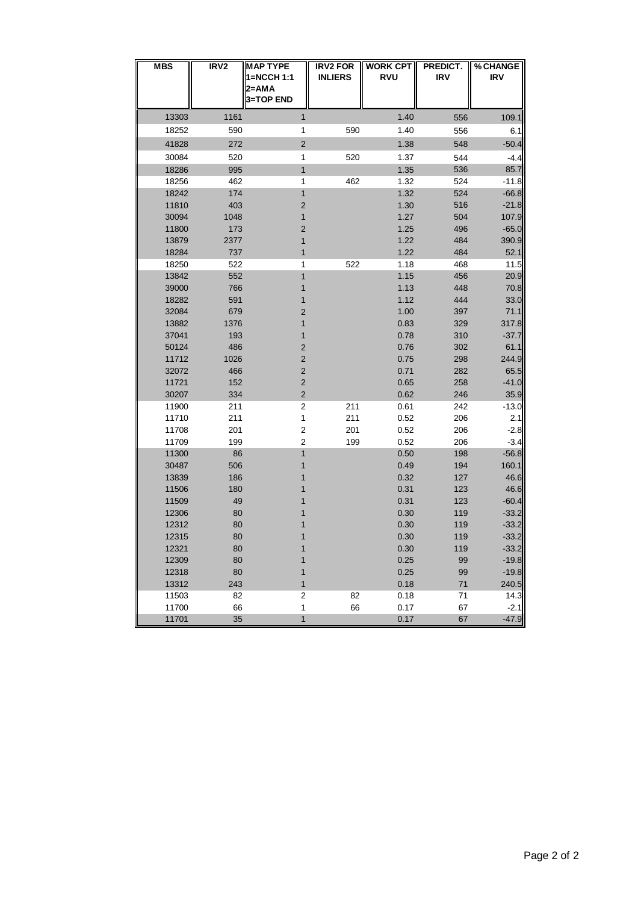| MBS | IRV2 | MAP TYPE 1=NCCH 1:1 2=AMA 3=TOP END | IRV2 FOR INLIERS | WORK CPT RVU | PREDICT. IRV | % CHANGE IRV |
|---|---|---|---|---|---|---|
| 13303 | 1161 | 1 | | 1.40 | 556 | 109.1 |
| 18252 | 590 | 1 | 590 | 1.40 | 556 | 6.1 |
| 41828 | 272 | 2 | | 1.38 | 548 | -50.4 |
| 30084 | 520 | 1 | 520 | 1.37 | 544 | -4.4 |
| 18286 | 995 | 1 | | 1.35 | 536 | 85.7 |
| 18256 | 462 | 1 | 462 | 1.32 | 524 | -11.8 |
| 18242 | 174 | 1 | | 1.32 | 524 | -66.8 |
| 11810 | 403 | 2 | | 1.30 | 516 | -21.8 |
| 30094 | 1048 | 1 | | 1.27 | 504 | 107.9 |
| 11800 | 173 | 2 | | 1.25 | 496 | -65.0 |
| 13879 | 2377 | 1 | | 1.22 | 484 | 390.9 |
| 18284 | 737 | 1 | | 1.22 | 484 | 52.1 |
| 18250 | 522 | 1 | 522 | 1.18 | 468 | 11.5 |
| 13842 | 552 | 1 | | 1.15 | 456 | 20.9 |
| 39000 | 766 | 1 | | 1.13 | 448 | 70.8 |
| 18282 | 591 | 1 | | 1.12 | 444 | 33.0 |
| 32084 | 679 | 2 | | 1.00 | 397 | 71.1 |
| 13882 | 1376 | 1 | | 0.83 | 329 | 317.8 |
| 37041 | 193 | 1 | | 0.78 | 310 | -37.7 |
| 50124 | 486 | 2 | | 0.76 | 302 | 61.1 |
| 11712 | 1026 | 2 | | 0.75 | 298 | 244.9 |
| 32072 | 466 | 2 | | 0.71 | 282 | 65.5 |
| 11721 | 152 | 2 | | 0.65 | 258 | -41.0 |
| 30207 | 334 | 2 | | 0.62 | 246 | 35.9 |
| 11900 | 211 | 2 | 211 | 0.61 | 242 | -13.0 |
| 11710 | 211 | 1 | 211 | 0.52 | 206 | 2.1 |
| 11708 | 201 | 2 | 201 | 0.52 | 206 | -2.8 |
| 11709 | 199 | 2 | 199 | 0.52 | 206 | -3.4 |
| 11300 | 86 | 1 | | 0.50 | 198 | -56.8 |
| 30487 | 506 | 1 | | 0.49 | 194 | 160.1 |
| 13839 | 186 | 1 | | 0.32 | 127 | 46.6 |
| 11506 | 180 | 1 | | 0.31 | 123 | 46.6 |
| 11509 | 49 | 1 | | 0.31 | 123 | -60.4 |
| 12306 | 80 | 1 | | 0.30 | 119 | -33.2 |
| 12312 | 80 | 1 | | 0.30 | 119 | -33.2 |
| 12315 | 80 | 1 | | 0.30 | 119 | -33.2 |
| 12321 | 80 | 1 | | 0.30 | 119 | -33.2 |
| 12309 | 80 | 1 | | 0.25 | 99 | -19.8 |
| 12318 | 80 | 1 | | 0.25 | 99 | -19.8 |
| 13312 | 243 | 1 | | 0.18 | 71 | 240.5 |
| 11503 | 82 | 2 | 82 | 0.18 | 71 | 14.3 |
| 11700 | 66 | 1 | 66 | 0.17 | 67 | -2.1 |
| 11701 | 35 | 1 | | 0.17 | 67 | -47.9 |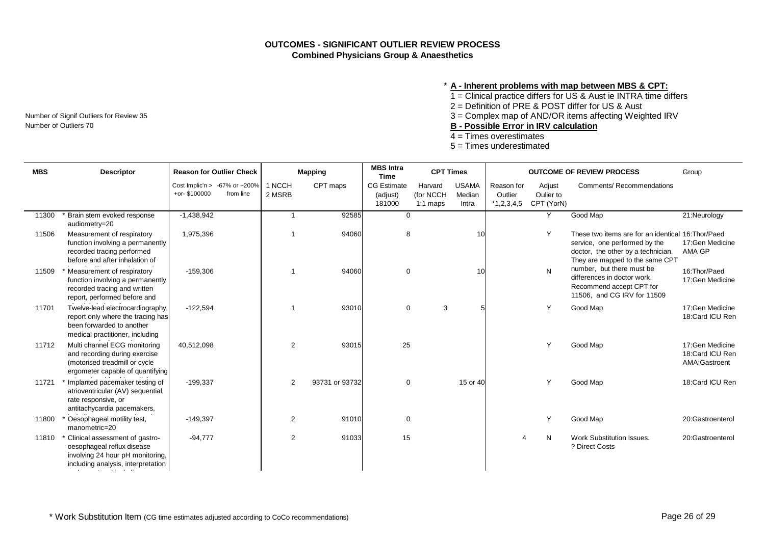## OUTCOMES - SIGNIFICANT OUTLIER REVIEW PROCESS
### Combined Physicians Group & Anaesthetics

Number of Signif Outliers for Review 35
Number of Outliers 70

\* **A - Inherent problems with map between MBS & CPT:**
1 = Clinical practice differs for US & Aust ie INTRA time differs
2 = Definition of PRE & POST differ for US & Aust
3 = Complex map of AND/OR items affecting Weighted IRV
**B - Possible Error in IRV calculation**
4 = Times overestimates
5 = Times underestimated

| MBS | Descriptor | Reason for Outlier Check | | Mapping | | MBS Intra Time | CPT Times | | OUTCOME OF REVIEW PROCESS | | | Group |
|---|---|---|---|---|---|---|---|---|---|---|---|---|
| | | Cost Implic'n > +or- $100000 | -67% or +200% from line | 1 NCCH 2 MSRB | CPT maps | CG Estimate (adjust) 181000 | Harvard (for NCCH 1:1 maps | USAMA Median Intra | Reason for Outlier *1,2,3,4,5 | Adjust Oulier to CPT (YorN) | Comments/ Recommendations | |
| 11300 | * Brain stem evoked response audiometry=20 | -1,438,942 | | 1 | 92585 | 0 | | | | Y | Good Map | 21:Neurology |
| 11506 | Measurement of respiratory function involving a permanently recorded tracing performed before and after inhalation of | 1,975,396 | | 1 | 94060 | 8 | | 10 | | Y | These two items are for an identical service, one performed by the doctor, the other by a technician. They are mapped to the same CPT number, but there must be differences in doctor work. Recommend accept CPT for 11506, and CG IRV for 11509 | 16:Thor/Paed 17:Gen Medicine AMA GP |
| 11509 | * Measurement of respiratory function involving a permanently recorded tracing and written report, performed before and | -159,306 | | 1 | 94060 | 0 | | 10 | | N | | 16:Thor/Paed 17:Gen Medicine |
| 11701 | Twelve-lead electrocardiography, report only where the tracing has been forwarded to another medical practitioner, including | -122,594 | | 1 | 93010 | 0 | 3 | 5 | | Y | Good Map | 17:Gen Medicine 18:Card ICU Ren |
| 11712 | Multi channel ECG monitoring and recording during exercise (motorised treadmill or cycle ergometer capable of quantifying | 40,512,098 | | 2 | 93015 | 25 | | | | Y | Good Map | 17:Gen Medicine 18:Card ICU Ren AMA:Gastroent |
| 11721 | * Implanted pacemaker testing of atrioventricular (AV) sequential, rate responsive, or antitachycardia pacemakers, | -199,337 | | 2 | 93731 or 93732 | 0 | | 15 or 40 | | Y | Good Map | 18:Card ICU Ren |
| 11800 | * Oesophageal motility test, manometric=20 | -149,397 | | 2 | 91010 | 0 | | | | Y | Good Map | 20:Gastroenterol |
| 11810 | * Clinical assessment of gastro-oesophageal reflux disease involving 24 hour pH monitoring, including analysis, interpretation | -94,777 | | 2 | 91033 | 15 | | | 4 | N | Work Substitution Issues. ? Direct Costs | 20:Gastroenterol |

\* Work Substitution Item (CG time estimates adjusted according to CoCo recommendations)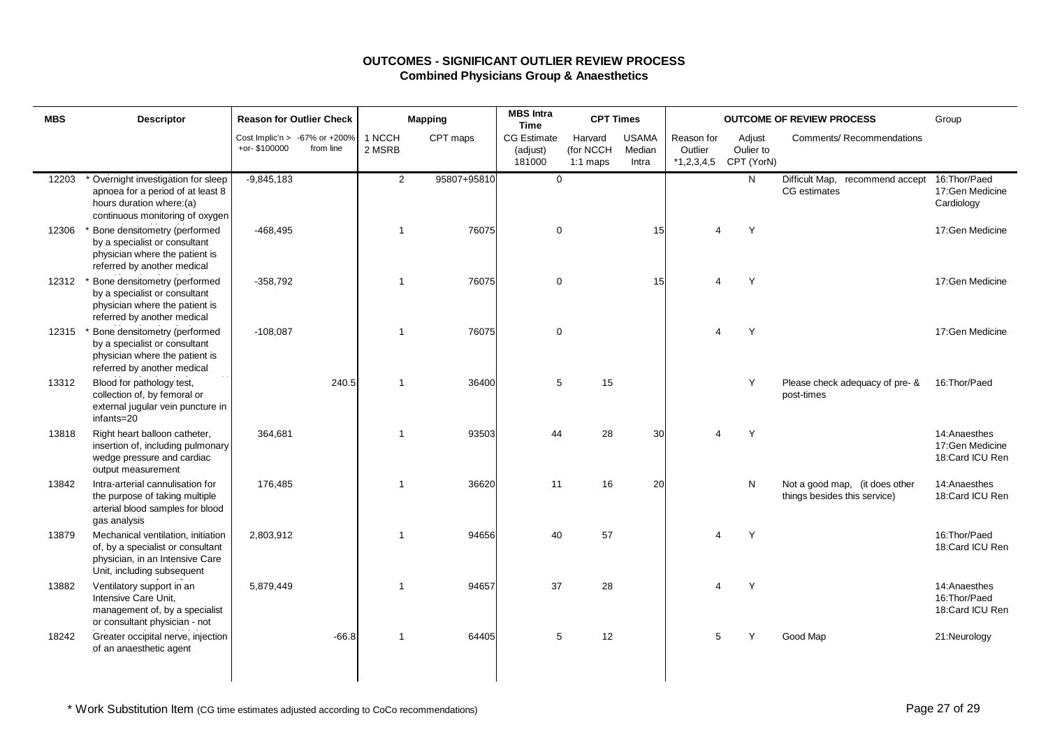# OUTCOMES - SIGNIFICANT OUTLIER REVIEW PROCESS
## Combined Physicians Group & Anaesthetics

| MBS | Descriptor | Reason for Outlier Check | | Mapping | | MBS Intra Time | CPT Times | | OUTCOME OF REVIEW PROCESS | | | Group |
|---|---|---|---|---|---|---|---|---|---|---|---|---|
| | | Cost Implic'n > +or- $100000 | -67% or +200% from line | 1 NCCH 2 MSRB | CPT maps | CG Estimate (adjust) 181000 | Harvard (for NCCH 1:1 maps | USAMA Median Intra | Reason for Outlier *1,2,3,4,5 | Adjust Oulier to CPT (YorN) | Comments/ Recommendations | |
| 12203 | * Overnight investigation for sleep apnoea for a period of at least 8 hours duration where:(a) continuous monitoring of oxygen | -9,845,183 | | 2 | 95807+95810 | 0 | | | | N | Difficult Map, recommend accept CG estimates | 16:Thor/Paed 17:Gen Medicine Cardiology |
| 12306 | * Bone densitometry (performed by a specialist or consultant physician where the patient is referred by another medical | -468,495 | | 1 | 76075 | 0 | | 15 | 4 | Y | | 17:Gen Medicine |
| 12312 | * Bone densitometry (performed by a specialist or consultant physician where the patient is referred by another medical | -358,792 | | 1 | 76075 | 0 | | 15 | 4 | Y | | 17:Gen Medicine |
| 12315 | * Bone densitometry (performed by a specialist or consultant physician where the patient is referred by another medical | -108,087 | | 1 | 76075 | 0 | | | 4 | Y | | 17:Gen Medicine |
| 13312 | Blood for pathology test, collection of, by femoral or external jugular vein puncture in infants=20 | | 240.5 | 1 | 36400 | 5 | 15 | | | Y | Please check adequacy of pre- & post-times | 16:Thor/Paed |
| 13818 | Right heart balloon catheter, insertion of, including pulmonary wedge pressure and cardiac output measurement | 364,681 | | 1 | 93503 | 44 | 28 | 30 | 4 | Y | | 14:Anaesthes 17:Gen Medicine 18:Card ICU Ren |
| 13842 | Intra-arterial cannulisation for the purpose of taking multiple arterial blood samples for blood gas analysis | 176,485 | | 1 | 36620 | 11 | 16 | 20 | | N | Not a good map, (it does other things besides this service) | 14:Anaesthes 18:Card ICU Ren |
| 13879 | Mechanical ventilation, initiation of, by a specialist or consultant physician, in an Intensive Care Unit, including subsequent | 2,803,912 | | 1 | 94656 | 40 | 57 | | 4 | Y | | 16:Thor/Paed 18:Card ICU Ren |
| 13882 | Ventilatory support in an Intensive Care Unit, management of, by a specialist or consultant physician - not | 5,879,449 | | 1 | 94657 | 37 | 28 | | 4 | Y | | 14:Anaesthes 16:Thor/Paed 18:Card ICU Ren |
| 18242 | Greater occipital nerve, injection of an anaesthetic agent | | -66.8 | 1 | 64405 | 5 | 12 | | 5 | Y | Good Map | 21:Neurology |

* Work Substitution Item (CG time estimates adjusted according to CoCo recommendations)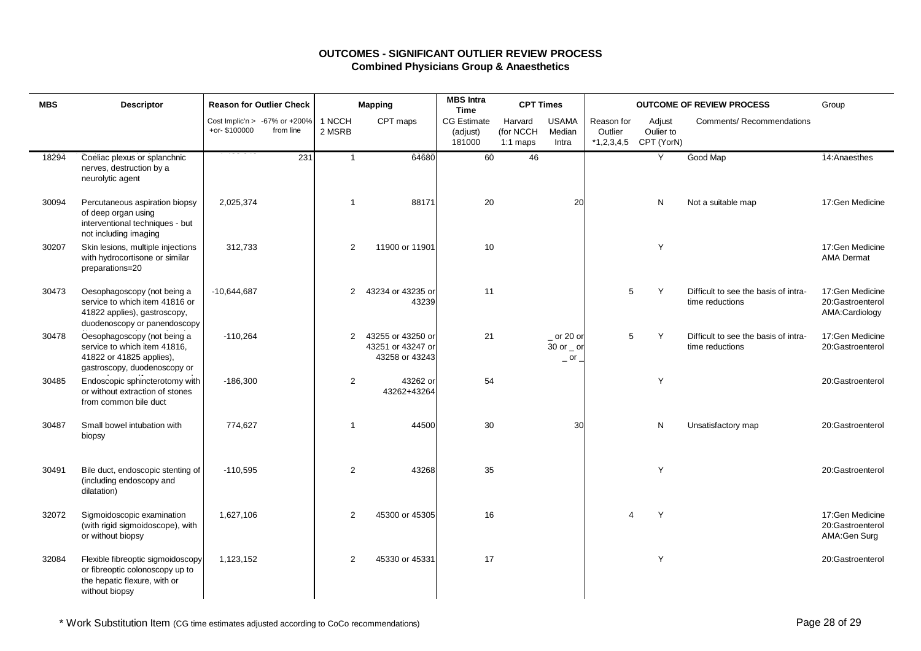# OUTCOMES - SIGNIFICANT OUTLIER REVIEW PROCESS
## Combined Physicians Group & Anaesthetics

| MBS | Descriptor | Reason for Outlier Check | | Mapping | | MBS Intra Time | CPT Times | | OUTCOME OF REVIEW PROCESS | | | Group |
|---|---|---|---|---|---|---|---|---|---|---|---|---|
| | | Cost Implic'n > +or- $100000 | -67% or +200% from line | 1 NCCH 2 MSRB | CPT maps | CG Estimate (adjust) 181000 | Harvard (for NCCH 1:1 maps | USAMA Median Intra | Reason for Outlier *1,2,3,4,5 | Adjust Oulier to CPT (YorN) | Comments/ Recommendations | |
| 18294 | Coeliac plexus or splanchnic nerves, destruction by a neurolytic agent | | 231 | 1 | 64680 | 60 | 46 | | | Y | Good Map | 14:Anaesthes |
| 30094 | Percutaneous aspiration biopsy of deep organ using interventional techniques - but not including imaging | 2,025,374 | | 1 | 88171 | 20 | | 20 | | N | Not a suitable map | 17:Gen Medicine |
| 30207 | Skin lesions, multiple injections with hydrocortisone or similar preparations=20 | 312,733 | | 2 | 11900 or 11901 | 10 | | | | Y | | 17:Gen Medicine AMA Dermat |
| 30473 | Oesophagoscopy (not being a service to which item 41816 or 41822 applies), gastroscopy, duodenoscopy or panendoscopy | -10,644,687 | | 2 | 43234 or 43235 or 43239 | 11 | | | 5 | Y | Difficult to see the basis of intra-time reductions | 17:Gen Medicine 20:Gastroenterol AMA:Cardiology |
| 30478 | Oesophagoscopy (not being a service to which item 41816, 41822 or 41825 applies), gastroscopy, duodenoscopy or | -110,264 | | 2 | 43255 or 43250 or 43251 or 43247 or 43258 or 43243 | 21 | | _ or 20 or 30 or _ or _ or _ | 5 | Y | Difficult to see the basis of intra-time reductions | 17:Gen Medicine 20:Gastroenterol |
| 30485 | Endoscopic sphincterotomy with or without extraction of stones from common bile duct | -186,300 | | 2 | 43262 or 43262+43264 | 54 | | | | Y | | 20:Gastroenterol |
| 30487 | Small bowel intubation with biopsy | 774,627 | | 1 | 44500 | 30 | | 30 | | N | Unsatisfactory map | 20:Gastroenterol |
| 30491 | Bile duct, endoscopic stenting of (including endoscopy and dilatation) | -110,595 | | 2 | 43268 | 35 | | | | Y | | 20:Gastroenterol |
| 32072 | Sigmoidoscopic examination (with rigid sigmoidoscope), with or without biopsy | 1,627,106 | | 2 | 45300 or 45305 | 16 | | | 4 | Y | | 17:Gen Medicine 20:Gastroenterol AMA:Gen Surg |
| 32084 | Flexible fibreoptic sigmoidoscopy or fibreoptic colonoscopy up to the hepatic flexure, with or without biopsy | 1,123,152 | | 2 | 45330 or 45331 | 17 | | | | Y | | 20:Gastroenterol |

\* Work Substitution Item (CG time estimates adjusted according to CoCo recommendations)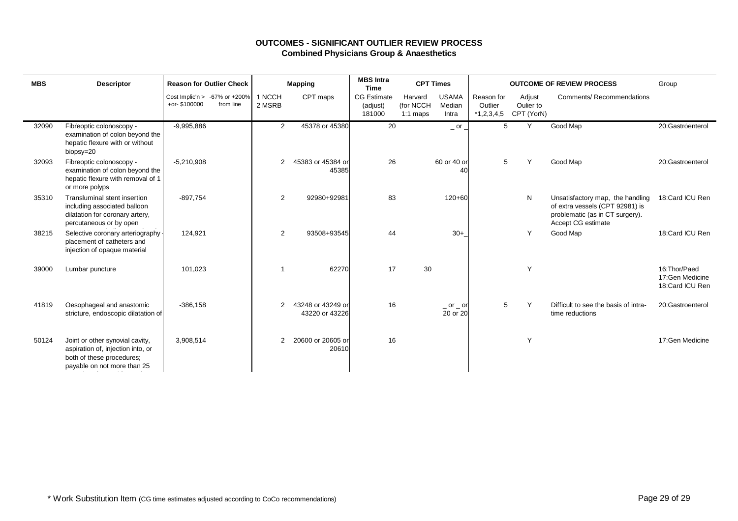# OUTCOMES - SIGNIFICANT OUTLIER REVIEW PROCESS
## Combined Physicians Group & Anaesthetics

| MBS | Descriptor | Reason for Outlier Check | | Mapping | | MBS Intra Time | CPT Times | | OUTCOME OF REVIEW PROCESS | | | Group |
|---|---|---|---|---|---|---|---|---|---|---|---|---|
| | | Cost Implic'n > +or- $100000 | -67% or +200% from line | 1 NCCH 2 MSRB | CPT maps | CG Estimate (adjust) 181000 | Harvard (for NCCH 1:1 maps | USAMA Median Intra | Reason for Outlier *1,2,3,4,5 | Adjust Oulier to CPT (YorN) | Comments/ Recommendations | |
| 32090 | Fibreoptic colonoscopy - examination of colon beyond the hepatic flexure with or without biopsy=20 | -9,995,886 | | 2 | 45378 or 45380 | 20 | | _ or _ | 5 | Y | Good Map | 20:Gastroenterol |
| 32093 | Fibreoptic colonoscopy - examination of colon beyond the hepatic flexure with removal of 1 or more polyps | -5,210,908 | | 2 | 45383 or 45384 or 45385 | 26 | | 60 or 40 or 40 | 5 | Y | Good Map | 20:Gastroenterol |
| 35310 | Transluminal stent insertion including associated balloon dilatation for coronary artery, percutaneous or by open | -897,754 | | 2 | 92980+92981 | 83 | | 120+60 | | N | Unsatisfactory map, the handling of extra vessels (CPT 92981) is problematic (as in CT surgery). Accept CG estimate | 18:Card ICU Ren |
| 38215 | Selective coronary arteriography - placement of catheters and injection of opaque material | 124,921 | | 2 | 93508+93545 | 44 | | 30+_ | | Y | Good Map | 18:Card ICU Ren |
| 39000 | Lumbar puncture | 101,023 | | 1 | 62270 | 17 | 30 | | | Y | | 16:Thor/Paed 17:Gen Medicine 18:Card ICU Ren |
| 41819 | Oesophageal and anastomic stricture, endoscopic dilatation of | -386,158 | | 2 | 43248 or 43249 or 43220 or 43226 | 16 | | _ or _ or 20 or 20 | 5 | Y | Difficult to see the basis of intra-time reductions | 20:Gastroenterol |
| 50124 | Joint or other synovial cavity, aspiration of, injection into, or both of these procedures; payable on not more than 25 | 3,908,514 | | 2 | 20600 or 20605 or 20610 | 16 | | | | Y | | 17:Gen Medicine |

\* Work Substitution Item (CG time estimates adjusted according to CoCo recommendations)